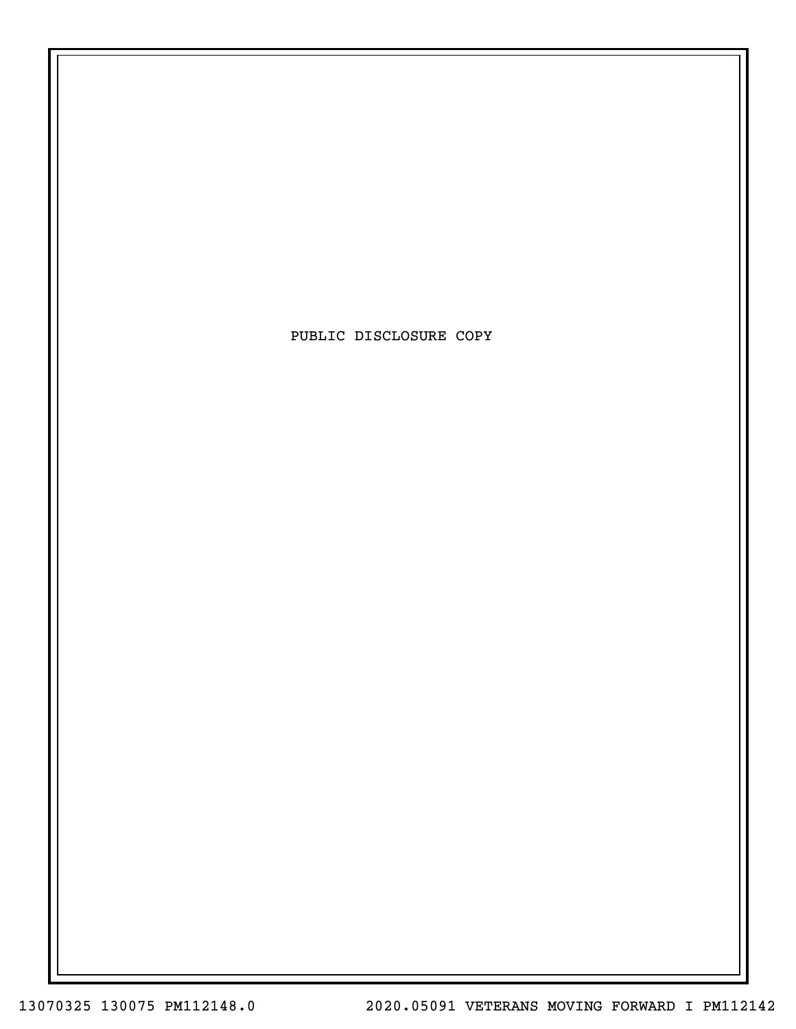PUBLIC DISCLOSURE COPY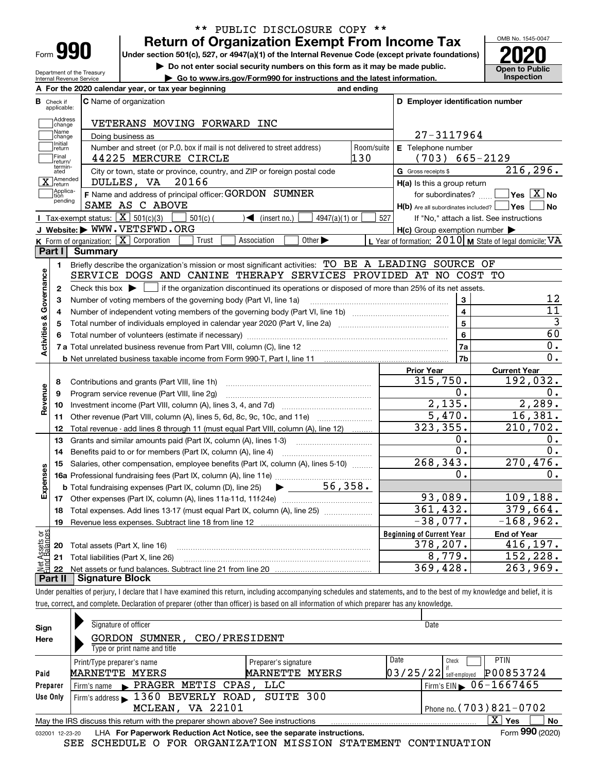\*\* PUBLIC DISCLOSURE COPY \*\*

# Form 990 — Return of Organization Exempt From Income Tax (2020)

Under section 501(c), 527, or 4947(a)(1) of the Internal Revenue Code (except private foundations)

▶ Do not enter social security numbers on this form as it may be made public.

▶ Go to www.irs.gov/Form990 for instructions and the latest information.

Department of the Treasury, Internal Revenue Service

OMB No. 1545-0047 — **Open to Public Inspection**

**A** For the 2020 calendar year, or tax year beginning and ending

**B** Check if applicable: Address change; Name change; Initial return; Final return/terminated; [X] Amended return; Application pending

**C** Name of organization: VETERANS MOVING FORWARD INC

Doing business as

Number and street (or P.O. box if mail is not delivered to street address): 44225 MERCURE CIRCLE — Room/suite: 130

City or town, state or province, country, and ZIP or foreign postal code: DULLES, VA 20166

**D** Employer identification number: 27-3117964

**E** Telephone number: (703) 665-2129

**G** Gross receipts $ 216,296.

**F** Name and address of principal officer: GORDON SUMNER, SAME AS C ABOVE

**H(a)** Is this a group return for subordinates? Yes [ ] No [X]

**H(b)** Are all subordinates included? Yes [ ] No [ ] If "No," attach a list. See instructions

**H(c)** Group exemption number ▶

**I** Tax-exempt status: [X] 501(c)(3) [ ] 501(c) ( ) ◀ (insert no.) [ ] 4947(a)(1) or [ ] 527

**J** Website: ▶ WWW.VETSFWD.ORG

**K** Form of organization: [X] Corporation [ ] Trust [ ] Association [ ] Other ▶

**L** Year of formation: 2010 **M** State of legal domicile: VA

## Part I Summary

**Activities & Governance**

1. Briefly describe the organization's mission or most significant activities: TO BE A LEADING SOURCE OF SERVICE DOGS AND CANINE THERAPY SERVICES PROVIDED AT NO COST TO
2. Check this box ▶ [ ] if the organization discontinued its operations or disposed of more than 25% of its net assets.

| Line | Description | No. | Value |
|---|---|---|---|
| 3 | Number of voting members of the governing body (Part VI, line 1a) | 3 | 12 |
| 4 | Number of independent voting members of the governing body (Part VI, line 1b) | 4 | 11 |
| 5 | Total number of individuals employed in calendar year 2020 (Part V, line 2a) | 5 | 3 |
| 6 | Total number of volunteers (estimate if necessary) | 6 | 60 |
| 7a | Total unrelated business revenue from Part VIII, column (C), line 12 | 7a | 0. |
| 7b | Net unrelated business taxable income from Form 990-T, Part I, line 11 | 7b | 0. |

| Line | Description | Prior Year | Current Year |
|---|---|---|---|
| **Revenue** | | | |
| 8 | Contributions and grants (Part VIII, line 1h) | 315,750. | 192,032. |
| 9 | Program service revenue (Part VIII, line 2g) | 0. | 0. |
| 10 | Investment income (Part VIII, column (A), lines 3, 4, and 7d) | 2,135. | 2,289. |
| 11 | Other revenue (Part VIII, column (A), lines 5, 6d, 8c, 9c, 10c, and 11e) | 5,470. | 16,381. |
| 12 | Total revenue - add lines 8 through 11 (must equal Part VIII, column (A), line 12) | 323,355. | 210,702. |
| **Expenses** | | | |
| 13 | Grants and similar amounts paid (Part IX, column (A), lines 1-3) | 0. | 0. |
| 14 | Benefits paid to or for members (Part IX, column (A), line 4) | 0. | 0. |
| 15 | Salaries, other compensation, employee benefits (Part IX, column (A), lines 5-10) | 268,343. | 270,476. |
| 16a | Professional fundraising fees (Part IX, column (A), line 11e) | 0. | 0. |
| b | Total fundraising expenses (Part IX, column (D), line 25) ▶ 56,358. | | |
| 17 | Other expenses (Part IX, column (A), lines 11a-11d, 11f-24e) | 93,089. | 109,188. |
| 18 | Total expenses. Add lines 13-17 (must equal Part IX, column (A), line 25) | 361,432. | 379,664. |
| 19 | Revenue less expenses. Subtract line 18 from line 12 | -38,077. | -168,962. |
| **Net Assets or Fund Balances** | | **Beginning of Current Year** | **End of Year** |
| 20 | Total assets (Part X, line 16) | 378,207. | 416,197. |
| 21 | Total liabilities (Part X, line 26) | 8,779. | 152,228. |
| 22 | Net assets or fund balances. Subtract line 21 from line 20 | 369,428. | 263,969. |

## Part II Signature Block

Under penalties of perjury, I declare that I have examined this return, including accompanying schedules and statements, and to the best of my knowledge and belief, it is true, correct, and complete. Declaration of preparer (other than officer) is based on all information of which preparer has any knowledge.

**Sign Here**

Signature of officer — Date

GORDON SUMNER, CEO/PRESIDENT

Type or print name and title

**Paid Preparer Use Only**

| Print/Type preparer's name | Preparer's signature | Date | Check if self-employed | PTIN |
|---|---|---|---|---|
| MARNETTE MYERS | MARNETTE MYERS | 03/25/22 | [ ] | P00853724 |

Firm's name ▶ PRAGER METIS CPAS, LLC — Firm's EIN ▶ 06-1667465

Firm's address ▶ 1360 BEVERLY ROAD, SUITE 300, MCLEAN, VA 22101 — Phone no. (703)821-0702

May the IRS discuss this return with the preparer shown above? See instructions [X] Yes [ ] No

032001 12-23-20 LHA For Paperwork Reduction Act Notice, see the separate instructions. Form **990** (2020)

SEE SCHEDULE O FOR ORGANIZATION MISSION STATEMENT CONTINUATION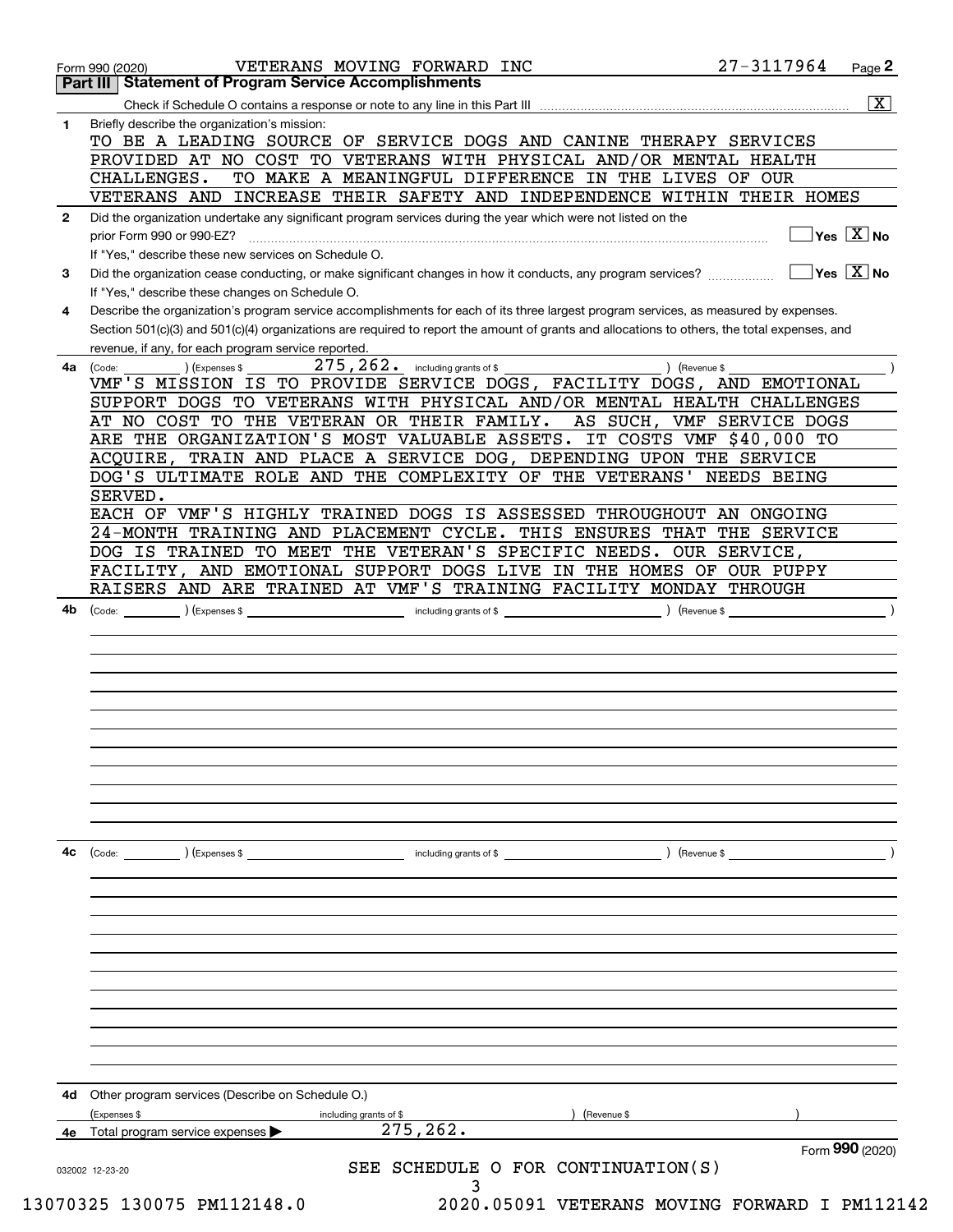Form 990 (2020) VETERANS MOVING FORWARD INC 27-3117964

## Part III Statement of Program Service Accomplishments

Check if Schedule O contains a response or note to any line in this Part III .......... [X]

**1** Briefly describe the organization's mission:

TO BE A LEADING SOURCE OF SERVICE DOGS AND CANINE THERAPY SERVICES PROVIDED AT NO COST TO VETERANS WITH PHYSICAL AND/OR MENTAL HEALTH CHALLENGES. TO MAKE A MEANINGFUL DIFFERENCE IN THE LIVES OF OUR VETERANS AND INCREASE THEIR SAFETY AND INDEPENDENCE WITHIN THEIR HOMES

**2** Did the organization undertake any significant program services during the year which were not listed on the prior Form 990 or 990-EZ? .......... [ ] Yes [X] No

If "Yes," describe these new services on Schedule O.

**3** Did the organization cease conducting, or make significant changes in how it conducts, any program services? .......... [ ] Yes [X] No

If "Yes," describe these changes on Schedule O.

**4** Describe the organization's program service accomplishments for each of its three largest program services, as measured by expenses. Section 501(c)(3) and 501(c)(4) organizations are required to report the amount of grants and allocations to others, the total expenses, and revenue, if any, for each program service reported.

**4a** (Code: ) (Expenses $ 275,262. including grants of $ ) (Revenue $ )

VMF'S MISSION IS TO PROVIDE SERVICE DOGS, FACILITY DOGS, AND EMOTIONAL SUPPORT DOGS TO VETERANS WITH PHYSICAL AND/OR MENTAL HEALTH CHALLENGES AT NO COST TO THE VETERAN OR THEIR FAMILY. AS SUCH, VMF SERVICE DOGS ARE THE ORGANIZATION'S MOST VALUABLE ASSETS. IT COSTS VMF $40,000 TO ACQUIRE, TRAIN AND PLACE A SERVICE DOG, DEPENDING UPON THE SERVICE DOG'S ULTIMATE ROLE AND THE COMPLEXITY OF THE VETERANS' NEEDS BEING SERVED.

EACH OF VMF'S HIGHLY TRAINED DOGS IS ASSESSED THROUGHOUT AN ONGOING 24-MONTH TRAINING AND PLACEMENT CYCLE. THIS ENSURES THAT THE SERVICE DOG IS TRAINED TO MEET THE VETERAN'S SPECIFIC NEEDS. OUR SERVICE, FACILITY, AND EMOTIONAL SUPPORT DOGS LIVE IN THE HOMES OF OUR PUPPY RAISERS AND ARE TRAINED AT VMF'S TRAINING FACILITY MONDAY THROUGH

**4b** (Code: ) (Expenses $ including grants of $ ) (Revenue $ )

**4c** (Code: ) (Expenses $ including grants of $ ) (Revenue $ )

**4d** Other program services (Describe on Schedule O.)

(Expenses $ including grants of $ ) (Revenue $ )

**4e** Total program service expenses ▶ 275,262.

Form **990** (2020)

SEE SCHEDULE O FOR CONTINUATION(S)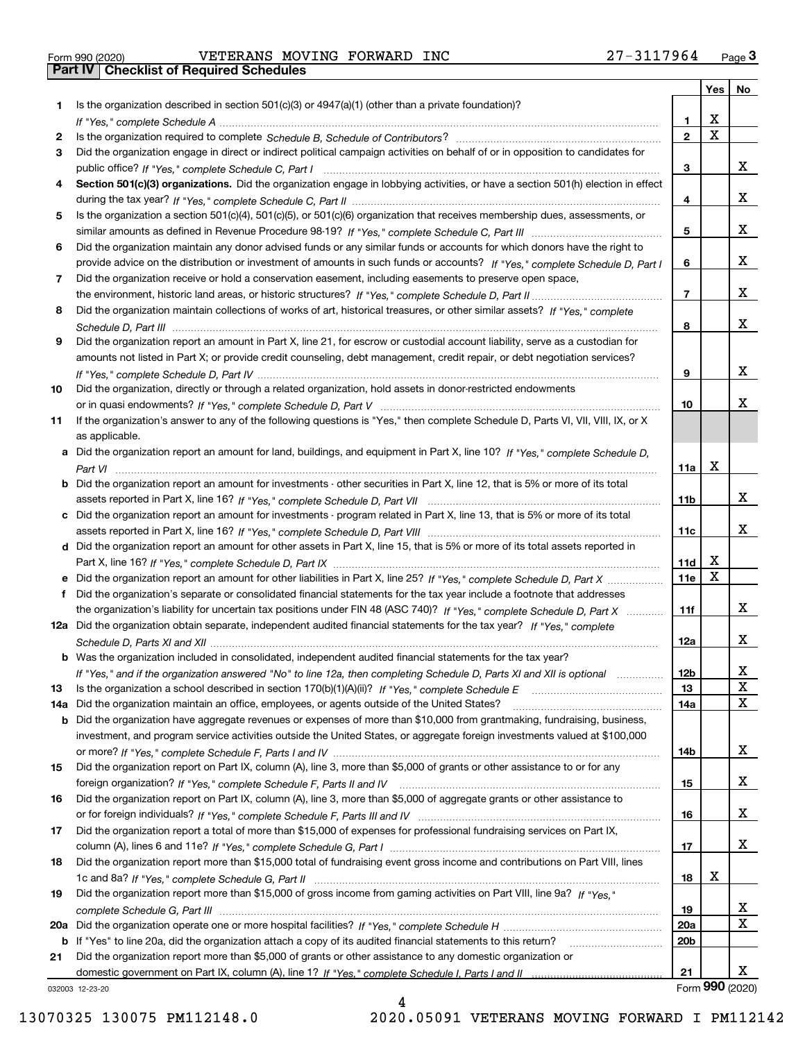Form 990 (2020) VETERANS MOVING FORWARD INC 27-3117964 Page **3**

## Part IV Checklist of Required Schedules

| | | | Yes | No |
|---|---|---|---|---|
| **1** | Is the organization described in section 501(c)(3) or 4947(a)(1) (other than a private foundation)? *If "Yes," complete Schedule A* | **1** | X | |
| **2** | Is the organization required to complete *Schedule B, Schedule of Contributors*? | **2** | X | |
| **3** | Did the organization engage in direct or indirect political campaign activities on behalf of or in opposition to candidates for public office? *If "Yes," complete Schedule C, Part I* | **3** | | X |
| **4** | **Section 501(c)(3) organizations.** Did the organization engage in lobbying activities, or have a section 501(h) election in effect during the tax year? *If "Yes," complete Schedule C, Part II* | **4** | | X |
| **5** | Is the organization a section 501(c)(4), 501(c)(5), or 501(c)(6) organization that receives membership dues, assessments, or similar amounts as defined in Revenue Procedure 98-19? *If "Yes," complete Schedule C, Part III* | **5** | | X |
| **6** | Did the organization maintain any donor advised funds or any similar funds or accounts for which donors have the right to provide advice on the distribution or investment of amounts in such funds or accounts? *If "Yes," complete Schedule D, Part I* | **6** | | X |
| **7** | Did the organization receive or hold a conservation easement, including easements to preserve open space, the environment, historic land areas, or historic structures? *If "Yes," complete Schedule D, Part II* | **7** | | X |
| **8** | Did the organization maintain collections of works of art, historical treasures, or other similar assets? *If "Yes," complete Schedule D, Part III* | **8** | | X |
| **9** | Did the organization report an amount in Part X, line 21, for escrow or custodial account liability, serve as a custodian for amounts not listed in Part X; or provide credit counseling, debt management, credit repair, or debt negotiation services? *If "Yes," complete Schedule D, Part IV* | **9** | | X |
| **10** | Did the organization, directly or through a related organization, hold assets in donor-restricted endowments or in quasi endowments? *If "Yes," complete Schedule D, Part V* | **10** | | X |
| **11** | If the organization's answer to any of the following questions is "Yes," then complete Schedule D, Parts VI, VII, VIII, IX, or X as applicable. | | | |
| **a** | Did the organization report an amount for land, buildings, and equipment in Part X, line 10? *If "Yes," complete Schedule D, Part VI* | **11a** | X | |
| **b** | Did the organization report an amount for investments - other securities in Part X, line 12, that is 5% or more of its total assets reported in Part X, line 16? *If "Yes," complete Schedule D, Part VII* | **11b** | | X |
| **c** | Did the organization report an amount for investments - program related in Part X, line 13, that is 5% or more of its total assets reported in Part X, line 16? *If "Yes," complete Schedule D, Part VIII* | **11c** | | X |
| **d** | Did the organization report an amount for other assets in Part X, line 15, that is 5% or more of its total assets reported in Part X, line 16? *If "Yes," complete Schedule D, Part IX* | **11d** | X | |
| **e** | Did the organization report an amount for other liabilities in Part X, line 25? *If "Yes," complete Schedule D, Part X* | **11e** | X | |
| **f** | Did the organization's separate or consolidated financial statements for the tax year include a footnote that addresses the organization's liability for uncertain tax positions under FIN 48 (ASC 740)? *If "Yes," complete Schedule D, Part X* | **11f** | | X |
| **12a** | Did the organization obtain separate, independent audited financial statements for the tax year? *If "Yes," complete Schedule D, Parts XI and XII* | **12a** | | X |
| **b** | Was the organization included in consolidated, independent audited financial statements for the tax year? *If "Yes," and if the organization answered "No" to line 12a, then completing Schedule D, Parts XI and XII is optional* | **12b** | | X |
| **13** | Is the organization a school described in section 170(b)(1)(A)(ii)? *If "Yes," complete Schedule E* | **13** | | X |
| **14a** | Did the organization maintain an office, employees, or agents outside of the United States? | **14a** | | X |
| **b** | Did the organization have aggregate revenues or expenses of more than $10,000 from grantmaking, fundraising, business, investment, and program service activities outside the United States, or aggregate foreign investments valued at $100,000 or more? *If "Yes," complete Schedule F, Parts I and IV* | **14b** | | X |
| **15** | Did the organization report on Part IX, column (A), line 3, more than $5,000 of grants or other assistance to or for any foreign organization? *If "Yes," complete Schedule F, Parts II and IV* | **15** | | X |
| **16** | Did the organization report on Part IX, column (A), line 3, more than $5,000 of aggregate grants or other assistance to or for foreign individuals? *If "Yes," complete Schedule F, Parts III and IV* | **16** | | X |
| **17** | Did the organization report a total of more than $15,000 of expenses for professional fundraising services on Part IX, column (A), lines 6 and 11e? *If "Yes," complete Schedule G, Part I* | **17** | | X |
| **18** | Did the organization report more than $15,000 total of fundraising event gross income and contributions on Part VIII, lines 1c and 8a? *If "Yes," complete Schedule G, Part II* | **18** | X | |
| **19** | Did the organization report more than $15,000 of gross income from gaming activities on Part VIII, line 9a? *If "Yes," complete Schedule G, Part III* | **19** | | X |
| **20a** | Did the organization operate one or more hospital facilities? *If "Yes," complete Schedule H* | **20a** | | X |
| **b** | If "Yes" to line 20a, did the organization attach a copy of its audited financial statements to this return? | **20b** | | |
| **21** | Did the organization report more than $5,000 of grants or other assistance to any domestic organization or domestic government on Part IX, column (A), line 1? *If "Yes," complete Schedule I, Parts I and II* | **21** | | X |

032003 12-23-20

Form **990** (2020)

13070325 130075 PM112148.0 2020.05091 VETERANS MOVING FORWARD I PM112142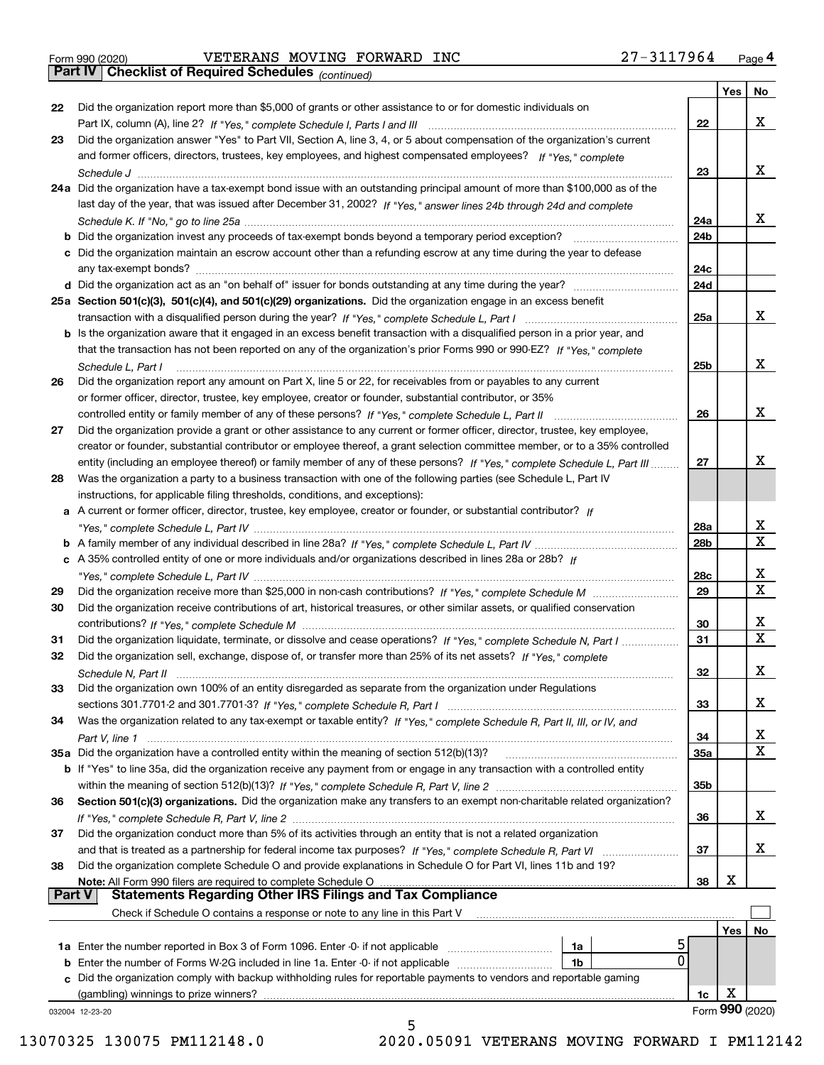Form 990 (2020) VETERANS MOVING FORWARD INC 27-3117964 Page 4

**Part IV | Checklist of Required Schedules** *(continued)*

| | | | Yes | No |
|---|---|---|---|---|
| 22 | Did the organization report more than $5,000 of grants or other assistance to or for domestic individuals on Part IX, column (A), line 2? *If "Yes," complete Schedule I, Parts I and III* | 22 | | X |
| 23 | Did the organization answer "Yes" to Part VII, Section A, line 3, 4, or 5 about compensation of the organization's current and former officers, directors, trustees, key employees, and highest compensated employees? *If "Yes," complete Schedule J* | 23 | | X |
| 24a | Did the organization have a tax-exempt bond issue with an outstanding principal amount of more than $100,000 as of the last day of the year, that was issued after December 31, 2002? *If "Yes," answer lines 24b through 24d and complete Schedule K. If "No," go to line 25a* | 24a | | X |
| b | Did the organization invest any proceeds of tax-exempt bonds beyond a temporary period exception? | 24b | | |
| c | Did the organization maintain an escrow account other than a refunding escrow at any time during the year to defease any tax-exempt bonds? | 24c | | |
| d | Did the organization act as an "on behalf of" issuer for bonds outstanding at any time during the year? | 24d | | |
| 25a | **Section 501(c)(3), 501(c)(4), and 501(c)(29) organizations.** Did the organization engage in an excess benefit transaction with a disqualified person during the year? *If "Yes," complete Schedule L, Part I* | 25a | | X |
| b | Is the organization aware that it engaged in an excess benefit transaction with a disqualified person in a prior year, and that the transaction has not been reported on any of the organization's prior Forms 990 or 990-EZ? *If "Yes," complete Schedule L, Part I* | 25b | | X |
| 26 | Did the organization report any amount on Part X, line 5 or 22, for receivables from or payables to any current or former officer, director, trustee, key employee, creator or founder, substantial contributor, or 35% controlled entity or family member of any of these persons? *If "Yes," complete Schedule L, Part II* | 26 | | X |
| 27 | Did the organization provide a grant or other assistance to any current or former officer, director, trustee, key employee, creator or founder, substantial contributor or employee thereof, a grant selection committee member, or to a 35% controlled entity (including an employee thereof) or family member of any of these persons? *If "Yes," complete Schedule L, Part III* | 27 | | X |
| 28 | Was the organization a party to a business transaction with one of the following parties (see Schedule L, Part IV instructions, for applicable filing thresholds, conditions, and exceptions): | | | |
| a | A current or former officer, director, trustee, key employee, creator or founder, or substantial contributor? *If "Yes," complete Schedule L, Part IV* | 28a | | X |
| b | A family member of any individual described in line 28a? *If "Yes," complete Schedule L, Part IV* | 28b | | X |
| c | A 35% controlled entity of one or more individuals and/or organizations described in lines 28a or 28b? *If "Yes," complete Schedule L, Part IV* | 28c | | X |
| 29 | Did the organization receive more than $25,000 in non-cash contributions? *If "Yes," complete Schedule M* | 29 | | X |
| 30 | Did the organization receive contributions of art, historical treasures, or other similar assets, or qualified conservation contributions? *If "Yes," complete Schedule M* | 30 | | X |
| 31 | Did the organization liquidate, terminate, or dissolve and cease operations? *If "Yes," complete Schedule N, Part I* | 31 | | X |
| 32 | Did the organization sell, exchange, dispose of, or transfer more than 25% of its net assets? *If "Yes," complete Schedule N, Part II* | 32 | | X |
| 33 | Did the organization own 100% of an entity disregarded as separate from the organization under Regulations sections 301.7701-2 and 301.7701-3? *If "Yes," complete Schedule R, Part I* | 33 | | X |
| 34 | Was the organization related to any tax-exempt or taxable entity? *If "Yes," complete Schedule R, Part II, III, or IV, and Part V, line 1* | 34 | | X |
| 35a | Did the organization have a controlled entity within the meaning of section 512(b)(13)? | 35a | | X |
| b | If "Yes" to line 35a, did the organization receive any payment from or engage in any transaction with a controlled entity within the meaning of section 512(b)(13)? *If "Yes," complete Schedule R, Part V, line 2* | 35b | | |
| 36 | **Section 501(c)(3) organizations.** Did the organization make any transfers to an exempt non-charitable related organization? *If "Yes," complete Schedule R, Part V, line 2* | 36 | | X |
| 37 | Did the organization conduct more than 5% of its activities through an entity that is not a related organization and that is treated as a partnership for federal income tax purposes? *If "Yes," complete Schedule R, Part VI* | 37 | | X |
| 38 | Did the organization complete Schedule O and provide explanations in Schedule O for Part VI, lines 11b and 19? **Note:** All Form 990 filers are required to complete Schedule O | 38 | X | |

**Part V | Statements Regarding Other IRS Filings and Tax Compliance**

Check if Schedule O contains a response or note to any line in this Part V ☐

| | | | | | Yes | No |
|---|---|---|---|---|---|---|
| 1a | Enter the number reported in Box 3 of Form 1096. Enter -0- if not applicable | 1a | 5 | | | |
| b | Enter the number of Forms W-2G included in line 1a. Enter -0- if not applicable | 1b | 0 | | | |
| c | Did the organization comply with backup withholding rules for reportable payments to vendors and reportable gaming (gambling) winnings to prize winners? | | | 1c | X | |

032004 12-23-20 Form **990** (2020)

13070325 130075 PM112148.0 2020.05091 VETERANS MOVING FORWARD I PM112142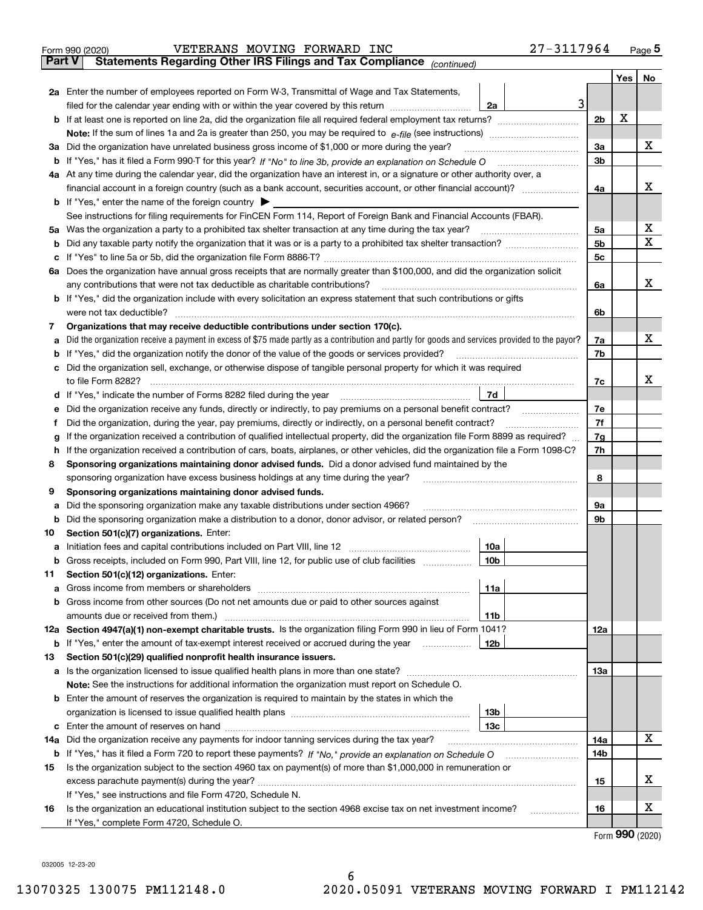Form 990 (2020) VETERANS MOVING FORWARD INC 27-3117964 Page 5

## Part V Statements Regarding Other IRS Filings and Tax Compliance *(continued)*

| | | | | Yes | No |
|---|---|---|---|---|---|
| **2a** | Enter the number of employees reported on Form W-3, Transmittal of Wage and Tax Statements, filed for the calendar year ending with or within the year covered by this return | 2a | 3 | | |
| **b** | If at least one is reported on line 2a, did the organization file all required federal employment tax returns? | | 2b | X | |
| | **Note:** If the sum of lines 1a and 2a is greater than 250, you may be required to *e-file* (see instructions) | | | | |
| **3a** | Did the organization have unrelated business gross income of $1,000 or more during the year? | | 3a | | X |
| **b** | If "Yes," has it filed a Form 990-T for this year? *If "No" to line 3b, provide an explanation on Schedule O* | | 3b | | |
| **4a** | At any time during the calendar year, did the organization have an interest in, or a signature or other authority over, a financial account in a foreign country (such as a bank account, securities account, or other financial account)? | | 4a | | X |
| **b** | If "Yes," enter the name of the foreign country ▶ | | | | |
| | See instructions for filing requirements for FinCEN Form 114, Report of Foreign Bank and Financial Accounts (FBAR). | | | | |
| **5a** | Was the organization a party to a prohibited tax shelter transaction at any time during the tax year? | | 5a | | X |
| **b** | Did any taxable party notify the organization that it was or is a party to a prohibited tax shelter transaction? | | 5b | | X |
| **c** | If "Yes" to line 5a or 5b, did the organization file Form 8886-T? | | 5c | | |
| **6a** | Does the organization have annual gross receipts that are normally greater than $100,000, and did the organization solicit any contributions that were not tax deductible as charitable contributions? | | 6a | | X |
| **b** | If "Yes," did the organization include with every solicitation an express statement that such contributions or gifts were not tax deductible? | | 6b | | |
| **7** | **Organizations that may receive deductible contributions under section 170(c).** | | | | |
| **a** | Did the organization receive a payment in excess of $75 made partly as a contribution and partly for goods and services provided to the payor? | | 7a | | X |
| **b** | If "Yes," did the organization notify the donor of the value of the goods or services provided? | | 7b | | |
| **c** | Did the organization sell, exchange, or otherwise dispose of tangible personal property for which it was required to file Form 8282? | | 7c | | X |
| **d** | If "Yes," indicate the number of Forms 8282 filed during the year | 7d | | | |
| **e** | Did the organization receive any funds, directly or indirectly, to pay premiums on a personal benefit contract? | | 7e | | |
| **f** | Did the organization, during the year, pay premiums, directly or indirectly, on a personal benefit contract? | | 7f | | |
| **g** | If the organization received a contribution of qualified intellectual property, did the organization file Form 8899 as required? | | 7g | | |
| **h** | If the organization received a contribution of cars, boats, airplanes, or other vehicles, did the organization file a Form 1098-C? | | 7h | | |
| **8** | **Sponsoring organizations maintaining donor advised funds.** Did a donor advised fund maintained by the sponsoring organization have excess business holdings at any time during the year? | | 8 | | |
| **9** | **Sponsoring organizations maintaining donor advised funds.** | | | | |
| **a** | Did the sponsoring organization make any taxable distributions under section 4966? | | 9a | | |
| **b** | Did the sponsoring organization make a distribution to a donor, donor advisor, or related person? | | 9b | | |
| **10** | **Section 501(c)(7) organizations.** Enter: | | | | |
| **a** | Initiation fees and capital contributions included on Part VIII, line 12 | 10a | | | |
| **b** | Gross receipts, included on Form 990, Part VIII, line 12, for public use of club facilities | 10b | | | |
| **11** | **Section 501(c)(12) organizations.** Enter: | | | | |
| **a** | Gross income from members or shareholders | 11a | | | |
| **b** | Gross income from other sources (Do not net amounts due or paid to other sources against amounts due or received from them.) | 11b | | | |
| **12a** | **Section 4947(a)(1) non-exempt charitable trusts.** Is the organization filing Form 990 in lieu of Form 1041? | | 12a | | |
| **b** | If "Yes," enter the amount of tax-exempt interest received or accrued during the year | 12b | | | |
| **13** | **Section 501(c)(29) qualified nonprofit health insurance issuers.** | | | | |
| **a** | Is the organization licensed to issue qualified health plans in more than one state? | | 13a | | |
| | **Note:** See the instructions for additional information the organization must report on Schedule O. | | | | |
| **b** | Enter the amount of reserves the organization is required to maintain by the states in which the organization is licensed to issue qualified health plans | 13b | | | |
| **c** | Enter the amount of reserves on hand | 13c | | | |
| **14a** | Did the organization receive any payments for indoor tanning services during the tax year? | | 14a | | X |
| **b** | If "Yes," has it filed a Form 720 to report these payments? *If "No," provide an explanation on Schedule O* | | 14b | | |
| **15** | Is the organization subject to the section 4960 tax on payment(s) of more than $1,000,000 in remuneration or excess parachute payment(s) during the year? | | 15 | | X |
| | If "Yes," see instructions and file Form 4720, Schedule N. | | | | |
| **16** | Is the organization an educational institution subject to the section 4968 excise tax on net investment income? | | 16 | | X |
| | If "Yes," complete Form 4720, Schedule O. | | | | |

Form **990** (2020)

032005 12-23-20

13070325 130075 PM112148.0 2020.05091 VETERANS MOVING FORWARD I PM112142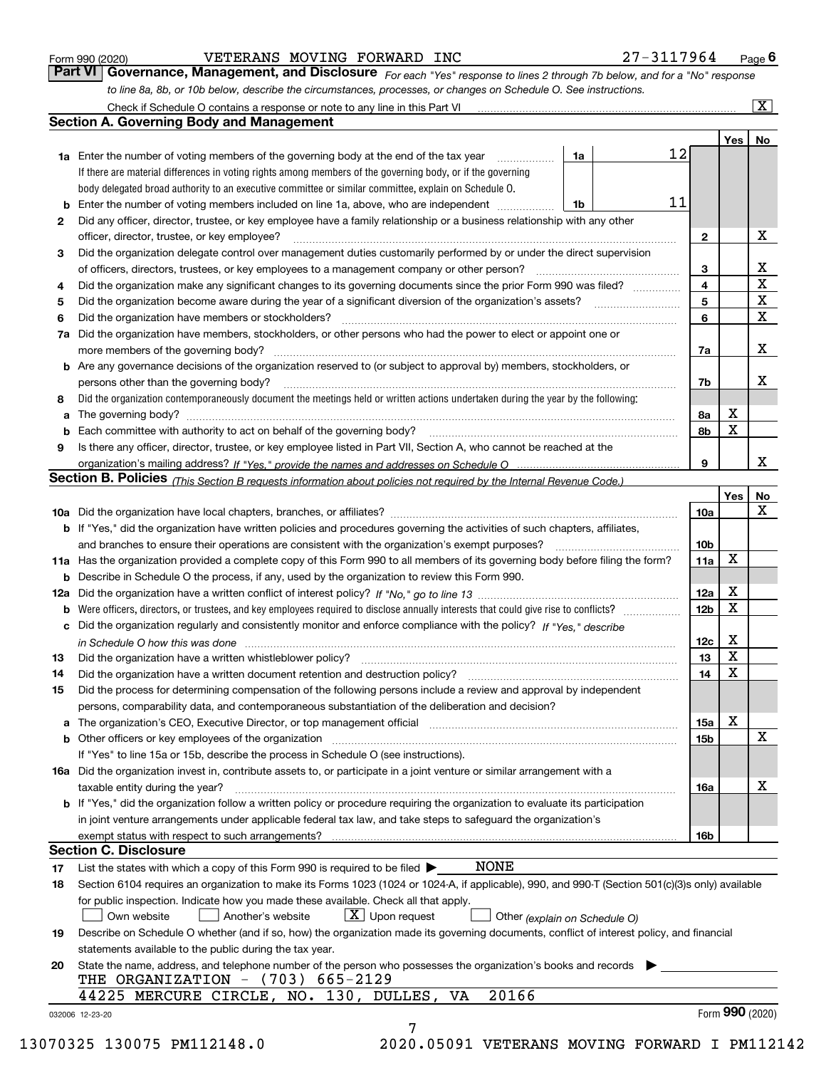Form 990 (2020) VETERANS MOVING FORWARD INC 27-3117964 Page 6

**Part VI Governance, Management, and Disclosure** *For each "Yes" response to lines 2 through 7b below, and for a "No" response to line 8a, 8b, or 10b below, describe the circumstances, processes, or changes on Schedule O. See instructions.*

Check if Schedule O contains a response or note to any line in this Part VI [X]

## Section A. Governing Body and Management

| | | | | Yes | No |
|---|---|---|---|---|---|
| **1a** | Enter the number of voting members of the governing body at the end of the tax year | 1a | 12 | | |
| | If there are material differences in voting rights among members of the governing body, or if the governing body delegated broad authority to an executive committee or similar committee, explain on Schedule O. | | | | |
| **b** | Enter the number of voting members included on line 1a, above, who are independent | 1b | 11 | | |
| **2** | Did any officer, director, trustee, or key employee have a family relationship or a business relationship with any other officer, director, trustee, or key employee? | 2 | | | X |
| **3** | Did the organization delegate control over management duties customarily performed by or under the direct supervision of officers, directors, trustees, or key employees to a management company or other person? | 3 | | | X |
| **4** | Did the organization make any significant changes to its governing documents since the prior Form 990 was filed? | 4 | | | X |
| **5** | Did the organization become aware during the year of a significant diversion of the organization's assets? | 5 | | | X |
| **6** | Did the organization have members or stockholders? | 6 | | | X |
| **7a** | Did the organization have members, stockholders, or other persons who had the power to elect or appoint one or more members of the governing body? | 7a | | | X |
| **b** | Are any governance decisions of the organization reserved to (or subject to approval by) members, stockholders, or persons other than the governing body? | 7b | | | X |
| **8** | Did the organization contemporaneously document the meetings held or written actions undertaken during the year by the following: | | | | |
| **a** | The governing body? | 8a | | X | |
| **b** | Each committee with authority to act on behalf of the governing body? | 8b | | X | |
| **9** | Is there any officer, director, trustee, or key employee listed in Part VII, Section A, who cannot be reached at the organization's mailing address? *If "Yes," provide the names and addresses on Schedule O* | 9 | | | X |

## Section B. Policies *(This Section B requests information about policies not required by the Internal Revenue Code.)*

| | | | Yes | No |
|---|---|---|---|---|
| **10a** | Did the organization have local chapters, branches, or affiliates? | 10a | | X |
| **b** | If "Yes," did the organization have written policies and procedures governing the activities of such chapters, affiliates, and branches to ensure their operations are consistent with the organization's exempt purposes? | 10b | | |
| **11a** | Has the organization provided a complete copy of this Form 990 to all members of its governing body before filing the form? | 11a | X | |
| **b** | Describe in Schedule O the process, if any, used by the organization to review this Form 990. | | | |
| **12a** | Did the organization have a written conflict of interest policy? *If "No," go to line 13* | 12a | X | |
| **b** | Were officers, directors, or trustees, and key employees required to disclose annually interests that could give rise to conflicts? | 12b | X | |
| **c** | Did the organization regularly and consistently monitor and enforce compliance with the policy? *If "Yes," describe in Schedule O how this was done* | 12c | X | |
| **13** | Did the organization have a written whistleblower policy? | 13 | X | |
| **14** | Did the organization have a written document retention and destruction policy? | 14 | X | |
| **15** | Did the process for determining compensation of the following persons include a review and approval by independent persons, comparability data, and contemporaneous substantiation of the deliberation and decision? | | | |
| **a** | The organization's CEO, Executive Director, or top management official | 15a | X | |
| **b** | Other officers or key employees of the organization | 15b | | X |
| | If "Yes" to line 15a or 15b, describe the process in Schedule O (see instructions). | | | |
| **16a** | Did the organization invest in, contribute assets to, or participate in a joint venture or similar arrangement with a taxable entity during the year? | 16a | | X |
| **b** | If "Yes," did the organization follow a written policy or procedure requiring the organization to evaluate its participation in joint venture arrangements under applicable federal tax law, and take steps to safeguard the organization's exempt status with respect to such arrangements? | 16b | | |

## Section C. Disclosure

**17** List the states with which a copy of this Form 990 is required to be filed ▶ NONE

**18** Section 6104 requires an organization to make its Forms 1023 (1024 or 1024-A, if applicable), 990, and 990-T (Section 501(c)(3)s only) available for public inspection. Indicate how you made these available. Check all that apply.

[ ] Own website [ ] Another's website [X] Upon request [ ] Other *(explain on Schedule O)*

**19** Describe on Schedule O whether (and if so, how) the organization made its governing documents, conflict of interest policy, and financial statements available to the public during the tax year.

**20** State the name, address, and telephone number of the person who possesses the organization's books and records ▶

THE ORGANIZATION - (703) 665-2129
44225 MERCURE CIRCLE, NO. 130, DULLES, VA 20166

032006 12-23-20 Form 990 (2020)

13070325 130075 PM112148.0 2020.05091 VETERANS MOVING FORWARD I PM112142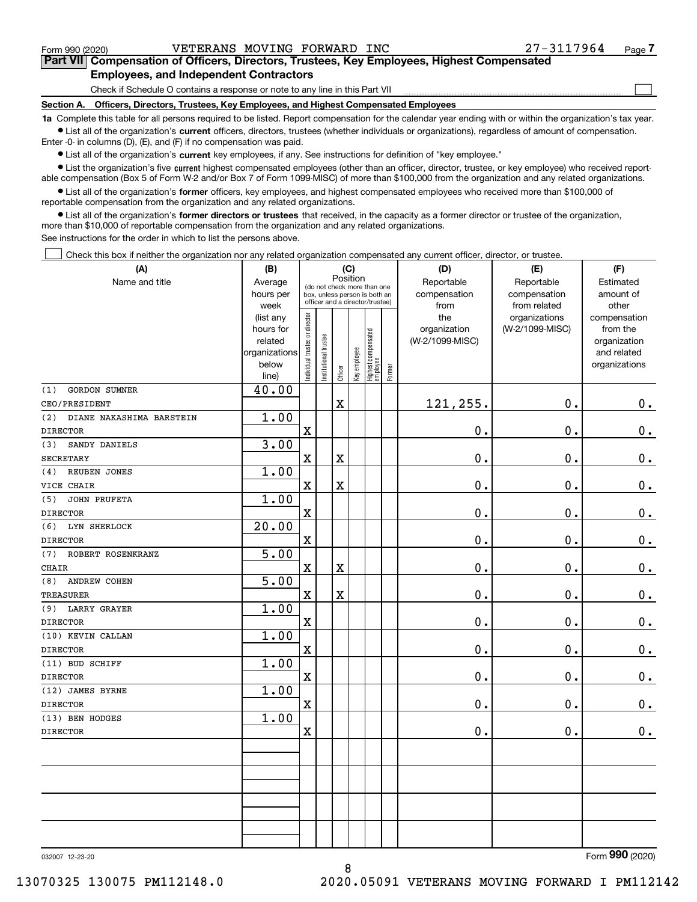Form 990 (2020) VETERANS MOVING FORWARD INC 27-3117964 Page 7

## Part VII Compensation of Officers, Directors, Trustees, Key Employees, Highest Compensated Employees, and Independent Contractors

Check if Schedule O contains a response or note to any line in this Part VII

### Section A. Officers, Directors, Trustees, Key Employees, and Highest Compensated Employees

**1a** Complete this table for all persons required to be listed. Report compensation for the calendar year ending with or within the organization's tax year.

- List all of the organization's **current** officers, directors, trustees (whether individuals or organizations), regardless of amount of compensation. Enter -0- in columns (D), (E), and (F) if no compensation was paid.
- List all of the organization's **current** key employees, if any. See instructions for definition of "key employee."
- List the organization's five **current** highest compensated employees (other than an officer, director, trustee, or key employee) who received reportable compensation (Box 5 of Form W-2 and/or Box 7 of Form 1099-MISC) of more than $100,000 from the organization and any related organizations.
- List all of the organization's **former** officers, key employees, and highest compensated employees who received more than $100,000 of reportable compensation from the organization and any related organizations.
- List all of the organization's **former directors or trustees** that received, in the capacity as a former director or trustee of the organization, more than $10,000 of reportable compensation from the organization and any related organizations.

See instructions for the order in which to list the persons above.

Check this box if neither the organization nor any related organization compensated any current officer, director, or trustee.

| (A) Name and title | (B) Average hours per week (list any hours for related organizations below line) | (C) Position: Individual trustee or director | Institutional trustee | Officer | Key employee | Highest compensated employee | Former | (D) Reportable compensation from the organization (W-2/1099-MISC) | (E) Reportable compensation from related organizations (W-2/1099-MISC) | (F) Estimated amount of other compensation from the organization and related organizations |
|---|---|---|---|---|---|---|---|---|---|---|
| (1) GORDON SUMNER<br>CEO/PRESIDENT | 40.00 | | | X | | | | 121,255. | 0. | 0. |
| (2) DIANE NAKASHIMA BARSTEIN<br>DIRECTOR | 1.00 | X | | | | | | 0. | 0. | 0. |
| (3) SANDY DANIELS<br>SECRETARY | 3.00 | X | | X | | | | 0. | 0. | 0. |
| (4) REUBEN JONES<br>VICE CHAIR | 1.00 | X | | X | | | | 0. | 0. | 0. |
| (5) JOHN PRUFETA<br>DIRECTOR | 1.00 | X | | | | | | 0. | 0. | 0. |
| (6) LYN SHERLOCK<br>DIRECTOR | 20.00 | X | | | | | | 0. | 0. | 0. |
| (7) ROBERT ROSENKRANZ<br>CHAIR | 5.00 | X | | X | | | | 0. | 0. | 0. |
| (8) ANDREW COHEN<br>TREASURER | 5.00 | X | | X | | | | 0. | 0. | 0. |
| (9) LARRY GRAYER<br>DIRECTOR | 1.00 | X | | | | | | 0. | 0. | 0. |
| (10) KEVIN CALLAN<br>DIRECTOR | 1.00 | X | | | | | | 0. | 0. | 0. |
| (11) BUD SCHIFF<br>DIRECTOR | 1.00 | X | | | | | | 0. | 0. | 0. |
| (12) JAMES BYRNE<br>DIRECTOR | 1.00 | X | | | | | | 0. | 0. | 0. |
| (13) BEN HODGES<br>DIRECTOR | 1.00 | X | | | | | | 0. | 0. | 0. |

032007 12-23-20 Form 990 (2020)

13070325 130075 PM112148.0 2020.05091 VETERANS MOVING FORWARD I PM112142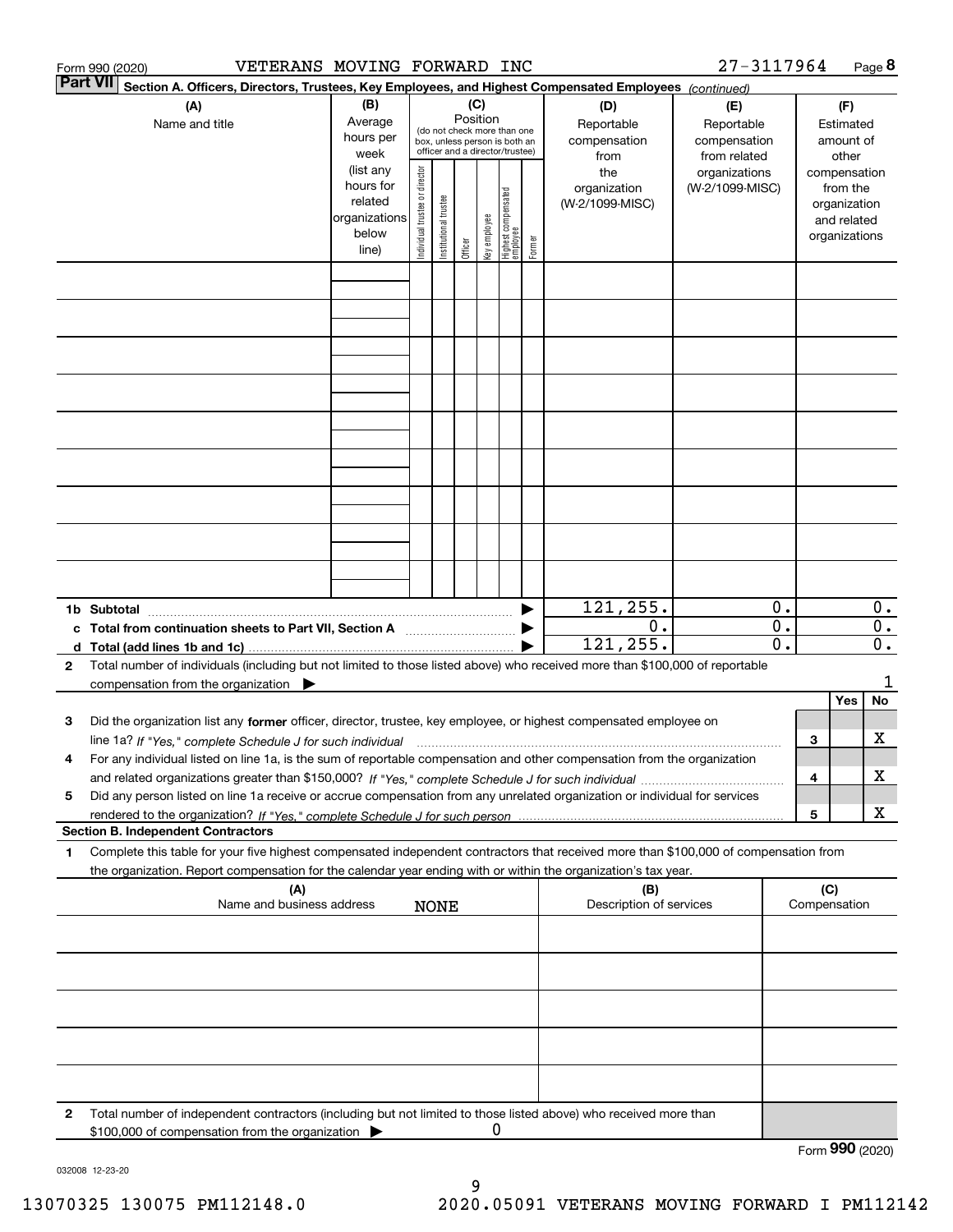Form 990 (2020) VETERANS MOVING FORWARD INC 27-3117964 Page **8**

**Part VII** **Section A. Officers, Directors, Trustees, Key Employees, and Highest Compensated Employees** *(continued)*

| (A) Name and title | (B) Average hours per week (list any hours for related organizations below line) | (C) Position (do not check more than one box, unless person is both an officer and a director/trustee): Individual trustee or director | Institutional trustee | Officer | Key employee | Highest compensated employee | Former | (D) Reportable compensation from the organization (W-2/1099-MISC) | (E) Reportable compensation from related organizations (W-2/1099-MISC) | (F) Estimated amount of other compensation from the organization and related organizations |
|---|---|---|---|---|---|---|---|---|---|---|
| | | | | | | | | | | |
| | | | | | | | | | | |
| | | | | | | | | | | |
| | | | | | | | | | | |
| | | | | | | | | | | |
| | | | | | | | | | | |
| | | | | | | | | | | |
| | | | | | | | | | | |
| | | | | | | | | | | |
| **1b Subtotal** | | | | | | | | 121,255. | 0. | 0. |
| **c Total from continuation sheets to Part VII, Section A** | | | | | | | | 0. | 0. | 0. |
| **d Total (add lines 1b and 1c)** | | | | | | | | 121,255. | 0. | 0. |

**2** Total number of individuals (including but not limited to those listed above) who received more than $100,000 of reportable compensation from the organization ▶ 1

| | | | Yes | No |
|---|---|---|---|---|
| **3** | Did the organization list any **former** officer, director, trustee, key employee, or highest compensated employee on line 1a? *If "Yes," complete Schedule J for such individual* | 3 | | X |
| **4** | For any individual listed on line 1a, is the sum of reportable compensation and other compensation from the organization and related organizations greater than $150,000? *If "Yes," complete Schedule J for such individual* | 4 | | X |
| **5** | Did any person listed on line 1a receive or accrue compensation from any unrelated organization or individual for services rendered to the organization? *If "Yes," complete Schedule J for such person* | 5 | | X |

**Section B. Independent Contractors**

**1** Complete this table for your five highest compensated independent contractors that received more than $100,000 of compensation from the organization. Report compensation for the calendar year ending with or within the organization's tax year.

| (A) Name and business address | (B) Description of services | (C) Compensation |
|---|---|---|
| NONE | | |
| | | |
| | | |
| | | |
| | | |

**2** Total number of independent contractors (including but not limited to those listed above) who received more than $100,000 of compensation from the organization ▶ 0

Form **990** (2020)

032008 12-23-20

13070325 130075 PM112148.0 2020.05091 VETERANS MOVING FORWARD I PM112142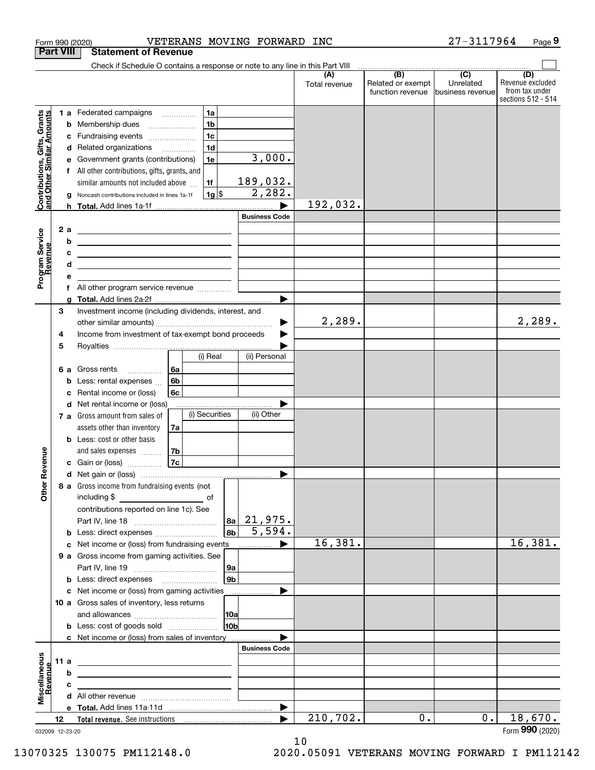Form 990 (2020) VETERANS MOVING FORWARD INC 27-3117964 Page 9

## Part VIII Statement of Revenue

Check if Schedule O contains a response or note to any line in this Part VIII

| | | | (A) Total revenue | (B) Related or exempt function revenue | (C) Unrelated business revenue | (D) Revenue excluded from tax under sections 512 - 514 |
|---|---|---|---|---|---|---|
| **Contributions, Gifts, Grants and Other Similar Amounts** | 1a Federated campaigns | 1a | | | | |
| | b Membership dues | 1b | | | | |
| | c Fundraising events | 1c | | | | |
| | d Related organizations | 1d | | | | |
| | e Government grants (contributions) | 1e 3,000. | | | | |
| | f All other contributions, gifts, grants, and similar amounts not included above | 1f 189,032. | | | | |
| | g Noncash contributions included in lines 1a-1f | 1g $ 2,282. | | | | |
| | h **Total.** Add lines 1a-1f | | 192,032. | | | |
| **Program Service Revenue** | | Business Code | | | | |
| | 2a | | | | | |
| | b | | | | | |
| | c | | | | | |
| | d | | | | | |
| | e | | | | | |
| | f All other program service revenue | | | | | |
| | g **Total.** Add lines 2a-2f | | | | | |
| **Other Revenue** | 3 Investment income (including dividends, interest, and other similar amounts) | | 2,289. | | | 2,289. |
| | 4 Income from investment of tax-exempt bond proceeds | | | | | |
| | 5 Royalties | | | | | |
| | | (i) Real / (ii) Personal | | | | |
| | 6a Gross rents | 6a | | | | |
| | b Less: rental expenses | 6b | | | | |
| | c Rental income or (loss) | 6c | | | | |
| | d Net rental income or (loss) | | | | | |
| | | (i) Securities / (ii) Other | | | | |
| | 7a Gross amount from sales of assets other than inventory | 7a | | | | |
| | b Less: cost or other basis and sales expenses | 7b | | | | |
| | c Gain or (loss) | 7c | | | | |
| | d Net gain or (loss) | | | | | |
| | 8a Gross income from fundraising events (not including $ of contributions reported on line 1c). See Part IV, line 18 | 8a 21,975. | | | | |
| | b Less: direct expenses | 8b 5,594. | | | | |
| | c Net income or (loss) from fundraising events | | 16,381. | | | 16,381. |
| | 9a Gross income from gaming activities. See Part IV, line 19 | 9a | | | | |
| | b Less: direct expenses | 9b | | | | |
| | c Net income or (loss) from gaming activities | | | | | |
| | 10a Gross sales of inventory, less returns and allowances | 10a | | | | |
| | b Less: cost of goods sold | 10b | | | | |
| | c Net income or (loss) from sales of inventory | | | | | |
| **Miscellaneous Revenue** | | Business Code | | | | |
| | 11a | | | | | |
| | b | | | | | |
| | c | | | | | |
| | d All other revenue | | | | | |
| | e **Total.** Add lines 11a-11d | | | | | |
| | 12 **Total revenue.** See instructions | | 210,702. | 0. | 0. | 18,670. |

032009 12-23-20 Form **990** (2020)

13070325 130075 PM112148.0 2020.05091 VETERANS MOVING FORWARD I PM112142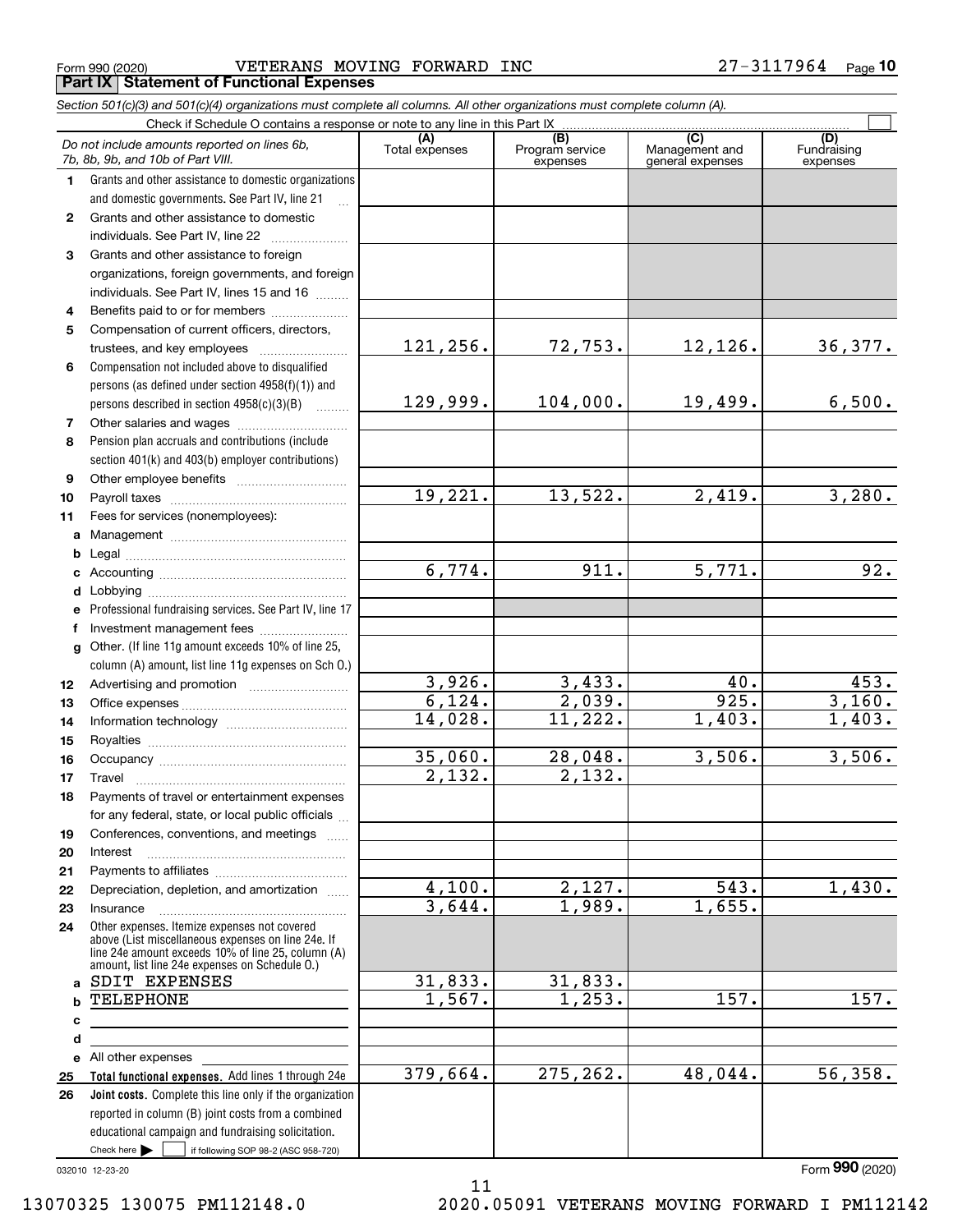Form 990 (2020) VETERANS MOVING FORWARD INC 27-3117964 Page **10**

**Part IX Statement of Functional Expenses**

*Section 501(c)(3) and 501(c)(4) organizations must complete all columns. All other organizations must complete column (A).*

Check if Schedule O contains a response or note to any line in this Part IX ☐

| *Do not include amounts reported on lines 6b, 7b, 8b, 9b, and 10b of Part VIII.* | (A) Total expenses | (B) Program service expenses | (C) Management and general expenses | (D) Fundraising expenses |
|---|---|---|---|---|
| **1** Grants and other assistance to domestic organizations and domestic governments. See Part IV, line 21 | | | | |
| **2** Grants and other assistance to domestic individuals. See Part IV, line 22 | | | | |
| **3** Grants and other assistance to foreign organizations, foreign governments, and foreign individuals. See Part IV, lines 15 and 16 | | | | |
| **4** Benefits paid to or for members | | | | |
| **5** Compensation of current officers, directors, trustees, and key employees | 121,256. | 72,753. | 12,126. | 36,377. |
| **6** Compensation not included above to disqualified persons (as defined under section 4958(f)(1)) and persons described in section 4958(c)(3)(B) | 129,999. | 104,000. | 19,499. | 6,500. |
| **7** Other salaries and wages | | | | |
| **8** Pension plan accruals and contributions (include section 401(k) and 403(b) employer contributions) | | | | |
| **9** Other employee benefits | | | | |
| **10** Payroll taxes | 19,221. | 13,522. | 2,419. | 3,280. |
| **11** Fees for services (nonemployees): | | | | |
| **a** Management | | | | |
| **b** Legal | | | | |
| **c** Accounting | 6,774. | 911. | 5,771. | 92. |
| **d** Lobbying | | | | |
| **e** Professional fundraising services. See Part IV, line 17 | | | | |
| **f** Investment management fees | | | | |
| **g** Other. (If line 11g amount exceeds 10% of line 25, column (A) amount, list line 11g expenses on Sch O.) | | | | |
| **12** Advertising and promotion | 3,926. | 3,433. | 40. | 453. |
| **13** Office expenses | 6,124. | 2,039. | 925. | 3,160. |
| **14** Information technology | 14,028. | 11,222. | 1,403. | 1,403. |
| **15** Royalties | | | | |
| **16** Occupancy | 35,060. | 28,048. | 3,506. | 3,506. |
| **17** Travel | 2,132. | 2,132. | | |
| **18** Payments of travel or entertainment expenses for any federal, state, or local public officials | | | | |
| **19** Conferences, conventions, and meetings | | | | |
| **20** Interest | | | | |
| **21** Payments to affiliates | | | | |
| **22** Depreciation, depletion, and amortization | 4,100. | 2,127. | 543. | 1,430. |
| **23** Insurance | 3,644. | 1,989. | 1,655. | |
| **24** Other expenses. Itemize expenses not covered above (List miscellaneous expenses on line 24e. If line 24e amount exceeds 10% of line 25, column (A) amount, list line 24e expenses on Schedule O.) | | | | |
| **a** SDIT EXPENSES | 31,833. | 31,833. | | |
| **b** TELEPHONE | 1,567. | 1,253. | 157. | 157. |
| **c** | | | | |
| **d** | | | | |
| **e** All other expenses | | | | |
| **25** **Total functional expenses.** Add lines 1 through 24e | 379,664. | 275,262. | 48,044. | 56,358. |
| **26** **Joint costs.** Complete this line only if the organization reported in column (B) joint costs from a combined educational campaign and fundraising solicitation. Check here ☐ if following SOP 98-2 (ASC 958-720) | | | | |

032010 12-23-20

Form **990** (2020)

13070325 130075 PM112148.0 2020.05091 VETERANS MOVING FORWARD I PM112142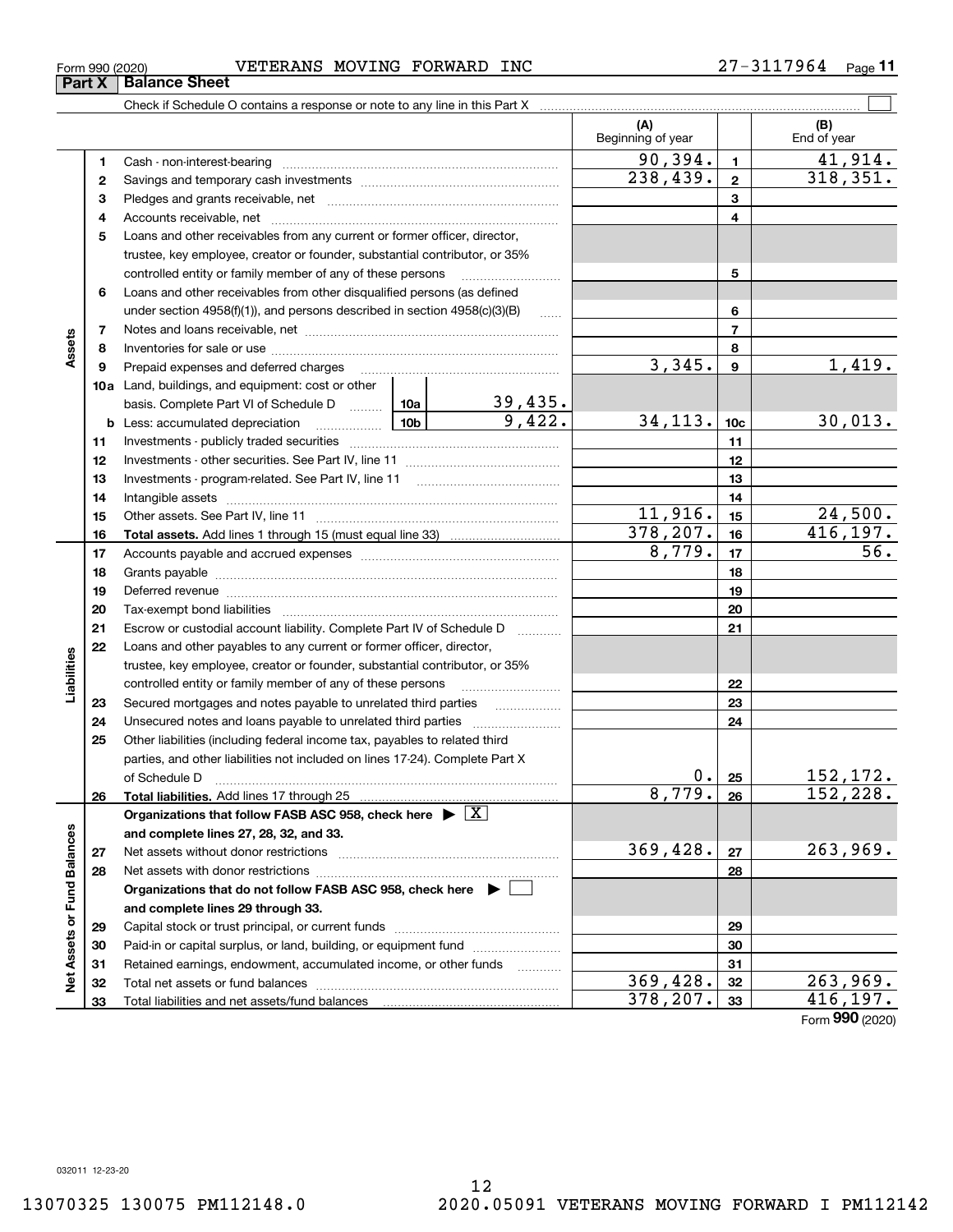Form 990 (2020) VETERANS MOVING FORWARD INC 27-3117964 Page **11**

## Part X Balance Sheet

Check if Schedule O contains a response or note to any line in this Part X ☐

| | | | | (A) Beginning of year | | (B) End of year |
|---|---|---|---|---|---|---|
| **Assets** | 1 | Cash - non-interest-bearing | | 90,394. | 1 | 41,914. |
| | 2 | Savings and temporary cash investments | | 238,439. | 2 | 318,351. |
| | 3 | Pledges and grants receivable, net | | | 3 | |
| | 4 | Accounts receivable, net | | | 4 | |
| | 5 | Loans and other receivables from any current or former officer, director, trustee, key employee, creator or founder, substantial contributor, or 35% controlled entity or family member of any of these persons | | | 5 | |
| | 6 | Loans and other receivables from other disqualified persons (as defined under section 4958(f)(1)), and persons described in section 4958(c)(3)(B) | | | 6 | |
| | 7 | Notes and loans receivable, net | | | 7 | |
| | 8 | Inventories for sale or use | | | 8 | |
| | 9 | Prepaid expenses and deferred charges | | 3,345. | 9 | 1,419. |
| | 10a | Land, buildings, and equipment: cost or other basis. Complete Part VI of Schedule D | 10a 39,435. | | | |
| | b | Less: accumulated depreciation | 10b 9,422. | 34,113. | 10c | 30,013. |
| | 11 | Investments - publicly traded securities | | | 11 | |
| | 12 | Investments - other securities. See Part IV, line 11 | | | 12 | |
| | 13 | Investments - program-related. See Part IV, line 11 | | | 13 | |
| | 14 | Intangible assets | | | 14 | |
| | 15 | Other assets. See Part IV, line 11 | | 11,916. | 15 | 24,500. |
| | 16 | **Total assets.** Add lines 1 through 15 (must equal line 33) | | 378,207. | 16 | 416,197. |
| **Liabilities** | 17 | Accounts payable and accrued expenses | | 8,779. | 17 | 56. |
| | 18 | Grants payable | | | 18 | |
| | 19 | Deferred revenue | | | 19 | |
| | 20 | Tax-exempt bond liabilities | | | 20 | |
| | 21 | Escrow or custodial account liability. Complete Part IV of Schedule D | | | 21 | |
| | 22 | Loans and other payables to any current or former officer, director, trustee, key employee, creator or founder, substantial contributor, or 35% controlled entity or family member of any of these persons | | | 22 | |
| | 23 | Secured mortgages and notes payable to unrelated third parties | | | 23 | |
| | 24 | Unsecured notes and loans payable to unrelated third parties | | | 24 | |
| | 25 | Other liabilities (including federal income tax, payables to related third parties, and other liabilities not included on lines 17-24). Complete Part X of Schedule D | | 0. | 25 | 152,172. |
| | 26 | **Total liabilities.** Add lines 17 through 25 | | 8,779. | 26 | 152,228. |
| **Net Assets or Fund Balances** | | **Organizations that follow FASB ASC 958, check here** ☒ **and complete lines 27, 28, 32, and 33.** | | | | |
| | 27 | Net assets without donor restrictions | | 369,428. | 27 | 263,969. |
| | 28 | Net assets with donor restrictions | | | 28 | |
| | | **Organizations that do not follow FASB ASC 958, check here** ☐ **and complete lines 29 through 33.** | | | | |
| | 29 | Capital stock or trust principal, or current funds | | | 29 | |
| | 30 | Paid-in or capital surplus, or land, building, or equipment fund | | | 30 | |
| | 31 | Retained earnings, endowment, accumulated income, or other funds | | | 31 | |
| | 32 | Total net assets or fund balances | | 369,428. | 32 | 263,969. |
| | 33 | Total liabilities and net assets/fund balances | | 378,207. | 33 | 416,197. |

Form **990** (2020)

032011 12-23-20

13070325 130075 PM112148.0 2020.05091 VETERANS MOVING FORWARD I PM112142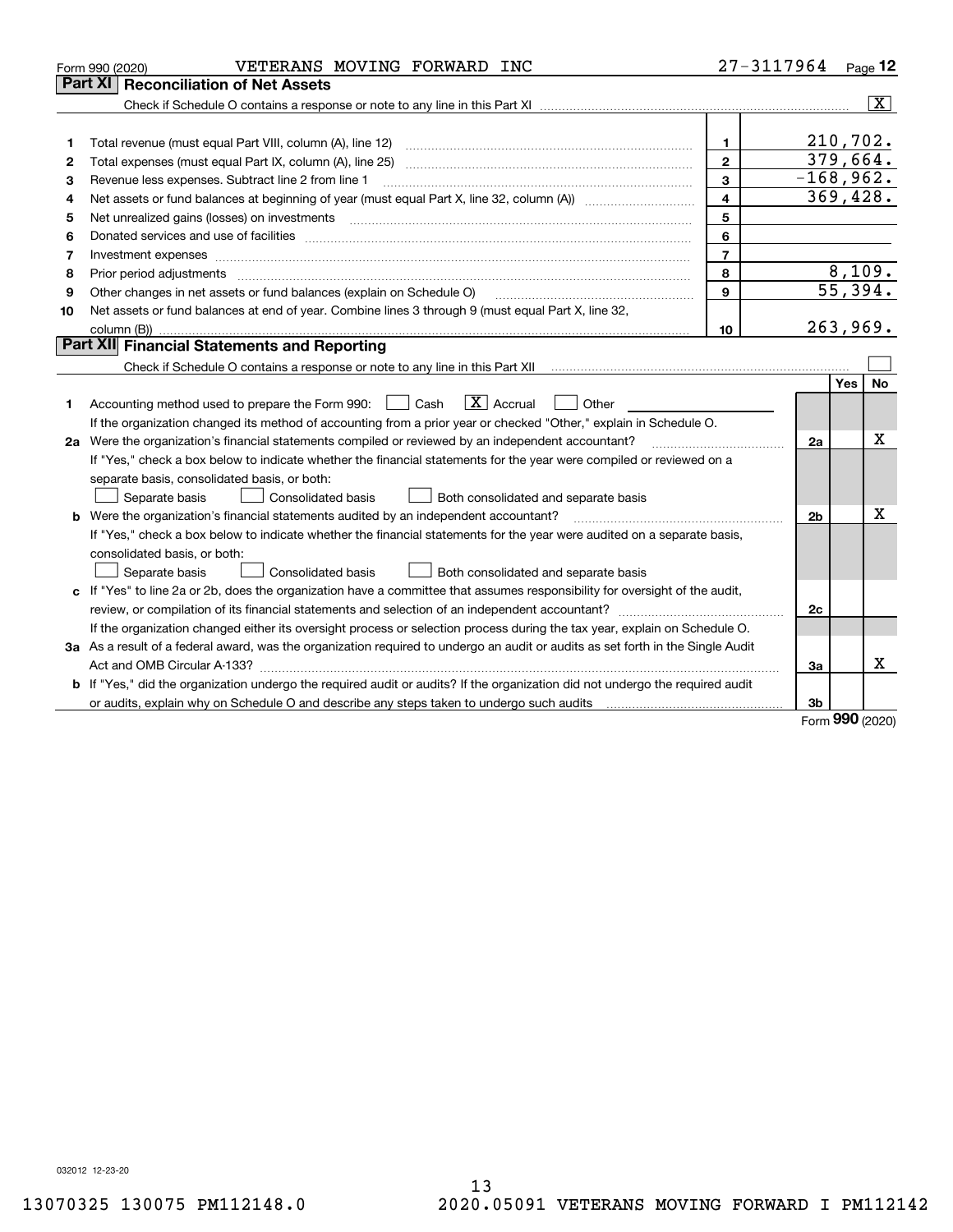Form 990 (2020) VETERANS MOVING FORWARD INC 27-3117964 Page 12

## Part XI Reconciliation of Net Assets

Check if Schedule O contains a response or note to any line in this Part XI .......... [X]

| | | | |
|---|---|---|---|
| 1 | Total revenue (must equal Part VIII, column (A), line 12) | 1 | 210,702. |
| 2 | Total expenses (must equal Part IX, column (A), line 25) | 2 | 379,664. |
| 3 | Revenue less expenses. Subtract line 2 from line 1 | 3 | -168,962. |
| 4 | Net assets or fund balances at beginning of year (must equal Part X, line 32, column (A)) | 4 | 369,428. |
| 5 | Net unrealized gains (losses) on investments | 5 | |
| 6 | Donated services and use of facilities | 6 | |
| 7 | Investment expenses | 7 | |
| 8 | Prior period adjustments | 8 | 8,109. |
| 9 | Other changes in net assets or fund balances (explain on Schedule O) | 9 | 55,394. |
| 10 | Net assets or fund balances at end of year. Combine lines 3 through 9 (must equal Part X, line 32, column (B)) | 10 | 263,969. |

## Part XII Financial Statements and Reporting

Check if Schedule O contains a response or note to any line in this Part XII .......... [ ]

| | | | Yes | No |
|---|---|---|---|---|
| 1 | Accounting method used to prepare the Form 990: [ ] Cash [X] Accrual [ ] Other<br>If the organization changed its method of accounting from a prior year or checked "Other," explain in Schedule O. | | | |
| 2a | Were the organization's financial statements compiled or reviewed by an independent accountant?<br>If "Yes," check a box below to indicate whether the financial statements for the year were compiled or reviewed on a separate basis, consolidated basis, or both:<br>[ ] Separate basis [ ] Consolidated basis [ ] Both consolidated and separate basis | 2a | | X |
| b | Were the organization's financial statements audited by an independent accountant?<br>If "Yes," check a box below to indicate whether the financial statements for the year were audited on a separate basis, consolidated basis, or both:<br>[ ] Separate basis [ ] Consolidated basis [ ] Both consolidated and separate basis | 2b | | X |
| c | If "Yes" to line 2a or 2b, does the organization have a committee that assumes responsibility for oversight of the audit, review, or compilation of its financial statements and selection of an independent accountant?<br>If the organization changed either its oversight process or selection process during the tax year, explain on Schedule O. | 2c | | |
| 3a | As a result of a federal award, was the organization required to undergo an audit or audits as set forth in the Single Audit Act and OMB Circular A-133? | 3a | | X |
| b | If "Yes," did the organization undergo the required audit or audits? If the organization did not undergo the required audit or audits, explain why on Schedule O and describe any steps taken to undergo such audits | 3b | | |

Form 990 (2020)

032012 12-23-20

13070325 130075 PM112148.0 2020.05091 VETERANS MOVING FORWARD I PM112142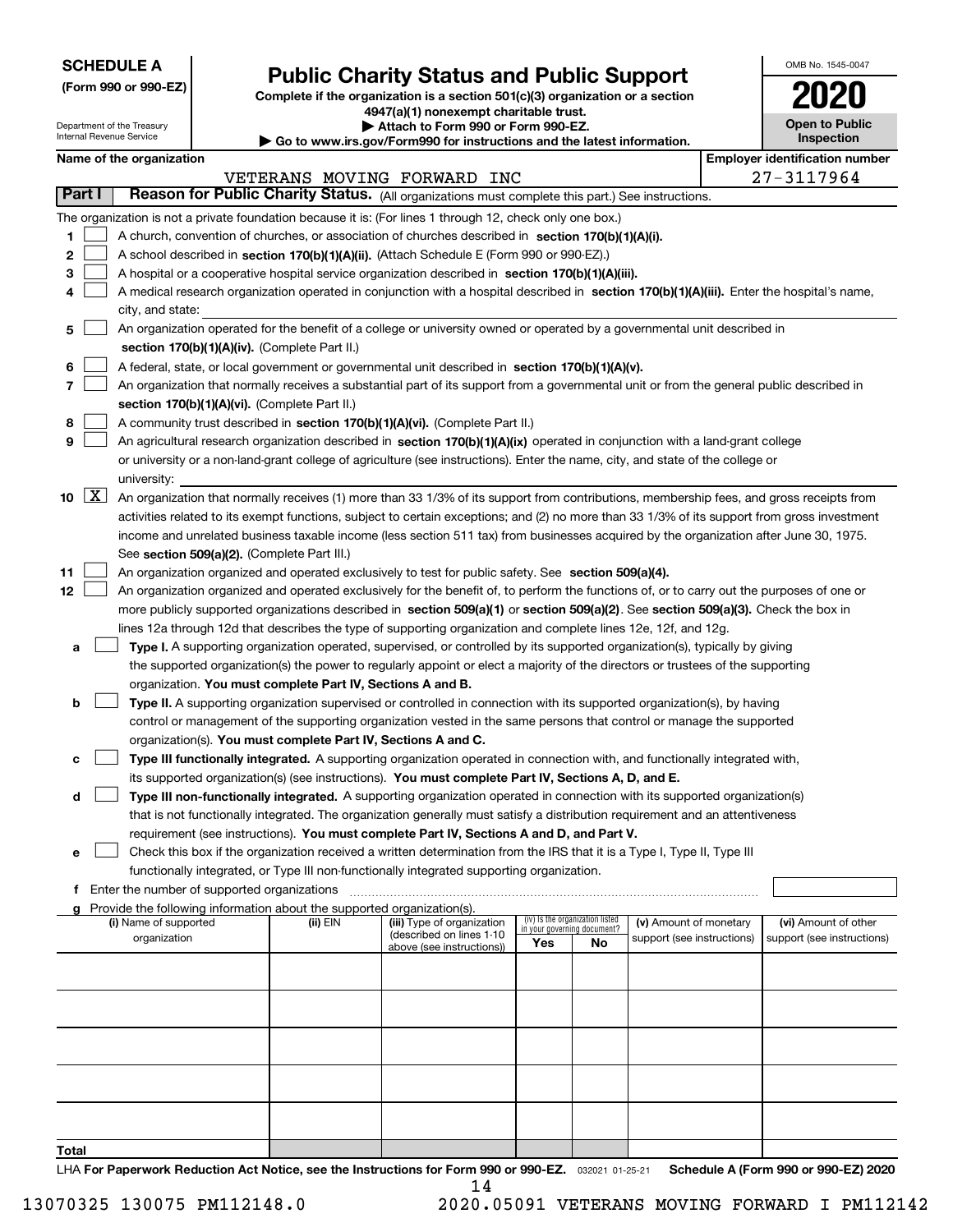**SCHEDULE A**
**(Form 990 or 990-EZ)**

Department of the Treasury
Internal Revenue Service

# Public Charity Status and Public Support

**Complete if the organization is a section 501(c)(3) organization or a section 4947(a)(1) nonexempt charitable trust.**
**▶ Attach to Form 990 or Form 990-EZ.**
**▶ Go to www.irs.gov/Form990 for instructions and the latest information.**

OMB No. 1545-0047

**2020**

**Open to Public Inspection**

**Name of the organization**
VETERANS MOVING FORWARD INC

**Employer identification number**
27-3117964

**Part I** **Reason for Public Charity Status.** (All organizations must complete this part.) See instructions.

The organization is not a private foundation because it is: (For lines 1 through 12, check only one box.)

1 ☐ A church, convention of churches, or association of churches described in **section 170(b)(1)(A)(i).**

2 ☐ A school described in **section 170(b)(1)(A)(ii).** (Attach Schedule E (Form 990 or 990-EZ).)

3 ☐ A hospital or a cooperative hospital service organization described in **section 170(b)(1)(A)(iii).**

4 ☐ A medical research organization operated in conjunction with a hospital described in **section 170(b)(1)(A)(iii).** Enter the hospital's name, city, and state:

5 ☐ An organization operated for the benefit of a college or university owned or operated by a governmental unit described in **section 170(b)(1)(A)(iv).** (Complete Part II.)

6 ☐ A federal, state, or local government or governmental unit described in **section 170(b)(1)(A)(v).**

7 ☐ An organization that normally receives a substantial part of its support from a governmental unit or from the general public described in **section 170(b)(1)(A)(vi).** (Complete Part II.)

8 ☐ A community trust described in **section 170(b)(1)(A)(vi).** (Complete Part II.)

9 ☐ An agricultural research organization described in **section 170(b)(1)(A)(ix)** operated in conjunction with a land-grant college or university or a non-land-grant college of agriculture (see instructions). Enter the name, city, and state of the college or university:

10 ☒ An organization that normally receives (1) more than 33 1/3% of its support from contributions, membership fees, and gross receipts from activities related to its exempt functions, subject to certain exceptions; and (2) no more than 33 1/3% of its support from gross investment income and unrelated business taxable income (less section 511 tax) from businesses acquired by the organization after June 30, 1975. See **section 509(a)(2).** (Complete Part III.)

11 ☐ An organization organized and operated exclusively to test for public safety. See **section 509(a)(4).**

12 ☐ An organization organized and operated exclusively for the benefit of, to perform the functions of, or to carry out the purposes of one or more publicly supported organizations described in **section 509(a)(1)** or **section 509(a)(2)**. See **section 509(a)(3).** Check the box in lines 12a through 12d that describes the type of supporting organization and complete lines 12e, 12f, and 12g.

a ☐ **Type I.** A supporting organization operated, supervised, or controlled by its supported organization(s), typically by giving the supported organization(s) the power to regularly appoint or elect a majority of the directors or trustees of the supporting organization. **You must complete Part IV, Sections A and B.**

b ☐ **Type II.** A supporting organization supervised or controlled in connection with its supported organization(s), by having control or management of the supporting organization vested in the same persons that control or manage the supported organization(s). **You must complete Part IV, Sections A and C.**

c ☐ **Type III functionally integrated.** A supporting organization operated in connection with, and functionally integrated with, its supported organization(s) (see instructions). **You must complete Part IV, Sections A, D, and E.**

d ☐ **Type III non-functionally integrated.** A supporting organization operated in connection with its supported organization(s) that is not functionally integrated. The organization generally must satisfy a distribution requirement and an attentiveness requirement (see instructions). **You must complete Part IV, Sections A and D, and Part V.**

e ☐ Check this box if the organization received a written determination from the IRS that it is a Type I, Type II, Type III functionally integrated, or Type III non-functionally integrated supporting organization.

f Enter the number of supported organizations

g Provide the following information about the supported organization(s).

| (i) Name of supported organization | (ii) EIN | (iii) Type of organization (described on lines 1-10 above (see instructions)) | (iv) Is the organization listed in your governing document? Yes | No | (v) Amount of monetary support (see instructions) | (vi) Amount of other support (see instructions) |
|---|---|---|---|---|---|---|
| | | | | | | |
| | | | | | | |
| | | | | | | |
| | | | | | | |
| | | | | | | |
| **Total** | | | | | | |

LHA **For Paperwork Reduction Act Notice, see the Instructions for Form 990 or 990-EZ.** 032021 01-25-21 **Schedule A (Form 990 or 990-EZ) 2020**

13070325 130075 PM112148.0 2020.05091 VETERANS MOVING FORWARD I PM112142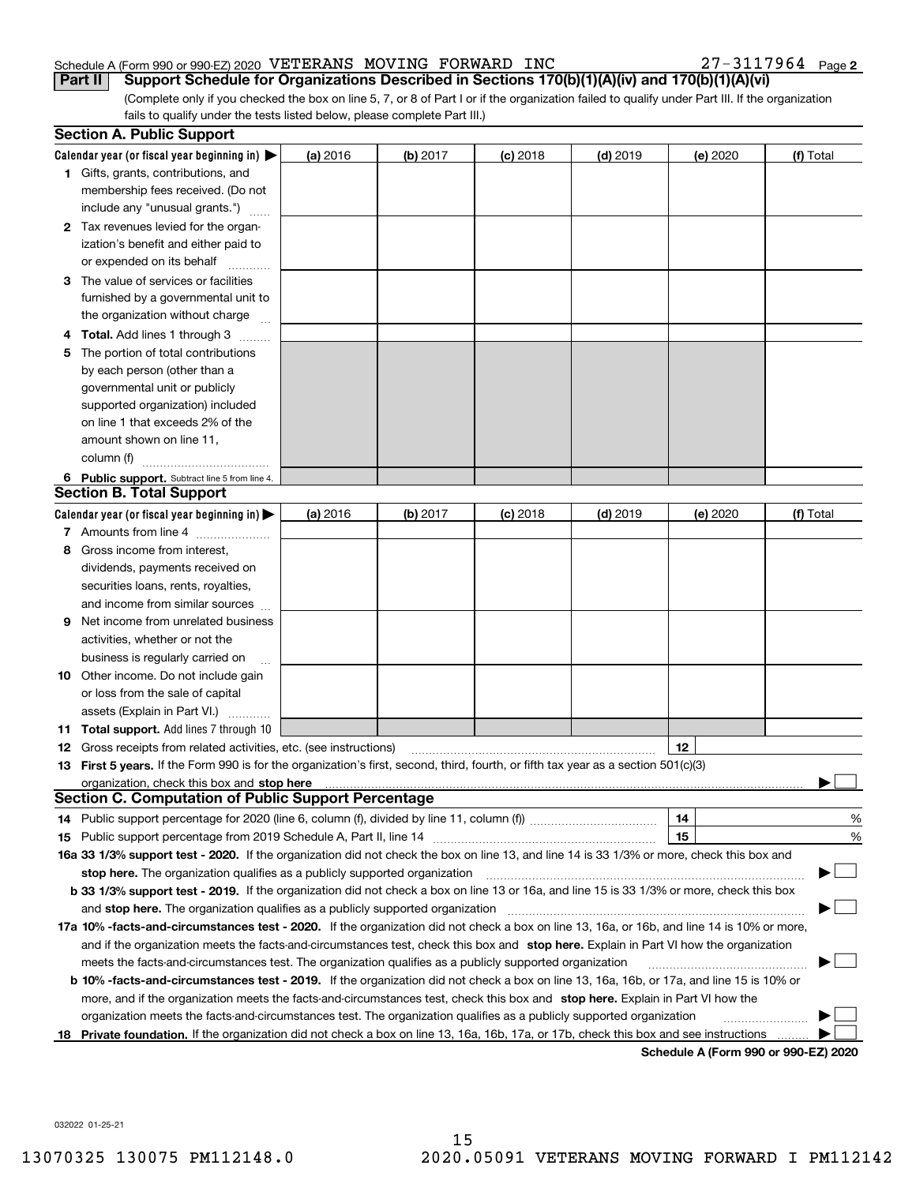Schedule A (Form 990 or 990-EZ) 2020 VETERANS MOVING FORWARD INC 27-3117964 Page 2

**Part II Support Schedule for Organizations Described in Sections 170(b)(1)(A)(iv) and 170(b)(1)(A)(vi)**

(Complete only if you checked the box on line 5, 7, or 8 of Part I or if the organization failed to qualify under Part III. If the organization fails to qualify under the tests listed below, please complete Part III.)

## Section A. Public Support

| Calendar year (or fiscal year beginning in) ▶ | (a) 2016 | (b) 2017 | (c) 2018 | (d) 2019 | (e) 2020 | (f) Total |
|---|---|---|---|---|---|---|
| **1** Gifts, grants, contributions, and membership fees received. (Do not include any "unusual grants.") | | | | | | |
| **2** Tax revenues levied for the organization's benefit and either paid to or expended on its behalf | | | | | | |
| **3** The value of services or facilities furnished by a governmental unit to the organization without charge | | | | | | |
| **4** **Total.** Add lines 1 through 3 | | | | | | |
| **5** The portion of total contributions by each person (other than a governmental unit or publicly supported organization) included on line 1 that exceeds 2% of the amount shown on line 11, column (f) | | | | | | |
| **6** **Public support.** Subtract line 5 from line 4. | | | | | | |

## Section B. Total Support

| Calendar year (or fiscal year beginning in) ▶ | (a) 2016 | (b) 2017 | (c) 2018 | (d) 2019 | (e) 2020 | (f) Total |
|---|---|---|---|---|---|---|
| **7** Amounts from line 4 | | | | | | |
| **8** Gross income from interest, dividends, payments received on securities loans, rents, royalties, and income from similar sources | | | | | | |
| **9** Net income from unrelated business activities, whether or not the business is regularly carried on | | | | | | |
| **10** Other income. Do not include gain or loss from the sale of capital assets (Explain in Part VI.) | | | | | | |
| **11** **Total support.** Add lines 7 through 10 | | | | | | |

**12** Gross receipts from related activities, etc. (see instructions) **12**

**13** **First 5 years.** If the Form 990 is for the organization's first, second, third, fourth, or fifth tax year as a section 501(c)(3) organization, check this box and **stop here** ▶ ☐

## Section C. Computation of Public Support Percentage

**14** Public support percentage for 2020 (line 6, column (f), divided by line 11, column (f)) **14** %

**15** Public support percentage from 2019 Schedule A, Part II, line 14 **15** %

**16a 33 1/3% support test - 2020.** If the organization did not check the box on line 13, and line 14 is 33 1/3% or more, check this box and **stop here.** The organization qualifies as a publicly supported organization ▶ ☐

**b 33 1/3% support test - 2019.** If the organization did not check a box on line 13 or 16a, and line 15 is 33 1/3% or more, check this box and **stop here.** The organization qualifies as a publicly supported organization ▶ ☐

**17a 10% -facts-and-circumstances test - 2020.** If the organization did not check a box on line 13, 16a, or 16b, and line 14 is 10% or more, and if the organization meets the facts-and-circumstances test, check this box and **stop here.** Explain in Part VI how the organization meets the facts-and-circumstances test. The organization qualifies as a publicly supported organization ▶ ☐

**b 10% -facts-and-circumstances test - 2019.** If the organization did not check a box on line 13, 16a, 16b, or 17a, and line 15 is 10% or more, and if the organization meets the facts-and-circumstances test, check this box and **stop here.** Explain in Part VI how the organization meets the facts-and-circumstances test. The organization qualifies as a publicly supported organization ▶ ☐

**18** **Private foundation.** If the organization did not check a box on line 13, 16a, 16b, 17a, or 17b, check this box and see instructions ▶ ☐

**Schedule A (Form 990 or 990-EZ) 2020**

032022 01-25-21

13070325 130075 PM112148.0 2020.05091 VETERANS MOVING FORWARD I PM112142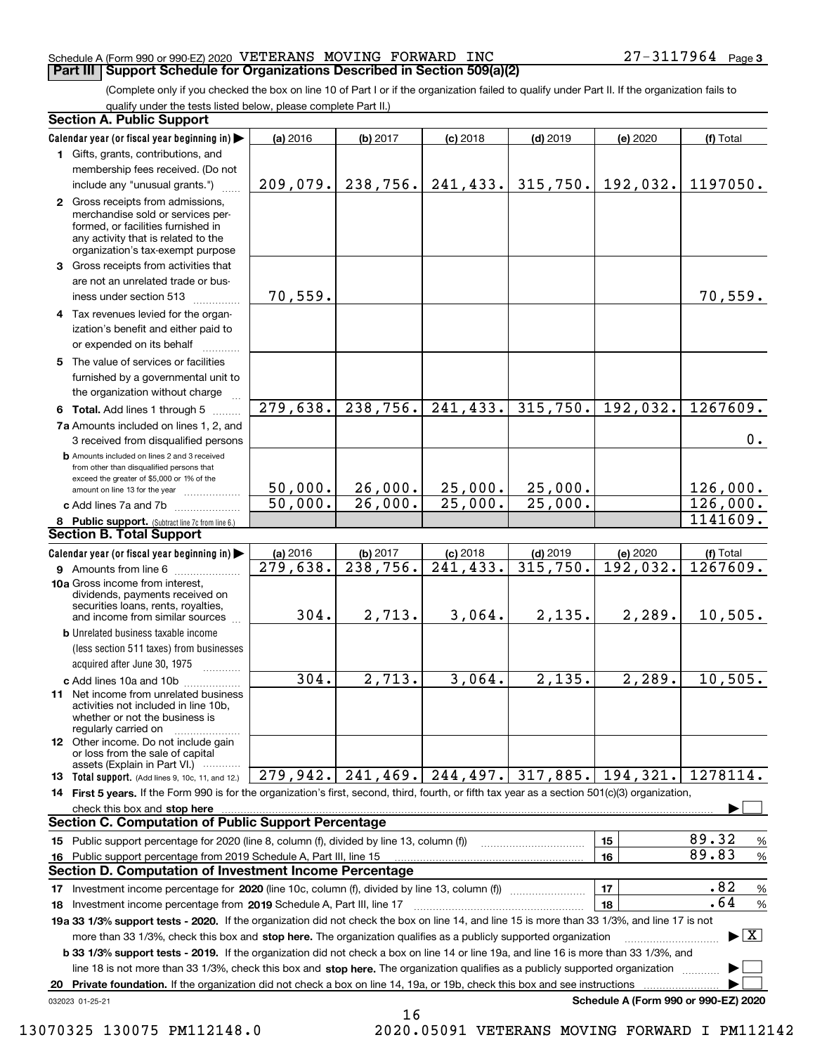Schedule A (Form 990 or 990-EZ) 2020 VETERANS MOVING FORWARD INC 27-3117964 Page 3

**Part III Support Schedule for Organizations Described in Section 509(a)(2)**

(Complete only if you checked the box on line 10 of Part I or if the organization failed to qualify under Part II. If the organization fails to qualify under the tests listed below, please complete Part II.)

### Section A. Public Support

| Calendar year (or fiscal year beginning in) | (a) 2016 | (b) 2017 | (c) 2018 | (d) 2019 | (e) 2020 | (f) Total |
|---|---|---|---|---|---|---|
| 1 Gifts, grants, contributions, and membership fees received. (Do not include any "unusual grants.") | 209,079. | 238,756. | 241,433. | 315,750. | 192,032. | 1197050. |
| 2 Gross receipts from admissions, merchandise sold or services performed, or facilities furnished in any activity that is related to the organization's tax-exempt purpose | | | | | | |
| 3 Gross receipts from activities that are not an unrelated trade or business under section 513 | 70,559. | | | | | 70,559. |
| 4 Tax revenues levied for the organization's benefit and either paid to or expended on its behalf | | | | | | |
| 5 The value of services or facilities furnished by a governmental unit to the organization without charge | | | | | | |
| 6 Total. Add lines 1 through 5 | 279,638. | 238,756. | 241,433. | 315,750. | 192,032. | 1267609. |
| 7a Amounts included on lines 1, 2, and 3 received from disqualified persons | | | | | | 0. |
| b Amounts included on lines 2 and 3 received from other than disqualified persons that exceed the greater of $5,000 or 1% of the amount on line 13 for the year | 50,000. | 26,000. | 25,000. | 25,000. | | 126,000. |
| c Add lines 7a and 7b | 50,000. | 26,000. | 25,000. | 25,000. | | 126,000. |
| 8 Public support. (Subtract line 7c from line 6.) | | | | | | 1141609. |

### Section B. Total Support

| Calendar year (or fiscal year beginning in) | (a) 2016 | (b) 2017 | (c) 2018 | (d) 2019 | (e) 2020 | (f) Total |
|---|---|---|---|---|---|---|
| 9 Amounts from line 6 | 279,638. | 238,756. | 241,433. | 315,750. | 192,032. | 1267609. |
| 10a Gross income from interest, dividends, payments received on securities loans, rents, royalties, and income from similar sources | 304. | 2,713. | 3,064. | 2,135. | 2,289. | 10,505. |
| b Unrelated business taxable income (less section 511 taxes) from businesses acquired after June 30, 1975 | | | | | | |
| c Add lines 10a and 10b | 304. | 2,713. | 3,064. | 2,135. | 2,289. | 10,505. |
| 11 Net income from unrelated business activities not included in line 10b, whether or not the business is regularly carried on | | | | | | |
| 12 Other income. Do not include gain or loss from the sale of capital assets (Explain in Part VI.) | | | | | | |
| 13 Total support. (Add lines 9, 10c, 11, and 12.) | 279,942. | 241,469. | 244,497. | 317,885. | 194,321. | 1278114. |

14 First 5 years. If the Form 990 is for the organization's first, second, third, fourth, or fifth tax year as a section 501(c)(3) organization, check this box and stop here ☐

### Section C. Computation of Public Support Percentage

| | | |
|---|---|---|
| 15 Public support percentage for 2020 (line 8, column (f), divided by line 13, column (f)) | 15 | 89.32 % |
| 16 Public support percentage from 2019 Schedule A, Part III, line 15 | 16 | 89.83 % |

### Section D. Computation of Investment Income Percentage

| | | |
|---|---|---|
| 17 Investment income percentage for 2020 (line 10c, column (f), divided by line 13, column (f)) | 17 | .82 % |
| 18 Investment income percentage from 2019 Schedule A, Part III, line 17 | 18 | .64 % |

19a 33 1/3% support tests - 2020. If the organization did not check the box on line 14, and line 15 is more than 33 1/3%, and line 17 is not more than 33 1/3%, check this box and stop here. The organization qualifies as a publicly supported organization ☒

b 33 1/3% support tests - 2019. If the organization did not check a box on line 14 or line 19a, and line 16 is more than 33 1/3%, and line 18 is not more than 33 1/3%, check this box and stop here. The organization qualifies as a publicly supported organization ☐

20 Private foundation. If the organization did not check a box on line 14, 19a, or 19b, check this box and see instructions ☐

032023 01-25-21 Schedule A (Form 990 or 990-EZ) 2020

13070325 130075 PM112148.0 2020.05091 VETERANS MOVING FORWARD I PM112142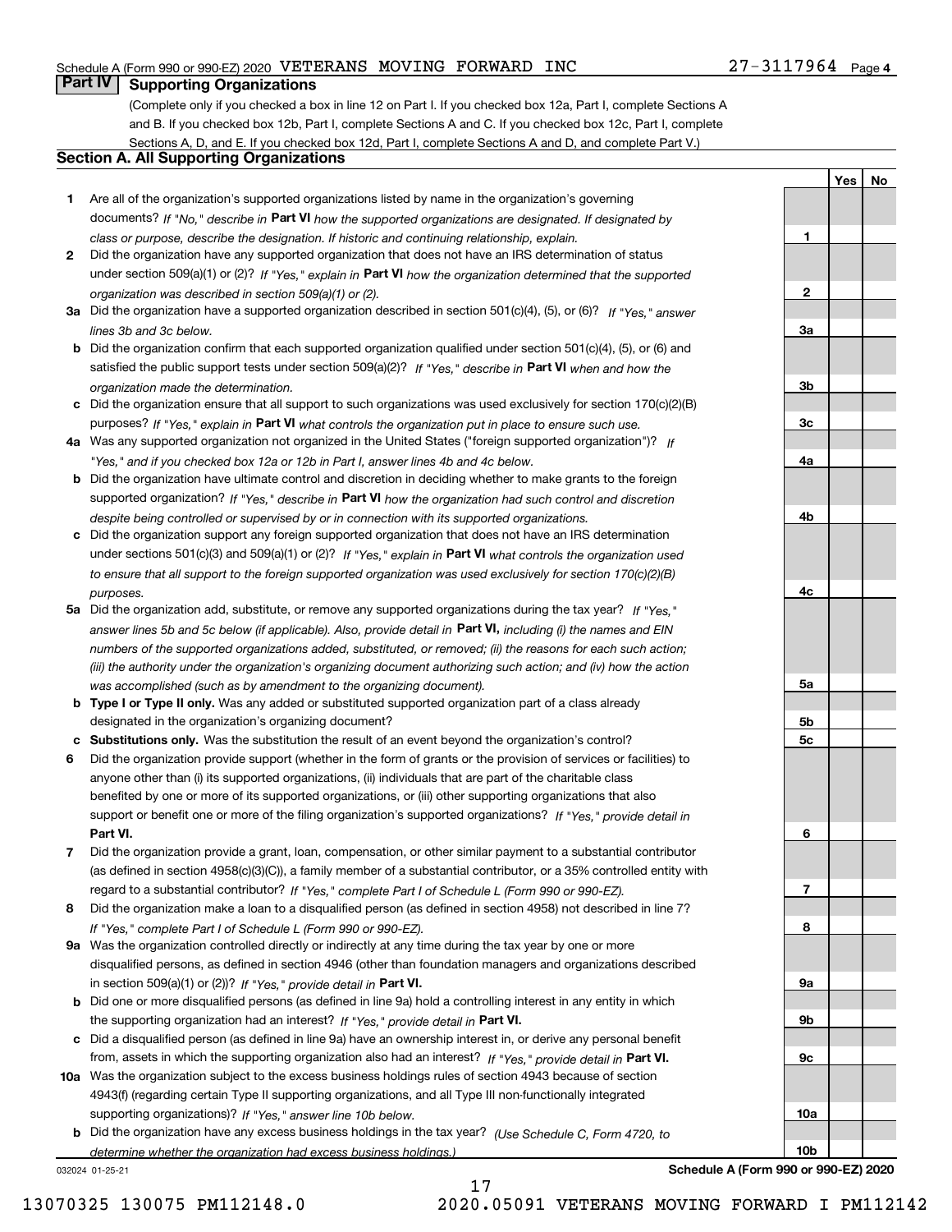Schedule A (Form 990 or 990-EZ) 2020 VETERANS MOVING FORWARD INC 27-3117964 Page 4

## Part IV Supporting Organizations

(Complete only if you checked a box in line 12 on Part I. If you checked box 12a, Part I, complete Sections A and B. If you checked box 12b, Part I, complete Sections A and C. If you checked box 12c, Part I, complete Sections A, D, and E. If you checked box 12d, Part I, complete Sections A and D, and complete Part V.)

### Section A. All Supporting Organizations

| | | | Yes | No |
|---|---|---|---|---|
| **1** | Are all of the organization's supported organizations listed by name in the organization's governing documents? *If "No," describe in* **Part VI** *how the supported organizations are designated. If designated by class or purpose, describe the designation. If historic and continuing relationship, explain.* | 1 | | |
| **2** | Did the organization have any supported organization that does not have an IRS determination of status under section 509(a)(1) or (2)? *If "Yes," explain in* **Part VI** *how the organization determined that the supported organization was described in section 509(a)(1) or (2).* | 2 | | |
| **3a** | Did the organization have a supported organization described in section 501(c)(4), (5), or (6)? *If "Yes," answer lines 3b and 3c below.* | 3a | | |
| **b** | Did the organization confirm that each supported organization qualified under section 501(c)(4), (5), or (6) and satisfied the public support tests under section 509(a)(2)? *If "Yes," describe in* **Part VI** *when and how the organization made the determination.* | 3b | | |
| **c** | Did the organization ensure that all support to such organizations was used exclusively for section 170(c)(2)(B) purposes? *If "Yes," explain in* **Part VI** *what controls the organization put in place to ensure such use.* | 3c | | |
| **4a** | Was any supported organization not organized in the United States ("foreign supported organization")? *If "Yes," and if you checked box 12a or 12b in Part I, answer lines 4b and 4c below.* | 4a | | |
| **b** | Did the organization have ultimate control and discretion in deciding whether to make grants to the foreign supported organization? *If "Yes," describe in* **Part VI** *how the organization had such control and discretion despite being controlled or supervised by or in connection with its supported organizations.* | 4b | | |
| **c** | Did the organization support any foreign supported organization that does not have an IRS determination under sections 501(c)(3) and 509(a)(1) or (2)? *If "Yes," explain in* **Part VI** *what controls the organization used to ensure that all support to the foreign supported organization was used exclusively for section 170(c)(2)(B) purposes.* | 4c | | |
| **5a** | Did the organization add, substitute, or remove any supported organizations during the tax year? *If "Yes," answer lines 5b and 5c below (if applicable). Also, provide detail in* **Part VI,** *including (i) the names and EIN numbers of the supported organizations added, substituted, or removed; (ii) the reasons for each such action; (iii) the authority under the organization's organizing document authorizing such action; and (iv) how the action was accomplished (such as by amendment to the organizing document).* | 5a | | |
| **b** | **Type I or Type II only.** Was any added or substituted supported organization part of a class already designated in the organization's organizing document? | 5b | | |
| **c** | **Substitutions only.** Was the substitution the result of an event beyond the organization's control? | 5c | | |
| **6** | Did the organization provide support (whether in the form of grants or the provision of services or facilities) to anyone other than (i) its supported organizations, (ii) individuals that are part of the charitable class benefited by one or more of its supported organizations, or (iii) other supporting organizations that also support or benefit one or more of the filing organization's supported organizations? *If "Yes," provide detail in* **Part VI.** | 6 | | |
| **7** | Did the organization provide a grant, loan, compensation, or other similar payment to a substantial contributor (as defined in section 4958(c)(3)(C)), a family member of a substantial contributor, or a 35% controlled entity with regard to a substantial contributor? *If "Yes," complete Part I of Schedule L (Form 990 or 990-EZ).* | 7 | | |
| **8** | Did the organization make a loan to a disqualified person (as defined in section 4958) not described in line 7? *If "Yes," complete Part I of Schedule L (Form 990 or 990-EZ).* | 8 | | |
| **9a** | Was the organization controlled directly or indirectly at any time during the tax year by one or more disqualified persons, as defined in section 4946 (other than foundation managers and organizations described in section 509(a)(1) or (2))? *If "Yes," provide detail in* **Part VI.** | 9a | | |
| **b** | Did one or more disqualified persons (as defined in line 9a) hold a controlling interest in any entity in which the supporting organization had an interest? *If "Yes," provide detail in* **Part VI.** | 9b | | |
| **c** | Did a disqualified person (as defined in line 9a) have an ownership interest in, or derive any personal benefit from, assets in which the supporting organization also had an interest? *If "Yes," provide detail in* **Part VI.** | 9c | | |
| **10a** | Was the organization subject to the excess business holdings rules of section 4943 because of section 4943(f) (regarding certain Type II supporting organizations, and all Type III non-functionally integrated supporting organizations)? *If "Yes," answer line 10b below.* | 10a | | |
| **b** | Did the organization have any excess business holdings in the tax year? *(Use Schedule C, Form 4720, to determine whether the organization had excess business holdings.)* | 10b | | |

032024 01-25-21 **Schedule A (Form 990 or 990-EZ) 2020**

13070325 130075 PM112148.0 2020.05091 VETERANS MOVING FORWARD I PM112142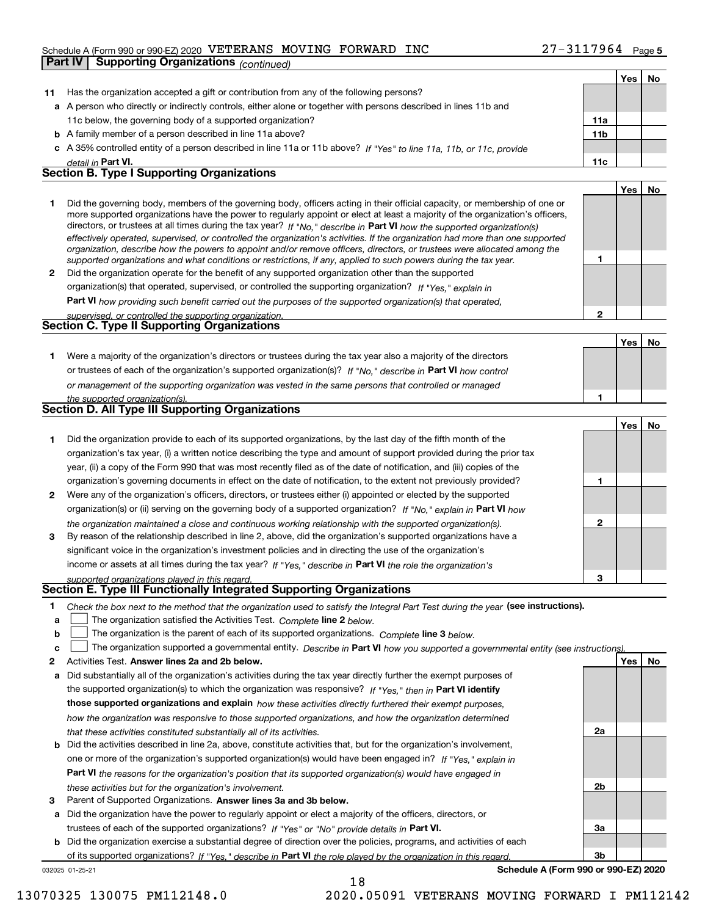Schedule A (Form 990 or 990-EZ) 2020 VETERANS MOVING FORWARD INC 27-3117964 Page 5

**Part IV Supporting Organizations** *(continued)*

| | | | Yes | No |
|---|---|---|---|---|
| **11** | Has the organization accepted a gift or contribution from any of the following persons? | | | |
| **a** | A person who directly or indirectly controls, either alone or together with persons described in lines 11b and 11c below, the governing body of a supported organization? | 11a | | |
| **b** | A family member of a person described in line 11a above? | 11b | | |
| **c** | A 35% controlled entity of a person described in line 11a or 11b above? *If "Yes" to line 11a, 11b, or 11c, provide detail in* **Part VI.** | 11c | | |

**Section B. Type I Supporting Organizations**

| | | | Yes | No |
|---|---|---|---|---|
| **1** | Did the governing body, members of the governing body, officers acting in their official capacity, or membership of one or more supported organizations have the power to regularly appoint or elect at least a majority of the organization's officers, directors, or trustees at all times during the tax year? *If "No," describe in* **Part VI** *how the supported organization(s) effectively operated, supervised, or controlled the organization's activities. If the organization had more than one supported organization, describe how the powers to appoint and/or remove officers, directors, or trustees were allocated among the supported organizations and what conditions or restrictions, if any, applied to such powers during the tax year.* | 1 | | |
| **2** | Did the organization operate for the benefit of any supported organization other than the supported organization(s) that operated, supervised, or controlled the supporting organization? *If "Yes," explain in* **Part VI** *how providing such benefit carried out the purposes of the supported organization(s) that operated, supervised, or controlled the supporting organization.* | 2 | | |

**Section C. Type II Supporting Organizations**

| | | | Yes | No |
|---|---|---|---|---|
| **1** | Were a majority of the organization's directors or trustees during the tax year also a majority of the directors or trustees of each of the organization's supported organization(s)? *If "No," describe in* **Part VI** *how control or management of the supporting organization was vested in the same persons that controlled or managed the supported organization(s).* | 1 | | |

**Section D. All Type III Supporting Organizations**

| | | | Yes | No |
|---|---|---|---|---|
| **1** | Did the organization provide to each of its supported organizations, by the last day of the fifth month of the organization's tax year, (i) a written notice describing the type and amount of support provided during the prior tax year, (ii) a copy of the Form 990 that was most recently filed as of the date of notification, and (iii) copies of the organization's governing documents in effect on the date of notification, to the extent not previously provided? | 1 | | |
| **2** | Were any of the organization's officers, directors, or trustees either (i) appointed or elected by the supported organization(s) or (ii) serving on the governing body of a supported organization? *If "No," explain in* **Part VI** *how the organization maintained a close and continuous working relationship with the supported organization(s).* | 2 | | |
| **3** | By reason of the relationship described in line 2, above, did the organization's supported organizations have a significant voice in the organization's investment policies and in directing the use of the organization's income or assets at all times during the tax year? *If "Yes," describe in* **Part VI** *the role the organization's supported organizations played in this regard.* | 3 | | |

**Section E. Type III Functionally Integrated Supporting Organizations**

**1** *Check the box next to the method that the organization used to satisfy the Integral Part Test during the year* **(see instructions).**

**a** ☐ The organization satisfied the Activities Test. *Complete* **line 2** *below.*

**b** ☐ The organization is the parent of each of its supported organizations. *Complete* **line 3** *below.*

**c** ☐ The organization supported a governmental entity. *Describe in* **Part VI** *how you supported a governmental entity (see instructions).*

| | | | Yes | No |
|---|---|---|---|---|
| **2** | Activities Test. **Answer lines 2a and 2b below.** | | | |
| **a** | Did substantially all of the organization's activities during the tax year directly further the exempt purposes of the supported organization(s) to which the organization was responsive? *If "Yes," then in* **Part VI identify those supported organizations and explain** *how these activities directly furthered their exempt purposes, how the organization was responsive to those supported organizations, and how the organization determined that these activities constituted substantially all of its activities.* | 2a | | |
| **b** | Did the activities described in line 2a, above, constitute activities that, but for the organization's involvement, one or more of the organization's supported organization(s) would have been engaged in? *If "Yes," explain in* **Part VI** *the reasons for the organization's position that its supported organization(s) would have engaged in these activities but for the organization's involvement.* | 2b | | |
| **3** | Parent of Supported Organizations. **Answer lines 3a and 3b below.** | | | |
| **a** | Did the organization have the power to regularly appoint or elect a majority of the officers, directors, or trustees of each of the supported organizations? *If "Yes" or "No" provide details in* **Part VI.** | 3a | | |
| **b** | Did the organization exercise a substantial degree of direction over the policies, programs, and activities of each of its supported organizations? *If "Yes," describe in* **Part VI** *the role played by the organization in this regard.* | 3b | | |

032025 01-25-21 **Schedule A (Form 990 or 990-EZ) 2020**

13070325 130075 PM112148.0 2020.05091 VETERANS MOVING FORWARD I PM112142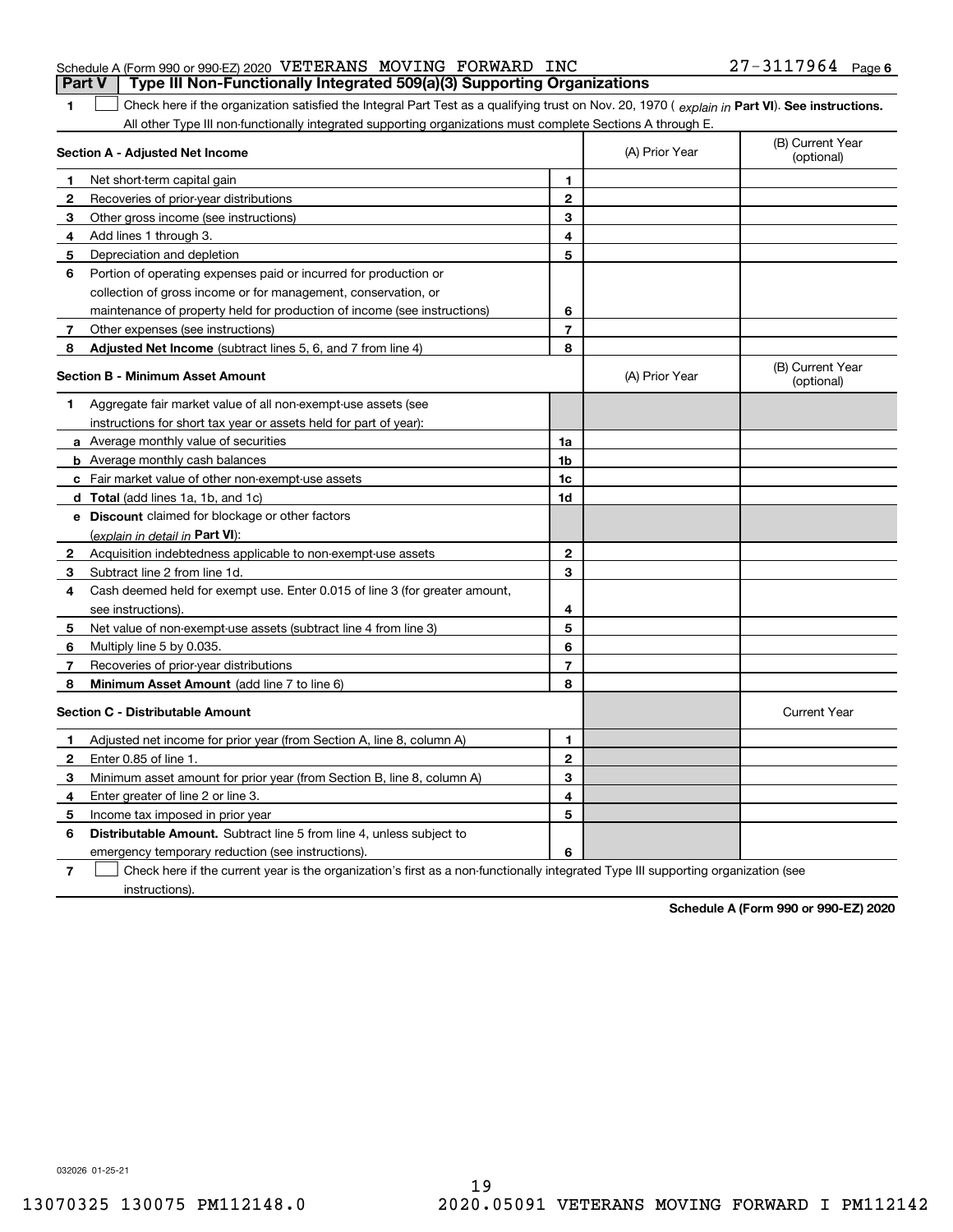Schedule A (Form 990 or 990-EZ) 2020 VETERANS MOVING FORWARD INC 27-3117964 Page 6

## Part V | Type III Non-Functionally Integrated 509(a)(3) Supporting Organizations

**1** ☐ Check here if the organization satisfied the Integral Part Test as a qualifying trust on Nov. 20, 1970 ( *explain in* **Part VI**). **See instructions.** All other Type III non-functionally integrated supporting organizations must complete Sections A through E.

| **Section A - Adjusted Net Income** | | (A) Prior Year | (B) Current Year (optional) |
|---|---|---|---|
| **1** Net short-term capital gain | 1 | | |
| **2** Recoveries of prior-year distributions | 2 | | |
| **3** Other gross income (see instructions) | 3 | | |
| **4** Add lines 1 through 3. | 4 | | |
| **5** Depreciation and depletion | 5 | | |
| **6** Portion of operating expenses paid or incurred for production or collection of gross income or for management, conservation, or maintenance of property held for production of income (see instructions) | 6 | | |
| **7** Other expenses (see instructions) | 7 | | |
| **8** **Adjusted Net Income** (subtract lines 5, 6, and 7 from line 4) | 8 | | |

| **Section B - Minimum Asset Amount** | | (A) Prior Year | (B) Current Year (optional) |
|---|---|---|---|
| **1** Aggregate fair market value of all non-exempt-use assets (see instructions for short tax year or assets held for part of year): | | | |
| **a** Average monthly value of securities | 1a | | |
| **b** Average monthly cash balances | 1b | | |
| **c** Fair market value of other non-exempt-use assets | 1c | | |
| **d** **Total** (add lines 1a, 1b, and 1c) | 1d | | |
| **e** **Discount** claimed for blockage or other factors (*explain in detail in* **Part VI**): | | | |
| **2** Acquisition indebtedness applicable to non-exempt-use assets | 2 | | |
| **3** Subtract line 2 from line 1d. | 3 | | |
| **4** Cash deemed held for exempt use. Enter 0.015 of line 3 (for greater amount, see instructions). | 4 | | |
| **5** Net value of non-exempt-use assets (subtract line 4 from line 3) | 5 | | |
| **6** Multiply line 5 by 0.035. | 6 | | |
| **7** Recoveries of prior-year distributions | 7 | | |
| **8** **Minimum Asset Amount** (add line 7 to line 6) | 8 | | |

| **Section C - Distributable Amount** | | | Current Year |
|---|---|---|---|
| **1** Adjusted net income for prior year (from Section A, line 8, column A) | 1 | | |
| **2** Enter 0.85 of line 1. | 2 | | |
| **3** Minimum asset amount for prior year (from Section B, line 8, column A) | 3 | | |
| **4** Enter greater of line 2 or line 3. | 4 | | |
| **5** Income tax imposed in prior year | 5 | | |
| **6** **Distributable Amount.** Subtract line 5 from line 4, unless subject to emergency temporary reduction (see instructions). | 6 | | |

**7** ☐ Check here if the current year is the organization's first as a non-functionally integrated Type III supporting organization (see instructions).

**Schedule A (Form 990 or 990-EZ) 2020**

032026 01-25-21

13070325 130075 PM112148.0 2020.05091 VETERANS MOVING FORWARD I PM112142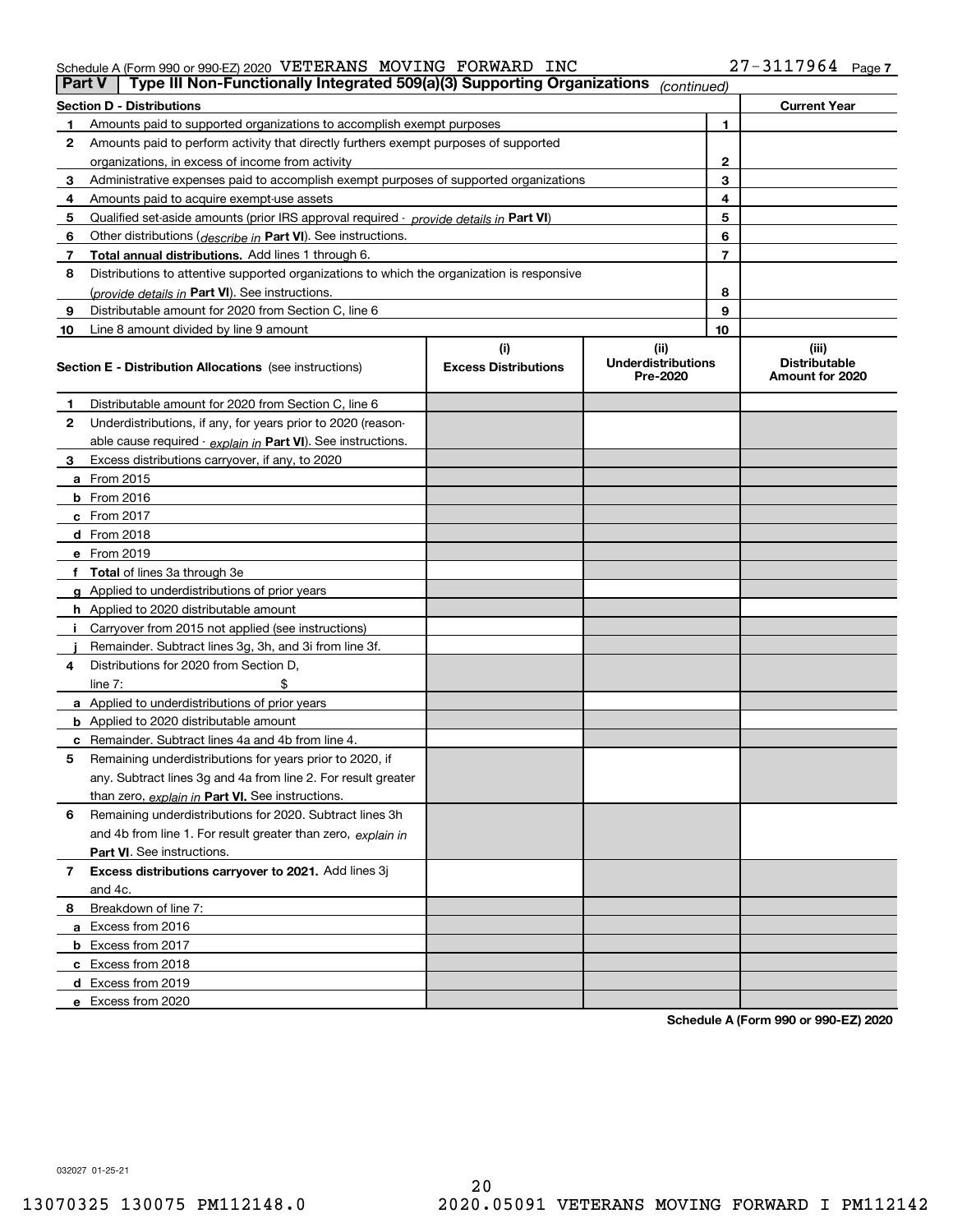Schedule A (Form 990 or 990-EZ) 2020 VETERANS MOVING FORWARD INC 27-3117964 Page 7

**Part V | Type III Non-Functionally Integrated 509(a)(3) Supporting Organizations** *(continued)*

| **Section D - Distributions** | | | **Current Year** |
|---|---|---|---|
| 1 | Amounts paid to supported organizations to accomplish exempt purposes | 1 | |
| 2 | Amounts paid to perform activity that directly furthers exempt purposes of supported organizations, in excess of income from activity | 2 | |
| 3 | Administrative expenses paid to accomplish exempt purposes of supported organizations | 3 | |
| 4 | Amounts paid to acquire exempt-use assets | 4 | |
| 5 | Qualified set-aside amounts (prior IRS approval required - *provide details in* **Part VI**) | 5 | |
| 6 | Other distributions (*describe in* **Part VI**). See instructions. | 6 | |
| 7 | **Total annual distributions.** Add lines 1 through 6. | 7 | |
| 8 | Distributions to attentive supported organizations to which the organization is responsive (*provide details in* **Part VI**). See instructions. | 8 | |
| 9 | Distributable amount for 2020 from Section C, line 6 | 9 | |
| 10 | Line 8 amount divided by line 9 amount | 10 | |

| | **Section E - Distribution Allocations** (see instructions) | (i) **Excess Distributions** | (ii) **Underdistributions Pre-2020** | (iii) **Distributable Amount for 2020** |
|---|---|---|---|---|
| 1 | Distributable amount for 2020 from Section C, line 6 | | | |
| 2 | Underdistributions, if any, for years prior to 2020 (reasonable cause required - *explain in* **Part VI**). See instructions. | | | |
| 3 | Excess distributions carryover, if any, to 2020 | | | |
| a | From 2015 | | | |
| b | From 2016 | | | |
| c | From 2017 | | | |
| d | From 2018 | | | |
| e | From 2019 | | | |
| f | **Total** of lines 3a through 3e | | | |
| g | Applied to underdistributions of prior years | | | |
| h | Applied to 2020 distributable amount | | | |
| i | Carryover from 2015 not applied (see instructions) | | | |
| j | Remainder. Subtract lines 3g, 3h, and 3i from line 3f. | | | |
| 4 | Distributions for 2020 from Section D, line 7: $ | | | |
| a | Applied to underdistributions of prior years | | | |
| b | Applied to 2020 distributable amount | | | |
| c | Remainder. Subtract lines 4a and 4b from line 4. | | | |
| 5 | Remaining underdistributions for years prior to 2020, if any. Subtract lines 3g and 4a from line 2. For result greater than zero, *explain in* **Part VI.** See instructions. | | | |
| 6 | Remaining underdistributions for 2020. Subtract lines 3h and 4b from line 1. For result greater than zero, *explain in* **Part VI**. See instructions. | | | |
| 7 | **Excess distributions carryover to 2021.** Add lines 3j and 4c. | | | |
| 8 | Breakdown of line 7: | | | |
| a | Excess from 2016 | | | |
| b | Excess from 2017 | | | |
| c | Excess from 2018 | | | |
| d | Excess from 2019 | | | |
| e | Excess from 2020 | | | |

**Schedule A (Form 990 or 990-EZ) 2020**

032027 01-25-21

13070325 130075 PM112148.0 2020.05091 VETERANS MOVING FORWARD I PM112142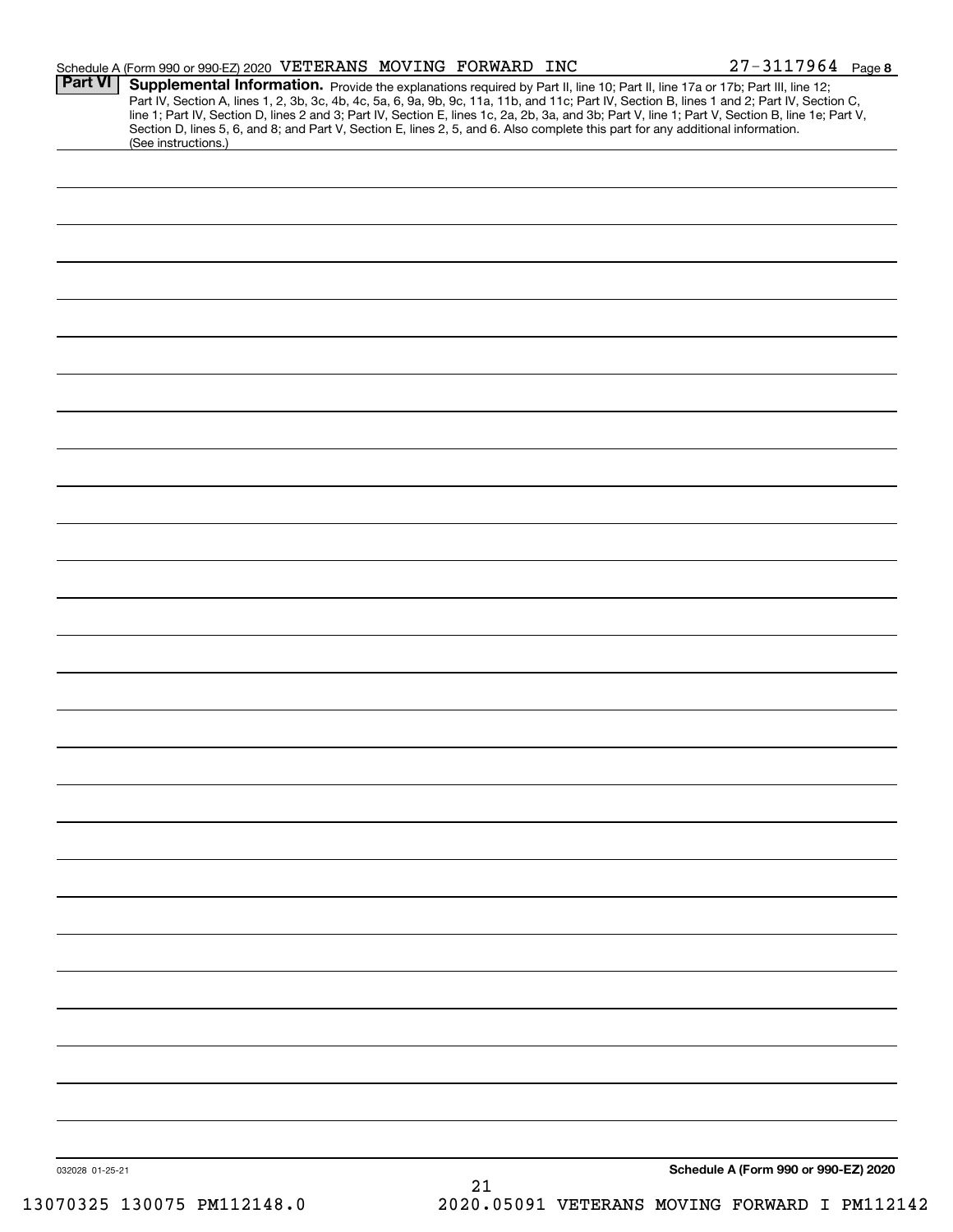Schedule A (Form 990 or 990-EZ) 2020 VETERANS MOVING FORWARD INC 27-3117964 Page 8

**Part VI** **Supplemental Information.** Provide the explanations required by Part II, line 10; Part II, line 17a or 17b; Part III, line 12; Part IV, Section A, lines 1, 2, 3b, 3c, 4b, 4c, 5a, 6, 9a, 9b, 9c, 11a, 11b, and 11c; Part IV, Section B, lines 1 and 2; Part IV, Section C, line 1; Part IV, Section D, lines 2 and 3; Part IV, Section E, lines 1c, 2a, 2b, 3a, and 3b; Part V, line 1; Part V, Section B, line 1e; Part V, Section D, lines 5, 6, and 8; and Part V, Section E, lines 2, 5, and 6. Also complete this part for any additional information. (See instructions.)

032028 01-25-21

**Schedule A (Form 990 or 990-EZ) 2020**

13070325 130075 PM112148.0 2020.05091 VETERANS MOVING FORWARD I PM112142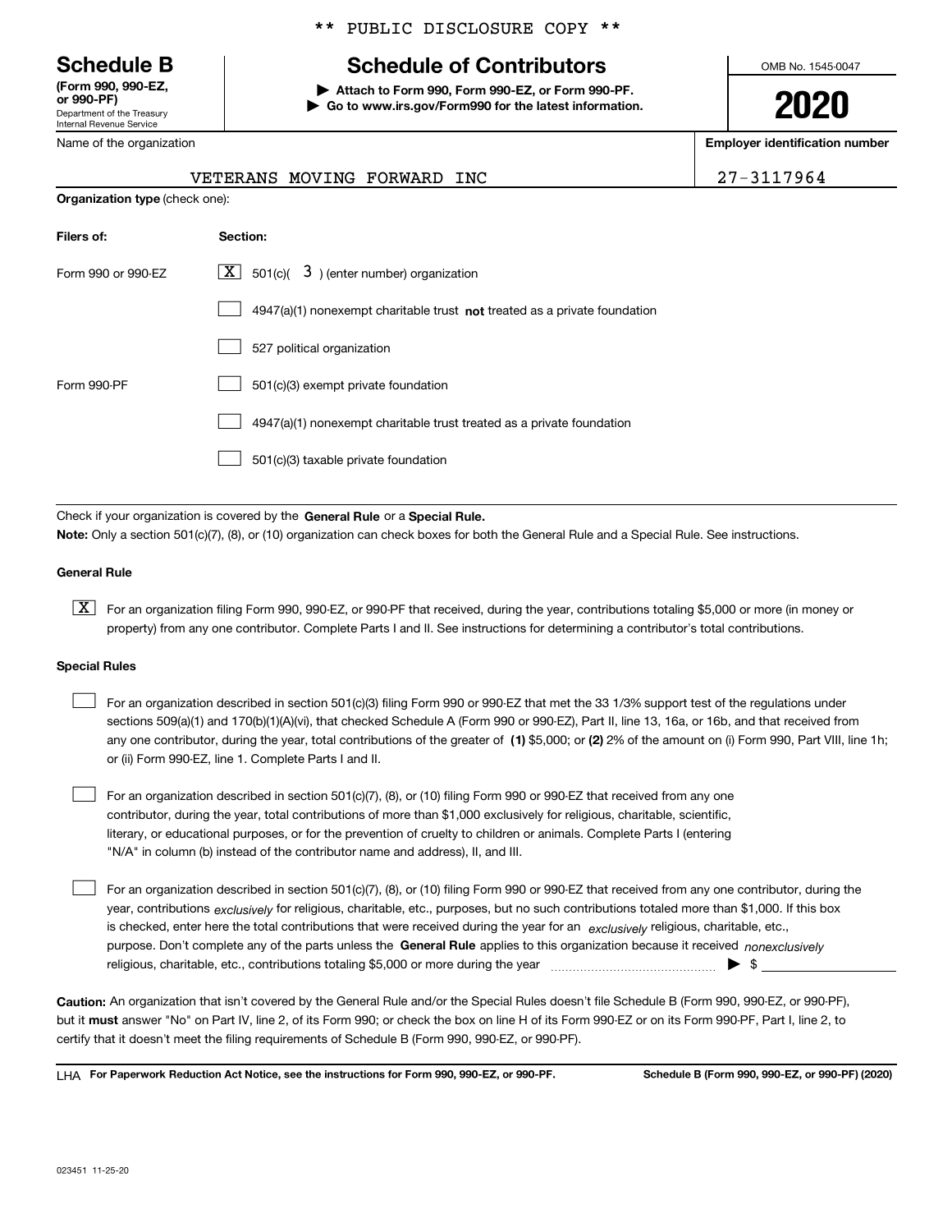** PUBLIC DISCLOSURE COPY **

# Schedule B
**(Form 990, 990-EZ, or 990-PF)**
Department of the Treasury
Internal Revenue Service

## Schedule of Contributors

▶ **Attach to Form 990, Form 990-EZ, or Form 990-PF.**
▶ **Go to www.irs.gov/Form990 for the latest information.**

OMB No. 1545-0047

**2020**

Name of the organization: VETERANS MOVING FORWARD INC

**Employer identification number**: 27-3117964

**Organization type** (check one):

| **Filers of:** | **Section:** |
|---|---|
| Form 990 or 990-EZ | [X] 501(c)( 3 ) (enter number) organization |
| | [ ] 4947(a)(1) nonexempt charitable trust **not** treated as a private foundation |
| | [ ] 527 political organization |
| Form 990-PF | [ ] 501(c)(3) exempt private foundation |
| | [ ] 4947(a)(1) nonexempt charitable trust treated as a private foundation |
| | [ ] 501(c)(3) taxable private foundation |

Check if your organization is covered by the **General Rule** or a **Special Rule.**

**Note:** Only a section 501(c)(7), (8), or (10) organization can check boxes for both the General Rule and a Special Rule. See instructions.

**General Rule**

[X] For an organization filing Form 990, 990-EZ, or 990-PF that received, during the year, contributions totaling $5,000 or more (in money or property) from any one contributor. Complete Parts I and II. See instructions for determining a contributor's total contributions.

**Special Rules**

[ ] For an organization described in section 501(c)(3) filing Form 990 or 990-EZ that met the 33 1/3% support test of the regulations under sections 509(a)(1) and 170(b)(1)(A)(vi), that checked Schedule A (Form 990 or 990-EZ), Part II, line 13, 16a, or 16b, and that received from any one contributor, during the year, total contributions of the greater of **(1)** $5,000; or **(2)** 2% of the amount on (i) Form 990, Part VIII, line 1h; or (ii) Form 990-EZ, line 1. Complete Parts I and II.

[ ] For an organization described in section 501(c)(7), (8), or (10) filing Form 990 or 990-EZ that received from any one contributor, during the year, total contributions of more than $1,000 exclusively for religious, charitable, scientific, literary, or educational purposes, or for the prevention of cruelty to children or animals. Complete Parts I (entering "N/A" in column (b) instead of the contributor name and address), II, and III.

[ ] For an organization described in section 501(c)(7), (8), or (10) filing Form 990 or 990-EZ that received from any one contributor, during the year, contributions *exclusively* for religious, charitable, etc., purposes, but no such contributions totaled more than $1,000. If this box is checked, enter here the total contributions that were received during the year for an *exclusively* religious, charitable, etc., purpose. Don't complete any of the parts unless the **General Rule** applies to this organization because it received *nonexclusively* religious, charitable, etc., contributions totaling $5,000 or more during the year ▶ $

**Caution:** An organization that isn't covered by the General Rule and/or the Special Rules doesn't file Schedule B (Form 990, 990-EZ, or 990-PF), but it **must** answer "No" on Part IV, line 2, of its Form 990; or check the box on line H of its Form 990-EZ or on its Form 990-PF, Part I, line 2, to certify that it doesn't meet the filing requirements of Schedule B (Form 990, 990-EZ, or 990-PF).

LHA **For Paperwork Reduction Act Notice, see the instructions for Form 990, 990-EZ, or 990-PF.** **Schedule B (Form 990, 990-EZ, or 990-PF) (2020)**

023451 11-25-20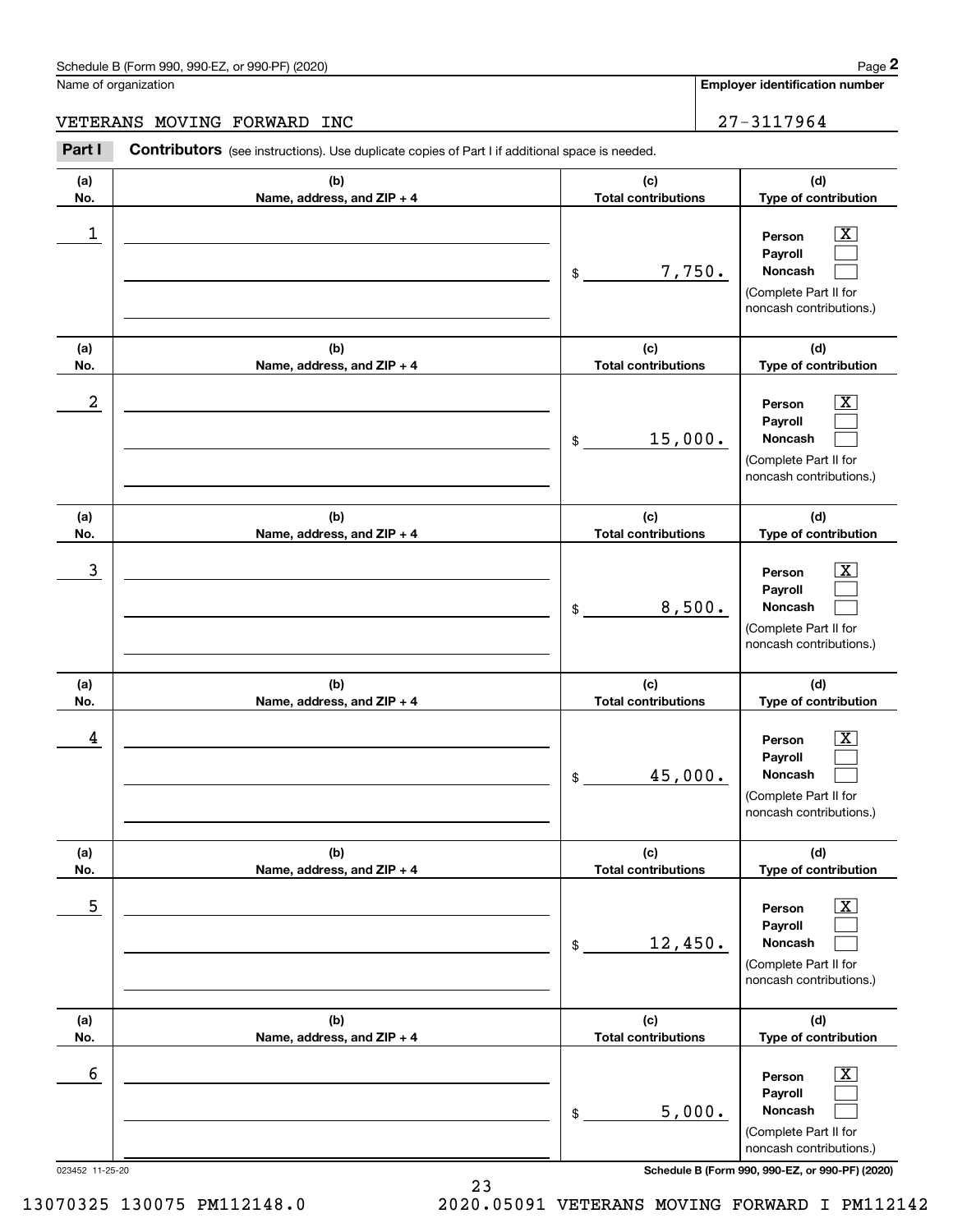Schedule B (Form 990, 990-EZ, or 990-PF) (2020)

Name of organization: VETERANS MOVING FORWARD INC

Employer identification number: 27-3117964

**Part I** **Contributors** (see instructions). Use duplicate copies of Part I if additional space is needed.

| (a) No. | (b) Name, address, and ZIP + 4 | (c) Total contributions | (d) Type of contribution |
|---|---|---|---|
| 1 | | $ 7,750. | Person [X] Payroll [ ] Noncash [ ] (Complete Part II for noncash contributions.) |
| 2 | | $ 15,000. | Person [X] Payroll [ ] Noncash [ ] (Complete Part II for noncash contributions.) |
| 3 | | $ 8,500. | Person [X] Payroll [ ] Noncash [ ] (Complete Part II for noncash contributions.) |
| 4 | | $ 45,000. | Person [X] Payroll [ ] Noncash [ ] (Complete Part II for noncash contributions.) |
| 5 | | $ 12,450. | Person [X] Payroll [ ] Noncash [ ] (Complete Part II for noncash contributions.) |
| 6 | | $ 5,000. | Person [X] Payroll [ ] Noncash [ ] (Complete Part II for noncash contributions.) |

023452 11-25-20

Schedule B (Form 990, 990-EZ, or 990-PF) (2020)

13070325 130075 PM112148.0 2020.05091 VETERANS MOVING FORWARD I PM112142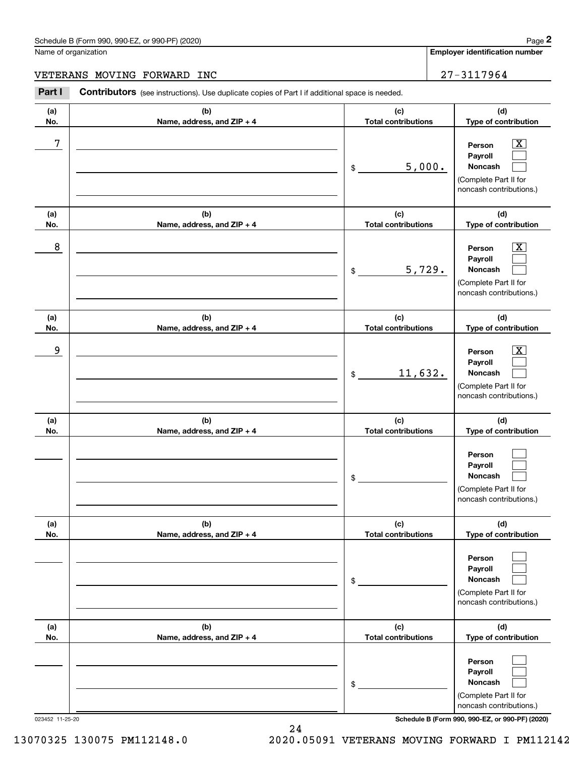Schedule B (Form 990, 990-EZ, or 990-PF) (2020)

Name of organization: VETERANS MOVING FORWARD INC

Employer identification number: 27-3117964

**Part I** **Contributors** (see instructions). Use duplicate copies of Part I if additional space is needed.

| (a) No. | (b) Name, address, and ZIP + 4 | (c) Total contributions | (d) Type of contribution |
|---|---|---|---|
| 7 | | $ 5,000. | Person [X] Payroll [ ] Noncash [ ] (Complete Part II for noncash contributions.) |
| 8 | | $ 5,729. | Person [X] Payroll [ ] Noncash [ ] (Complete Part II for noncash contributions.) |
| 9 | | $ 11,632. | Person [X] Payroll [ ] Noncash [ ] (Complete Part II for noncash contributions.) |
| | | $ | Person [ ] Payroll [ ] Noncash [ ] (Complete Part II for noncash contributions.) |
| | | $ | Person [ ] Payroll [ ] Noncash [ ] (Complete Part II for noncash contributions.) |
| | | $ | Person [ ] Payroll [ ] Noncash [ ] (Complete Part II for noncash contributions.) |

023452 11-25-20

Schedule B (Form 990, 990-EZ, or 990-PF) (2020)

13070325 130075 PM112148.0 2020.05091 VETERANS MOVING FORWARD I PM112142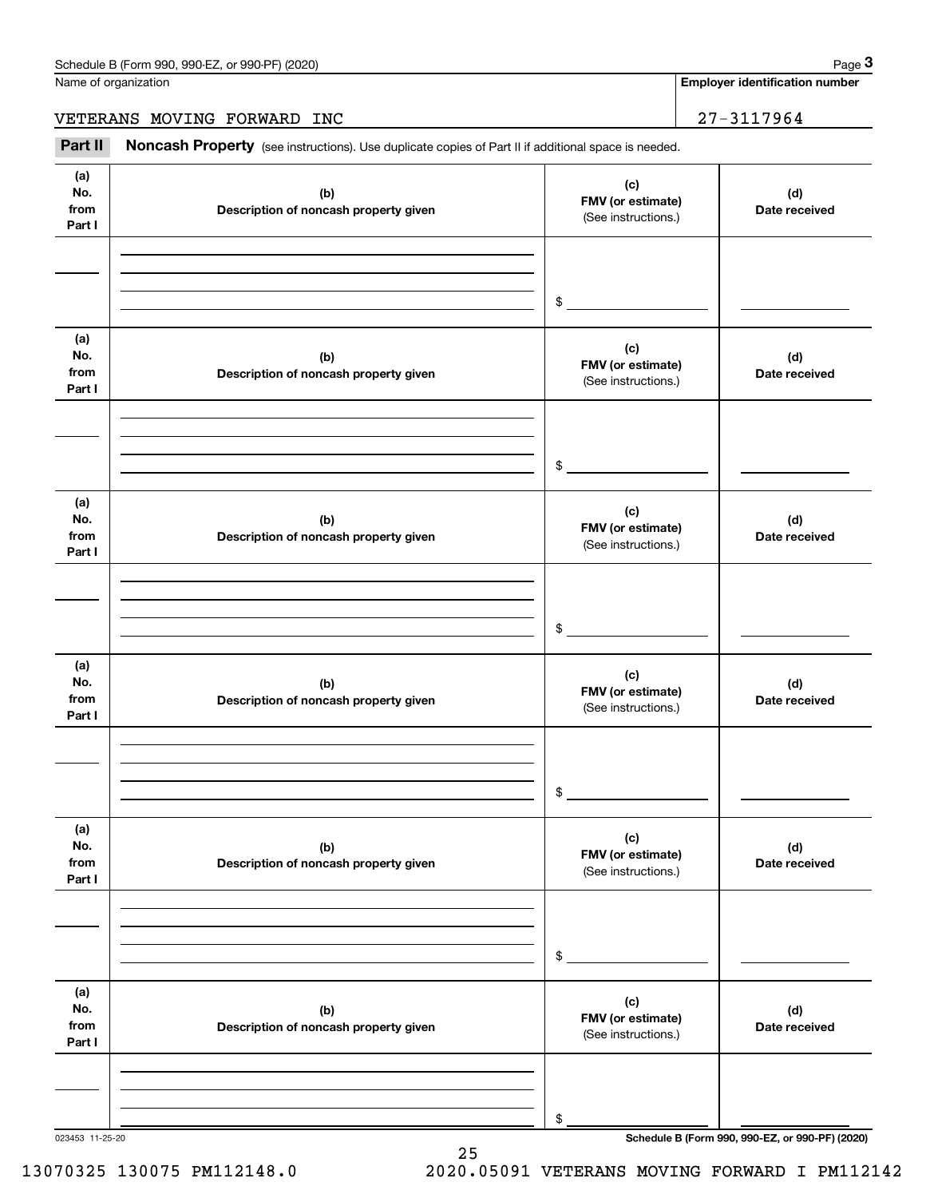Name of organization

VETERANS MOVING FORWARD INC

**Employer identification number**

27-3117964

**Part II** **Noncash Property** (see instructions). Use duplicate copies of Part II if additional space is needed.

| (a) No. from Part I | (b) Description of noncash property given | (c) FMV (or estimate) (See instructions.) | (d) Date received |
|---|---|---|---|
| | | $ | |

| (a) No. from Part I | (b) Description of noncash property given | (c) FMV (or estimate) (See instructions.) | (d) Date received |
|---|---|---|---|
| | | $ | |

| (a) No. from Part I | (b) Description of noncash property given | (c) FMV (or estimate) (See instructions.) | (d) Date received |
|---|---|---|---|
| | | $ | |

| (a) No. from Part I | (b) Description of noncash property given | (c) FMV (or estimate) (See instructions.) | (d) Date received |
|---|---|---|---|
| | | $ | |

| (a) No. from Part I | (b) Description of noncash property given | (c) FMV (or estimate) (See instructions.) | (d) Date received |
|---|---|---|---|
| | | $ | |

| (a) No. from Part I | (b) Description of noncash property given | (c) FMV (or estimate) (See instructions.) | (d) Date received |
|---|---|---|---|
| | | $ | |

023453 11-25-20

**Schedule B (Form 990, 990-EZ, or 990-PF) (2020)**

13070325 130075 PM112148.0 2020.05091 VETERANS MOVING FORWARD I PM112142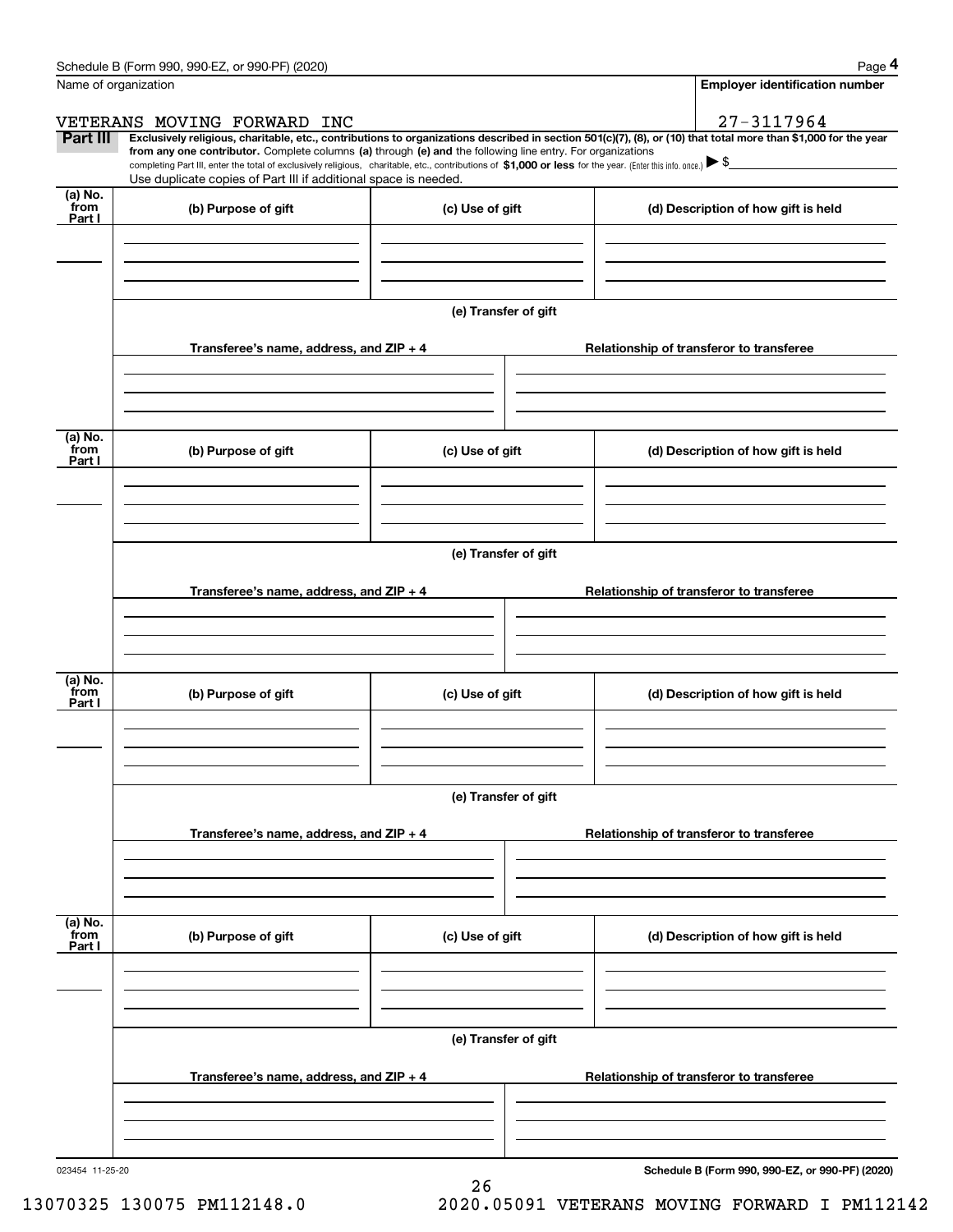Name of organization | Employer identification number

VETERANS MOVING FORWARD INC | 27-3117964

**Part III** **Exclusively religious, charitable, etc., contributions to organizations described in section 501(c)(7), (8), or (10) that total more than $1,000 for the year from any one contributor.** Complete columns **(a)** through **(e)** and the following line entry. For organizations completing Part III, enter the total of exclusively religious, charitable, etc., contributions of **$1,000 or less** for the year. (Enter this info. once.) ▶ $

Use duplicate copies of Part III if additional space is needed.

| (a) No. from Part I | (b) Purpose of gift | (c) Use of gift | (d) Description of how gift is held |
|---|---|---|---|
| | | | |

(e) Transfer of gift

| Transferee's name, address, and ZIP + 4 | Relationship of transferor to transferee |
|---|---|
| | |

| (a) No. from Part I | (b) Purpose of gift | (c) Use of gift | (d) Description of how gift is held |
|---|---|---|---|
| | | | |

(e) Transfer of gift

| Transferee's name, address, and ZIP + 4 | Relationship of transferor to transferee |
|---|---|
| | |

| (a) No. from Part I | (b) Purpose of gift | (c) Use of gift | (d) Description of how gift is held |
|---|---|---|---|
| | | | |

(e) Transfer of gift

| Transferee's name, address, and ZIP + 4 | Relationship of transferor to transferee |
|---|---|
| | |

| (a) No. from Part I | (b) Purpose of gift | (c) Use of gift | (d) Description of how gift is held |
|---|---|---|---|
| | | | |

(e) Transfer of gift

| Transferee's name, address, and ZIP + 4 | Relationship of transferor to transferee |
|---|---|
| | |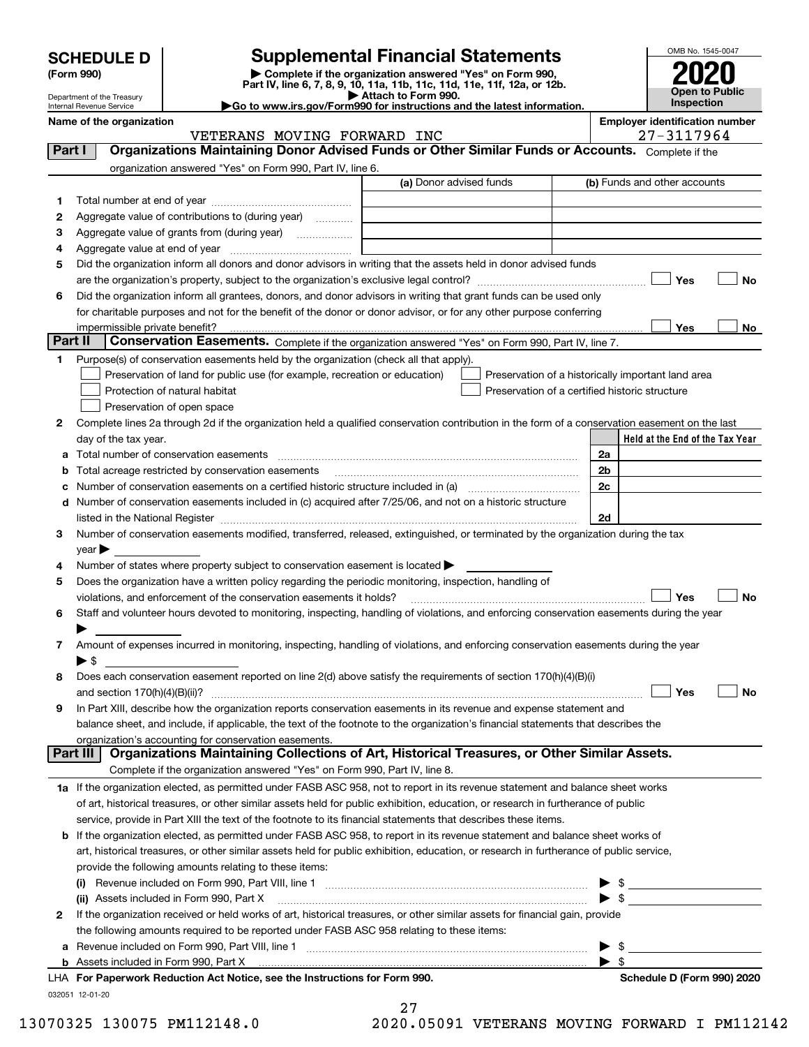# SCHEDULE D (Form 990)

Department of the Treasury
Internal Revenue Service

## Supplemental Financial Statements

▶ Complete if the organization answered "Yes" on Form 990, Part IV, line 6, 7, 8, 9, 10, 11a, 11b, 11c, 11d, 11e, 11f, 12a, or 12b.
▶ Attach to Form 990.
▶Go to www.irs.gov/Form990 for instructions and the latest information.

OMB No. 1545-0047
**2020**
**Open to Public Inspection**

**Name of the organization:** VETERANS MOVING FORWARD INC
**Employer identification number:** 27-3117964

### Part I — Organizations Maintaining Donor Advised Funds or Other Similar Funds or Accounts.
Complete if the organization answered "Yes" on Form 990, Part IV, line 6.

| | | (a) Donor advised funds | (b) Funds and other accounts |
|---|---|---|---|
| 1 | Total number at end of year | | |
| 2 | Aggregate value of contributions to (during year) | | |
| 3 | Aggregate value of grants from (during year) | | |
| 4 | Aggregate value at end of year | | |

5 Did the organization inform all donors and donor advisors in writing that the assets held in donor advised funds are the organization's property, subject to the organization's exclusive legal control? ☐ Yes ☐ No

6 Did the organization inform all grantees, donors, and donor advisors in writing that grant funds can be used only for charitable purposes and not for the benefit of the donor or donor advisor, or for any other purpose conferring impermissible private benefit? ☐ Yes ☐ No

### Part II — Conservation Easements.
Complete if the organization answered "Yes" on Form 990, Part IV, line 7.

1 Purpose(s) of conservation easements held by the organization (check all that apply).
- ☐ Preservation of land for public use (for example, recreation or education)
- ☐ Protection of natural habitat
- ☐ Preservation of open space
- ☐ Preservation of a historically important land area
- ☐ Preservation of a certified historic structure

2 Complete lines 2a through 2d if the organization held a qualified conservation contribution in the form of a conservation easement on the last day of the tax year.

| | | | Held at the End of the Tax Year |
|---|---|---|---|
| a | Total number of conservation easements | 2a | |
| b | Total acreage restricted by conservation easements | 2b | |
| c | Number of conservation easements on a certified historic structure included in (a) | 2c | |
| d | Number of conservation easements included in (c) acquired after 7/25/06, and not on a historic structure listed in the National Register | 2d | |

3 Number of conservation easements modified, transferred, released, extinguished, or terminated by the organization during the tax year ▶

4 Number of states where property subject to conservation easement is located ▶

5 Does the organization have a written policy regarding the periodic monitoring, inspection, handling of violations, and enforcement of the conservation easements it holds? ☐ Yes ☐ No

6 Staff and volunteer hours devoted to monitoring, inspecting, handling of violations, and enforcing conservation easements during the year ▶

7 Amount of expenses incurred in monitoring, inspecting, handling of violations, and enforcing conservation easements during the year ▶ $

8 Does each conservation easement reported on line 2(d) above satisfy the requirements of section 170(h)(4)(B)(i) and section 170(h)(4)(B)(ii)? ☐ Yes ☐ No

9 In Part XIII, describe how the organization reports conservation easements in its revenue and expense statement and balance sheet, and include, if applicable, the text of the footnote to the organization's financial statements that describes the organization's accounting for conservation easements.

### Part III — Organizations Maintaining Collections of Art, Historical Treasures, or Other Similar Assets.
Complete if the organization answered "Yes" on Form 990, Part IV, line 8.

1a If the organization elected, as permitted under FASB ASC 958, not to report in its revenue statement and balance sheet works of art, historical treasures, or other similar assets held for public exhibition, education, or research in furtherance of public service, provide in Part XIII the text of the footnote to its financial statements that describes these items.

b If the organization elected, as permitted under FASB ASC 958, to report in its revenue statement and balance sheet works of art, historical treasures, or other similar assets held for public exhibition, education, or research in furtherance of public service, provide the following amounts relating to these items:

(i) Revenue included on Form 990, Part VIII, line 1 ▶ $

(ii) Assets included in Form 990, Part X ▶ $

2 If the organization received or held works of art, historical treasures, or other similar assets for financial gain, provide the following amounts required to be reported under FASB ASC 958 relating to these items:

a Revenue included on Form 990, Part VIII, line 1 ▶ $

b Assets included in Form 990, Part X ▶ $

LHA For Paperwork Reduction Act Notice, see the Instructions for Form 990. — Schedule D (Form 990) 2020

032051 12-01-20

13070325 130075 PM112148.0 2020.05091 VETERANS MOVING FORWARD I PM112142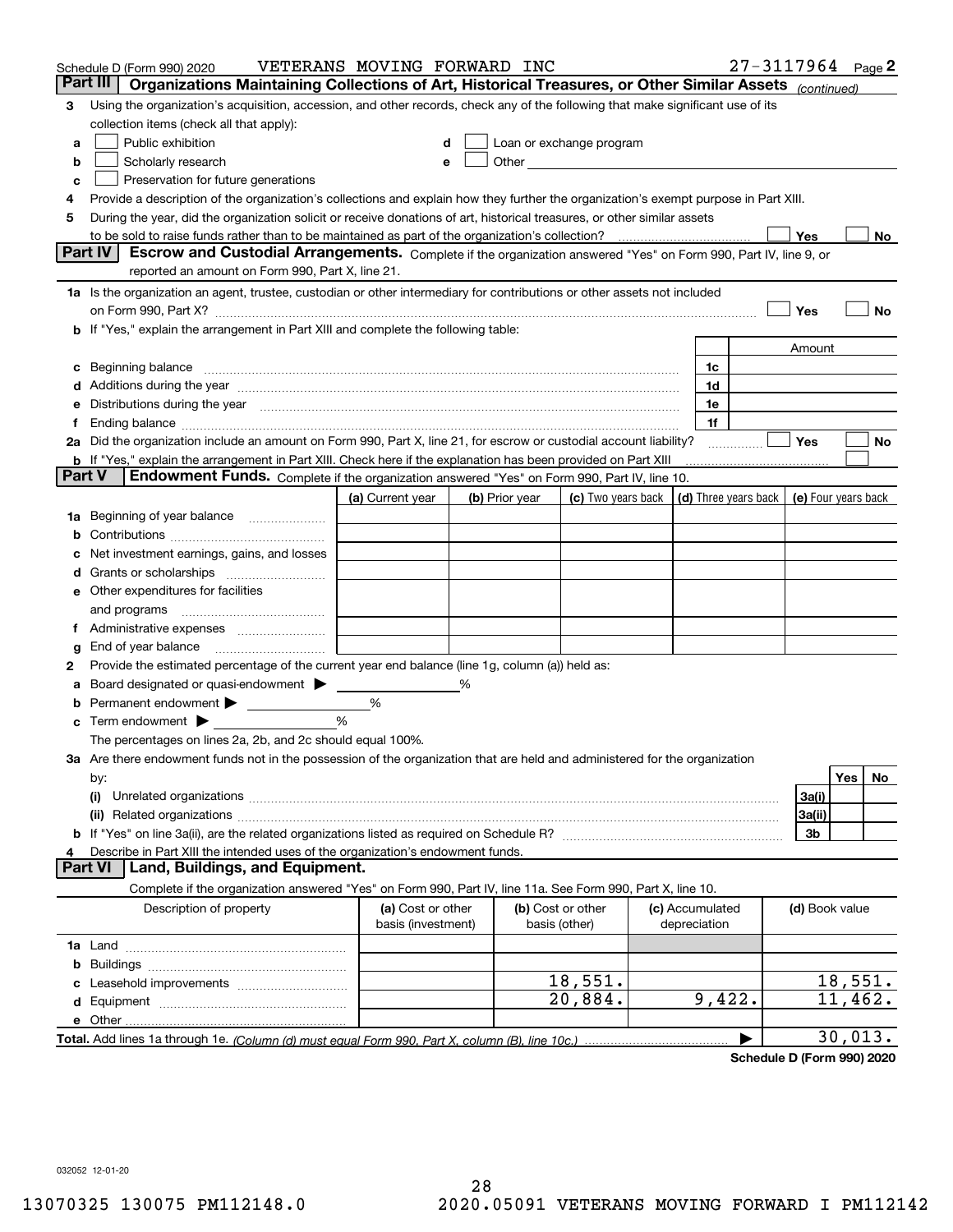Schedule D (Form 990) 2020 VETERANS MOVING FORWARD INC 27-3117964 Page 2

## Part III Organizations Maintaining Collections of Art, Historical Treasures, or Other Similar Assets *(continued)*

**3** Using the organization's acquisition, accession, and other records, check any of the following that make significant use of its collection items (check all that apply):

- **a** ☐ Public exhibition
- **b** ☐ Scholarly research
- **c** ☐ Preservation for future generations
- **d** ☐ Loan or exchange program
- **e** ☐ Other

**4** Provide a description of the organization's collections and explain how they further the organization's exempt purpose in Part XIII.

**5** During the year, did the organization solicit or receive donations of art, historical treasures, or other similar assets to be sold to raise funds rather than to be maintained as part of the organization's collection? ☐ Yes ☐ No

## Part IV Escrow and Custodial Arrangements.

Complete if the organization answered "Yes" on Form 990, Part IV, line 9, or reported an amount on Form 990, Part X, line 21.

**1a** Is the organization an agent, trustee, custodian or other intermediary for contributions or other assets not included on Form 990, Part X? ☐ Yes ☐ No

**b** If "Yes," explain the arrangement in Part XIII and complete the following table:

| | | Amount |
|---|---|---|
| **c** Beginning balance | 1c | |
| **d** Additions during the year | 1d | |
| **e** Distributions during the year | 1e | |
| **f** Ending balance | 1f | |

**2a** Did the organization include an amount on Form 990, Part X, line 21, for escrow or custodial account liability? ☐ Yes ☐ No

**b** If "Yes," explain the arrangement in Part XIII. Check here if the explanation has been provided on Part XIII ☐

## Part V Endowment Funds.

Complete if the organization answered "Yes" on Form 990, Part IV, line 10.

| | (a) Current year | (b) Prior year | (c) Two years back | (d) Three years back | (e) Four years back |
|---|---|---|---|---|---|
| **1a** Beginning of year balance | | | | | |
| **b** Contributions | | | | | |
| **c** Net investment earnings, gains, and losses | | | | | |
| **d** Grants or scholarships | | | | | |
| **e** Other expenditures for facilities and programs | | | | | |
| **f** Administrative expenses | | | | | |
| **g** End of year balance | | | | | |

**2** Provide the estimated percentage of the current year end balance (line 1g, column (a)) held as:

- **a** Board designated or quasi-endowment ▶ ______ %
- **b** Permanent endowment ▶ ______ %
- **c** Term endowment ▶ ______ %

The percentages on lines 2a, 2b, and 2c should equal 100%.

**3a** Are there endowment funds not in the possession of the organization that are held and administered for the organization by:

| | | Yes | No |
|---|---|---|---|
| **(i)** Unrelated organizations | 3a(i) | | |
| **(ii)** Related organizations | 3a(ii) | | |
| **b** If "Yes" on line 3a(ii), are the related organizations listed as required on Schedule R? | 3b | | |

**4** Describe in Part XIII the intended uses of the organization's endowment funds.

## Part VI Land, Buildings, and Equipment.

Complete if the organization answered "Yes" on Form 990, Part IV, line 11a. See Form 990, Part X, line 10.

| Description of property | (a) Cost or other basis (investment) | (b) Cost or other basis (other) | (c) Accumulated depreciation | (d) Book value |
|---|---|---|---|---|
| **1a** Land | | | | |
| **b** Buildings | | | | |
| **c** Leasehold improvements | | 18,551. | | 18,551. |
| **d** Equipment | | 20,884. | 9,422. | 11,462. |
| **e** Other | | | | |
| **Total.** Add lines 1a through 1e. *(Column (d) must equal Form 990, Part X, column (B), line 10c.)* | | | ▶ | 30,013. |

**Schedule D (Form 990) 2020**

032052 12-01-20

13070325 130075 PM112148.0 2020.05091 VETERANS MOVING FORWARD I PM112142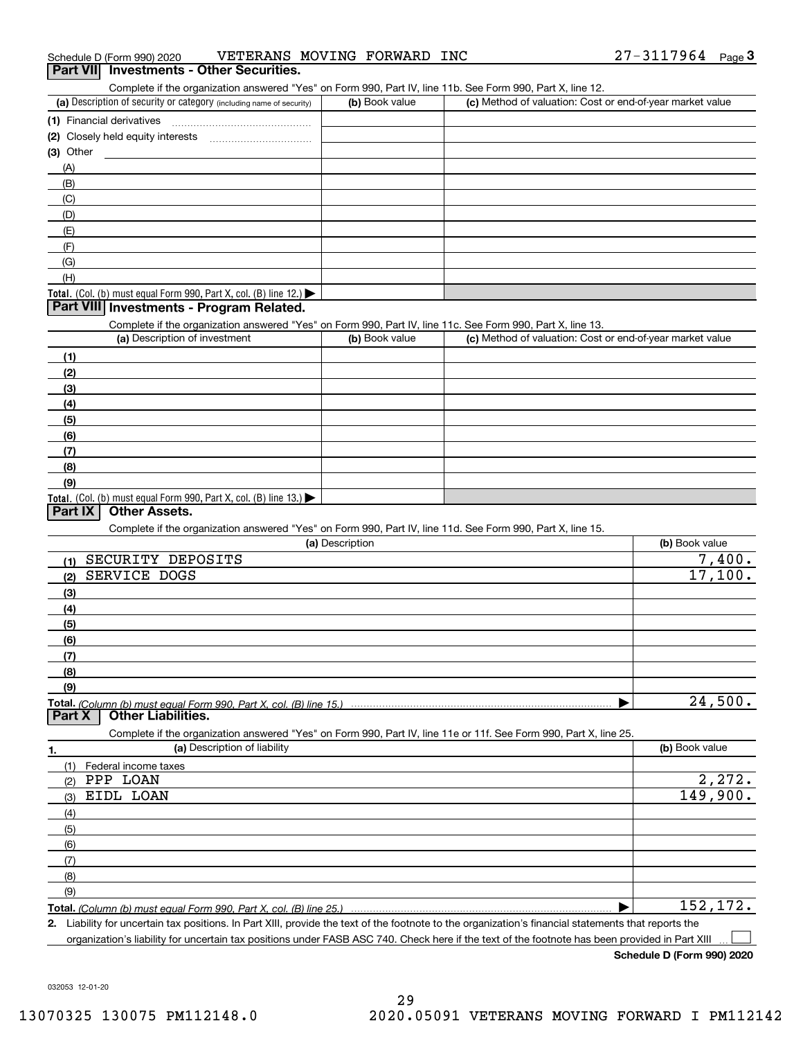Schedule D (Form 990) 2020 VETERANS MOVING FORWARD INC 27-3117964

## Part VII Investments - Other Securities.

Complete if the organization answered "Yes" on Form 990, Part IV, line 11b. See Form 990, Part X, line 12.

| (a) Description of security or category (including name of security) | (b) Book value | (c) Method of valuation: Cost or end-of-year market value |
|---|---|---|
| (1) Financial derivatives | | |
| (2) Closely held equity interests | | |
| (3) Other | | |
| (A) | | |
| (B) | | |
| (C) | | |
| (D) | | |
| (E) | | |
| (F) | | |
| (G) | | |
| (H) | | |
| **Total.** (Col. (b) must equal Form 990, Part X, col. (B) line 12.) ▶ | | |

## Part VIII Investments - Program Related.

Complete if the organization answered "Yes" on Form 990, Part IV, line 11c. See Form 990, Part X, line 13.

| (a) Description of investment | (b) Book value | (c) Method of valuation: Cost or end-of-year market value |
|---|---|---|
| (1) | | |
| (2) | | |
| (3) | | |
| (4) | | |
| (5) | | |
| (6) | | |
| (7) | | |
| (8) | | |
| (9) | | |
| **Total.** (Col. (b) must equal Form 990, Part X, col. (B) line 13.) ▶ | | |

## Part IX Other Assets.

Complete if the organization answered "Yes" on Form 990, Part IV, line 11d. See Form 990, Part X, line 15.

| (a) Description | (b) Book value |
|---|---|
| (1) SECURITY DEPOSITS | 7,400. |
| (2) SERVICE DOGS | 17,100. |
| (3) | |
| (4) | |
| (5) | |
| (6) | |
| (7) | |
| (8) | |
| (9) | |
| **Total.** *(Column (b) must equal Form 990, Part X, col. (B) line 15.)* ▶ | 24,500. |

## Part X Other Liabilities.

Complete if the organization answered "Yes" on Form 990, Part IV, line 11e or 11f. See Form 990, Part X, line 25.

| 1. (a) Description of liability | (b) Book value |
|---|---|
| (1) Federal income taxes | |
| (2) PPP LOAN | 2,272. |
| (3) EIDL LOAN | 149,900. |
| (4) | |
| (5) | |
| (6) | |
| (7) | |
| (8) | |
| (9) | |
| **Total.** *(Column (b) must equal Form 990, Part X, col. (B) line 25.)* ▶ | 152,172. |

**2.** Liability for uncertain tax positions. In Part XIII, provide the text of the footnote to the organization's financial statements that reports the organization's liability for uncertain tax positions under FASB ASC 740. Check here if the text of the footnote has been provided in Part XIII ☐

**Schedule D (Form 990) 2020**

032053 12-01-20

13070325 130075 PM112148.0 2020.05091 VETERANS MOVING FORWARD I PM112142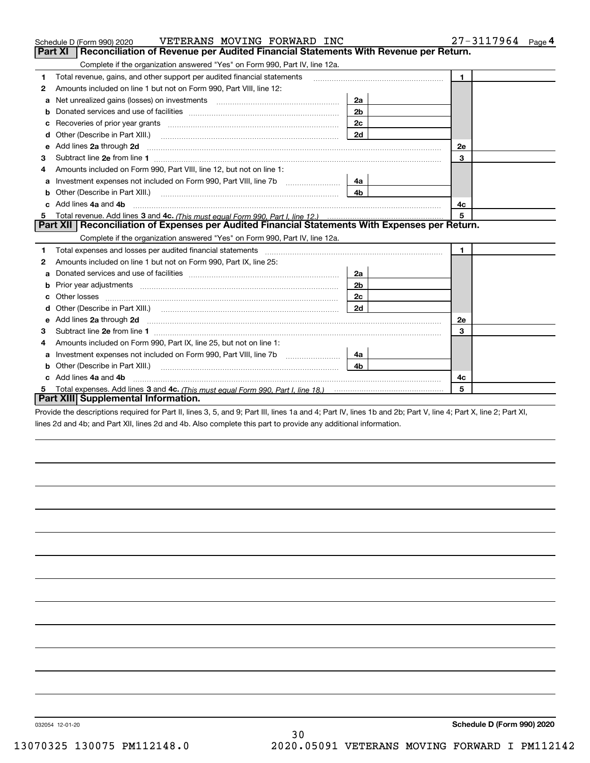Schedule D (Form 990) 2020 VETERANS MOVING FORWARD INC 27-3117964 Page 4

## Part XI Reconciliation of Revenue per Audited Financial Statements With Revenue per Return.

Complete if the organization answered "Yes" on Form 990, Part IV, line 12a.

| | | | | | |
|---|---|---|---|---|---|
| 1 | Total revenue, gains, and other support per audited financial statements | | | 1 | |
| 2 | Amounts included on line 1 but not on Form 990, Part VIII, line 12: | | | | |
| a | Net unrealized gains (losses) on investments | 2a | | | |
| b | Donated services and use of facilities | 2b | | | |
| c | Recoveries of prior year grants | 2c | | | |
| d | Other (Describe in Part XIII.) | 2d | | | |
| e | Add lines 2a through 2d | | | 2e | |
| 3 | Subtract line 2e from line 1 | | | 3 | |
| 4 | Amounts included on Form 990, Part VIII, line 12, but not on line 1: | | | | |
| a | Investment expenses not included on Form 990, Part VIII, line 7b | 4a | | | |
| b | Other (Describe in Part XIII.) | 4b | | | |
| c | Add lines 4a and 4b | | | 4c | |
| 5 | Total revenue. Add lines 3 and 4c. *(This must equal Form 990, Part I, line 12.)* | | | 5 | |

## Part XII Reconciliation of Expenses per Audited Financial Statements With Expenses per Return.

Complete if the organization answered "Yes" on Form 990, Part IV, line 12a.

| | | | | | |
|---|---|---|---|---|---|
| 1 | Total expenses and losses per audited financial statements | | | 1 | |
| 2 | Amounts included on line 1 but not on Form 990, Part IX, line 25: | | | | |
| a | Donated services and use of facilities | 2a | | | |
| b | Prior year adjustments | 2b | | | |
| c | Other losses | 2c | | | |
| d | Other (Describe in Part XIII.) | 2d | | | |
| e | Add lines 2a through 2d | | | 2e | |
| 3 | Subtract line 2e from line 1 | | | 3 | |
| 4 | Amounts included on Form 990, Part IX, line 25, but not on line 1: | | | | |
| a | Investment expenses not included on Form 990, Part VIII, line 7b | 4a | | | |
| b | Other (Describe in Part XIII.) | 4b | | | |
| c | Add lines 4a and 4b | | | 4c | |
| 5 | Total expenses. Add lines 3 and 4c. *(This must equal Form 990, Part I, line 18.)* | | | 5 | |

## Part XIII Supplemental Information.

Provide the descriptions required for Part II, lines 3, 5, and 9; Part III, lines 1a and 4; Part IV, lines 1b and 2b; Part V, line 4; Part X, line 2; Part XI, lines 2d and 4b; and Part XII, lines 2d and 4b. Also complete this part to provide any additional information.

032054 12-01-20

**Schedule D (Form 990) 2020**

13070325 130075 PM112148.0 2020.05091 VETERANS MOVING FORWARD I PM112142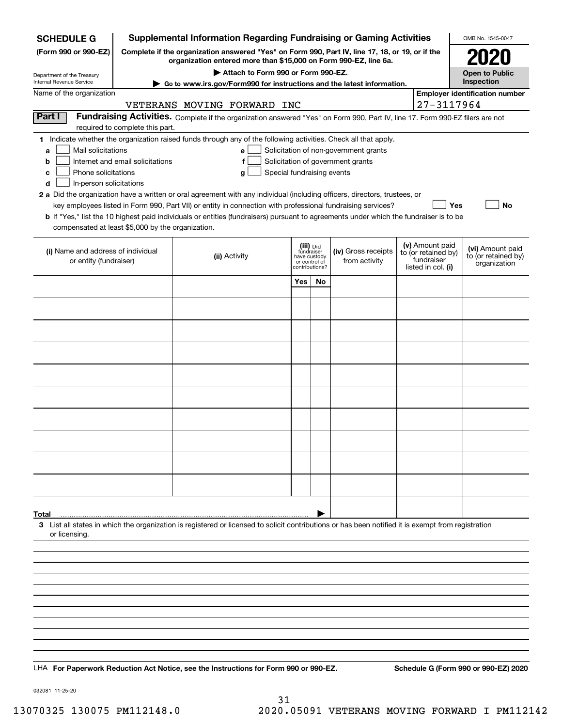**SCHEDULE G**
**(Form 990 or 990-EZ)**

Department of the Treasury
Internal Revenue Service

# Supplemental Information Regarding Fundraising or Gaming Activities

**Complete if the organization answered "Yes" on Form 990, Part IV, line 17, 18, or 19, or if the organization entered more than $15,000 on Form 990-EZ, line 6a.**

**▶ Attach to Form 990 or Form 990-EZ.**

**▶ Go to www.irs.gov/Form990 for instructions and the latest information.**

OMB No. 1545-0047

**2020**

**Open to Public Inspection**

Name of the organization: VETERANS MOVING FORWARD INC

**Employer identification number:** 27-3117964

**Part I** **Fundraising Activities.** Complete if the organization answered "Yes" on Form 990, Part IV, line 17. Form 990-EZ filers are not required to complete this part.

**1** Indicate whether the organization raised funds through any of the following activities. Check all that apply.

- **a** ☐ Mail solicitations
- **b** ☐ Internet and email solicitations
- **c** ☐ Phone solicitations
- **d** ☐ In-person solicitations
- **e** ☐ Solicitation of non-government grants
- **f** ☐ Solicitation of government grants
- **g** ☐ Special fundraising events

**2 a** Did the organization have a written or oral agreement with any individual (including officers, directors, trustees, or key employees listed in Form 990, Part VII) or entity in connection with professional fundraising services? ☐ **Yes** ☐ **No**

**b** If "Yes," list the 10 highest paid individuals or entities (fundraisers) pursuant to agreements under which the fundraiser is to be compensated at least $5,000 by the organization.

| (i) Name and address of individual or entity (fundraiser) | (ii) Activity | (iii) Did fundraiser have custody or control of contributions? Yes | No | (iv) Gross receipts from activity | (v) Amount paid to (or retained by) fundraiser listed in col. (i) | (vi) Amount paid to (or retained by) organization |
|---|---|---|---|---|---|---|
| | | | | | | |
| | | | | | | |
| | | | | | | |
| | | | | | | |
| | | | | | | |
| | | | | | | |
| | | | | | | |
| | | | | | | |
| | | | | | | |
| | | | | | | |
| **Total** ▶ | | | | | | |

**3** List all states in which the organization is registered or licensed to solicit contributions or has been notified it is exempt from registration or licensing.

LHA **For Paperwork Reduction Act Notice, see the Instructions for Form 990 or 990-EZ.** **Schedule G (Form 990 or 990-EZ) 2020**

032081 11-25-20

13070325 130075 PM112148.0 2020.05091 VETERANS MOVING FORWARD I PM112142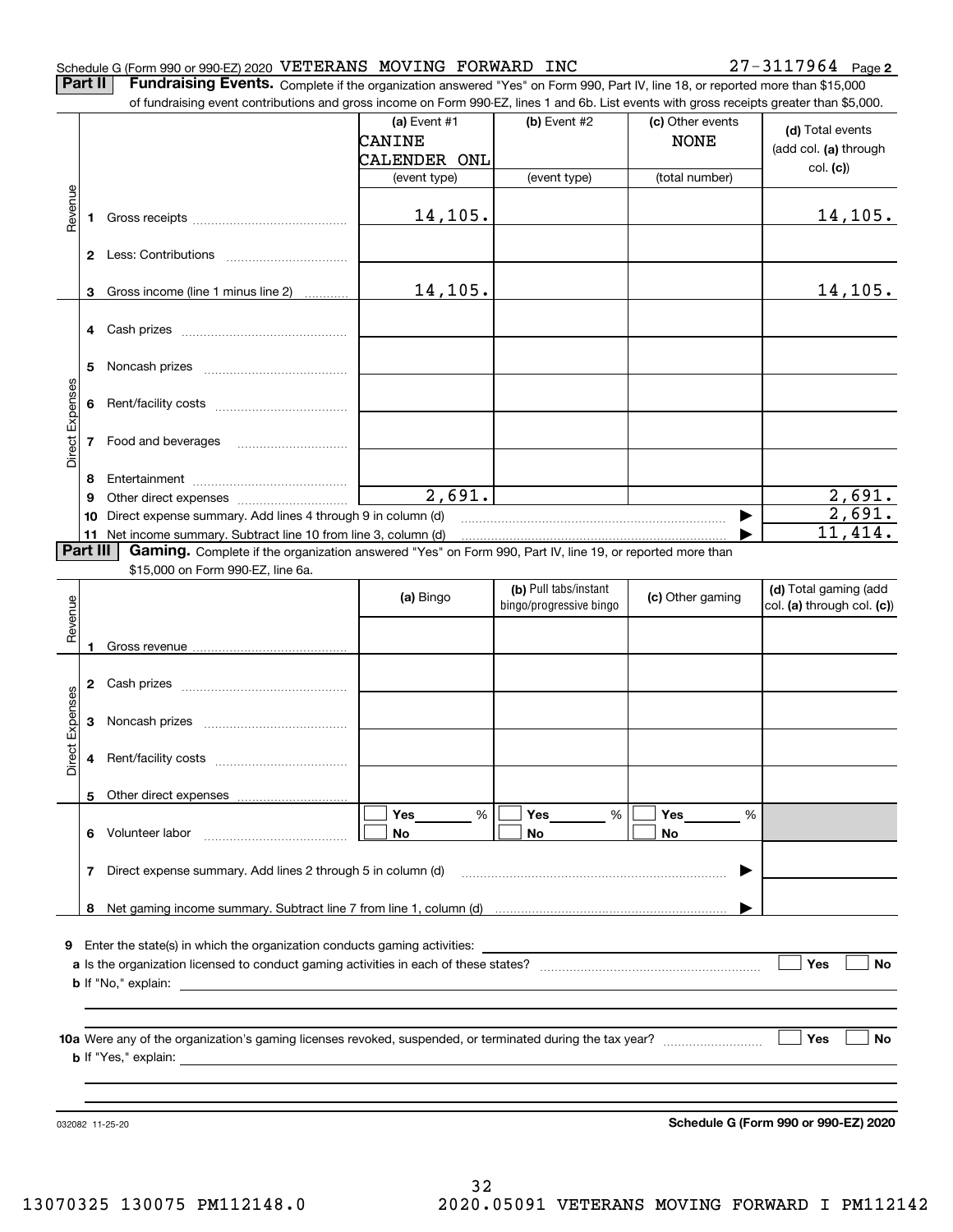Schedule G (Form 990 or 990-EZ) 2020 VETERANS MOVING FORWARD INC 27-3117964 Page **2**

**Part II** **Fundraising Events.** Complete if the organization answered "Yes" on Form 990, Part IV, line 18, or reported more than $15,000 of fundraising event contributions and gross income on Form 990-EZ, lines 1 and 6b. List events with gross receipts greater than $5,000.

| | | (a) Event #1 CANINE CALENDER ONL (event type) | (b) Event #2 (event type) | (c) Other events NONE (total number) | (d) Total events (add col. (a) through col. (c)) |
|---|---|---|---|---|---|
| Revenue | 1 Gross receipts | 14,105. | | | 14,105. |
| | 2 Less: Contributions | | | | |
| | 3 Gross income (line 1 minus line 2) | 14,105. | | | 14,105. |
| Direct Expenses | 4 Cash prizes | | | | |
| | 5 Noncash prizes | | | | |
| | 6 Rent/facility costs | | | | |
| | 7 Food and beverages | | | | |
| | 8 Entertainment | | | | |
| | 9 Other direct expenses | 2,691. | | | 2,691. |
| | 10 Direct expense summary. Add lines 4 through 9 in column (d) | | | ▶ | 2,691. |
| | 11 Net income summary. Subtract line 10 from line 3, column (d) | | | ▶ | 11,414. |

**Part III** **Gaming.** Complete if the organization answered "Yes" on Form 990, Part IV, line 19, or reported more than $15,000 on Form 990-EZ, line 6a.

| | | (a) Bingo | (b) Pull tabs/instant bingo/progressive bingo | (c) Other gaming | (d) Total gaming (add col. (a) through col. (c)) |
|---|---|---|---|---|---|
| Revenue | 1 Gross revenue | | | | |
| Direct Expenses | 2 Cash prizes | | | | |
| | 3 Noncash prizes | | | | |
| | 4 Rent/facility costs | | | | |
| | 5 Other direct expenses | | | | |
| | 6 Volunteer labor | ☐ Yes ___ % ☐ No | ☐ Yes ___ % ☐ No | ☐ Yes ___ % ☐ No | |
| | 7 Direct expense summary. Add lines 2 through 5 in column (d) | | | ▶ | |
| | 8 Net gaming income summary. Subtract line 7 from line 1, column (d) | | | ▶ | |

**9** Enter the state(s) in which the organization conducts gaming activities: ____________

**a** Is the organization licensed to conduct gaming activities in each of these states? ☐ Yes ☐ No

**b** If "No," explain: ____________

**10a** Were any of the organization's gaming licenses revoked, suspended, or terminated during the tax year? ☐ Yes ☐ No

**b** If "Yes," explain: ____________

032082 11-25-20

**Schedule G (Form 990 or 990-EZ) 2020**

13070325 130075 PM112148.0 2020.05091 VETERANS MOVING FORWARD I PM112142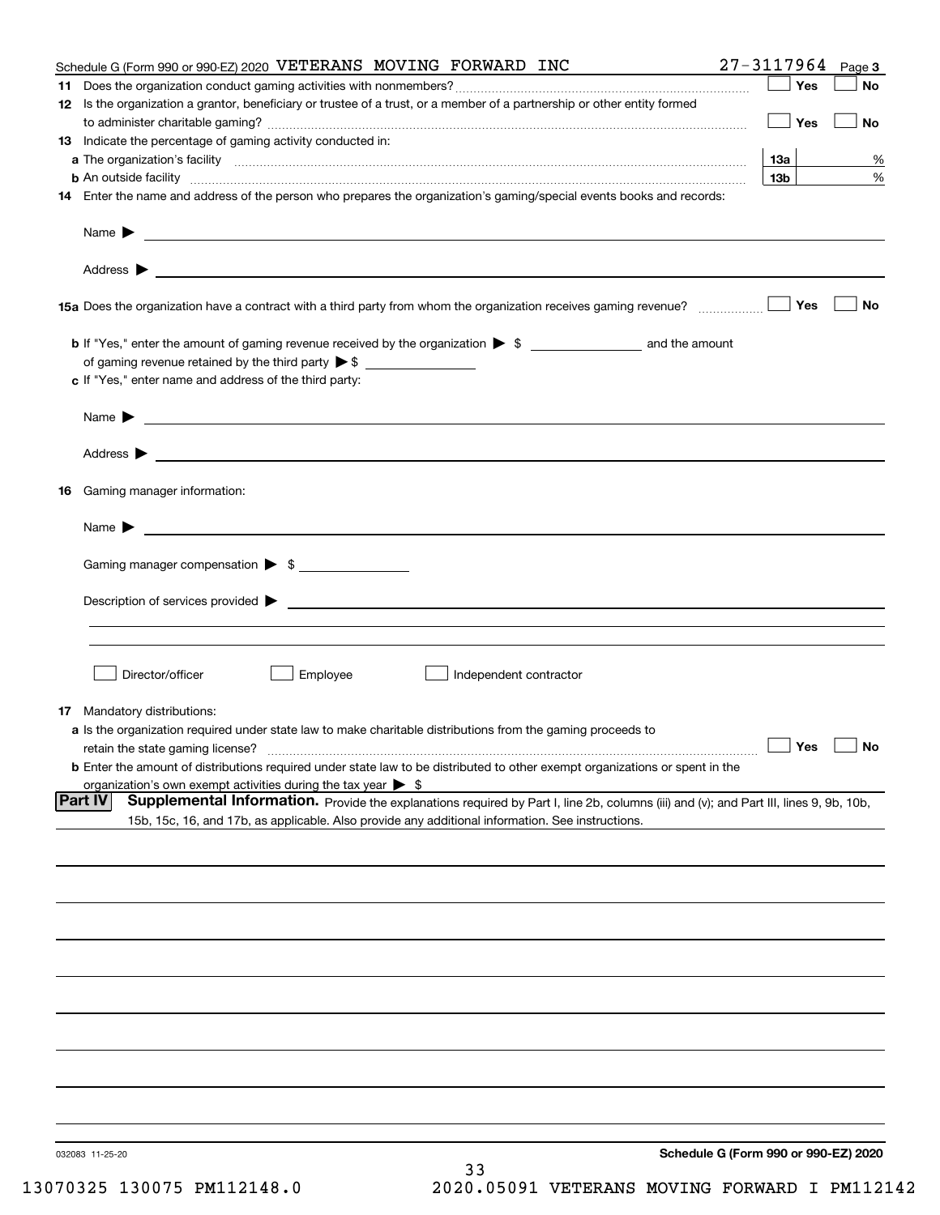Schedule G (Form 990 or 990-EZ) 2020 VETERANS MOVING FORWARD INC 27-3117964 Page 3

**11** Does the organization conduct gaming activities with nonmembers? ☐ Yes ☐ No

**12** Is the organization a grantor, beneficiary or trustee of a trust, or a member of a partnership or other entity formed to administer charitable gaming? ☐ Yes ☐ No

**13** Indicate the percentage of gaming activity conducted in:

**a** The organization's facility **13a** %

**b** An outside facility **13b** %

**14** Enter the name and address of the person who prepares the organization's gaming/special events books and records:

Name ▶

Address ▶

**15a** Does the organization have a contract with a third party from whom the organization receives gaming revenue? ☐ Yes ☐ No

**b** If "Yes," enter the amount of gaming revenue received by the organization ▶ $ ______ and the amount of gaming revenue retained by the third party ▶ $ ______

**c** If "Yes," enter name and address of the third party:

Name ▶

Address ▶

**16** Gaming manager information:

Name ▶

Gaming manager compensation ▶ $ ______

Description of services provided ▶

☐ Director/officer ☐ Employee ☐ Independent contractor

**17** Mandatory distributions:

**a** Is the organization required under state law to make charitable distributions from the gaming proceeds to retain the state gaming license? ☐ Yes ☐ No

**b** Enter the amount of distributions required under state law to be distributed to other exempt organizations or spent in the organization's own exempt activities during the tax year ▶ $

**Part IV** **Supplemental Information.** Provide the explanations required by Part I, line 2b, columns (iii) and (v); and Part III, lines 9, 9b, 10b, 15b, 15c, 16, and 17b, as applicable. Also provide any additional information. See instructions.

032083 11-25-20

**Schedule G (Form 990 or 990-EZ) 2020**

13070325 130075 PM112148.0 2020.05091 VETERANS MOVING FORWARD I PM112142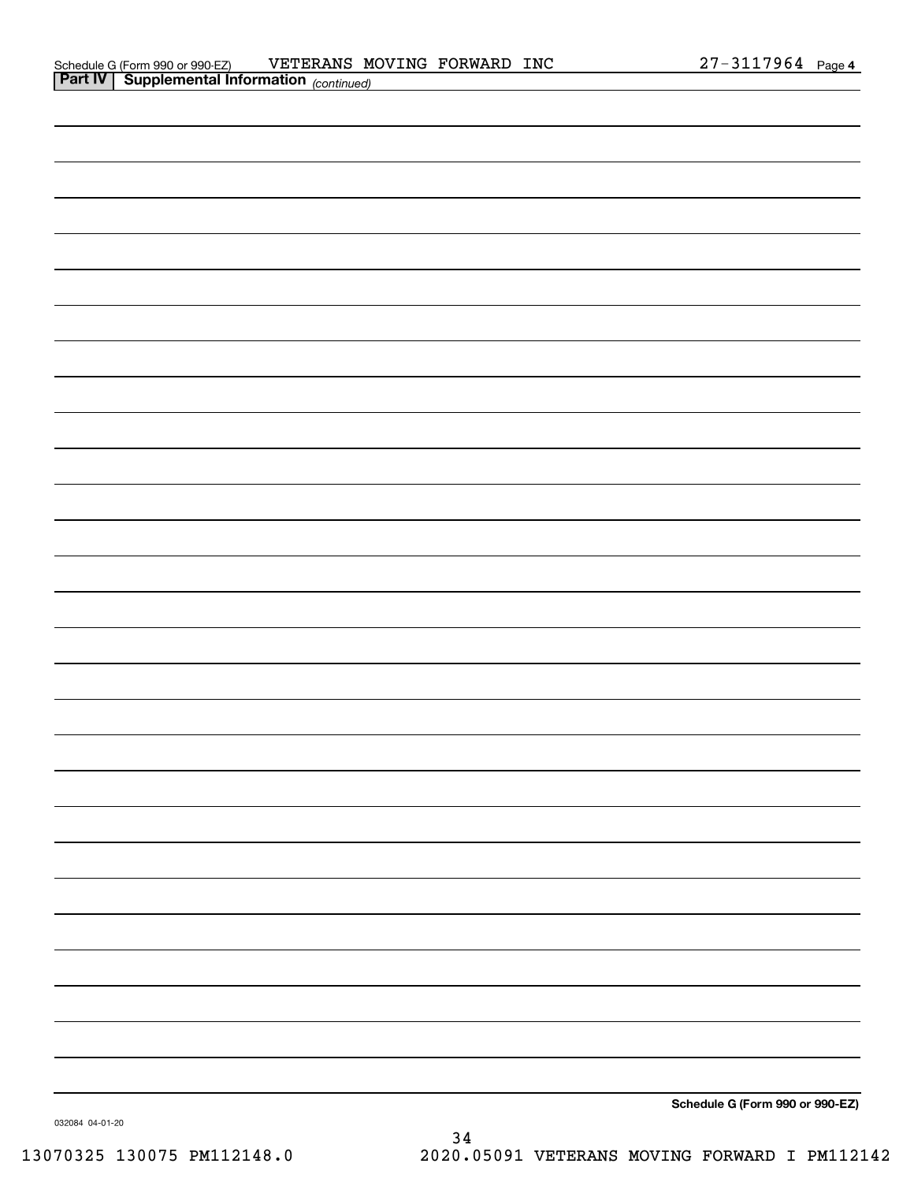Schedule G (Form 990 or 990-EZ) VETERANS MOVING FORWARD INC 27-3117964 Page **4**

**Part IV | Supplemental Information** *(continued)*

**Schedule G (Form 990 or 990-EZ)**

032084 04-01-20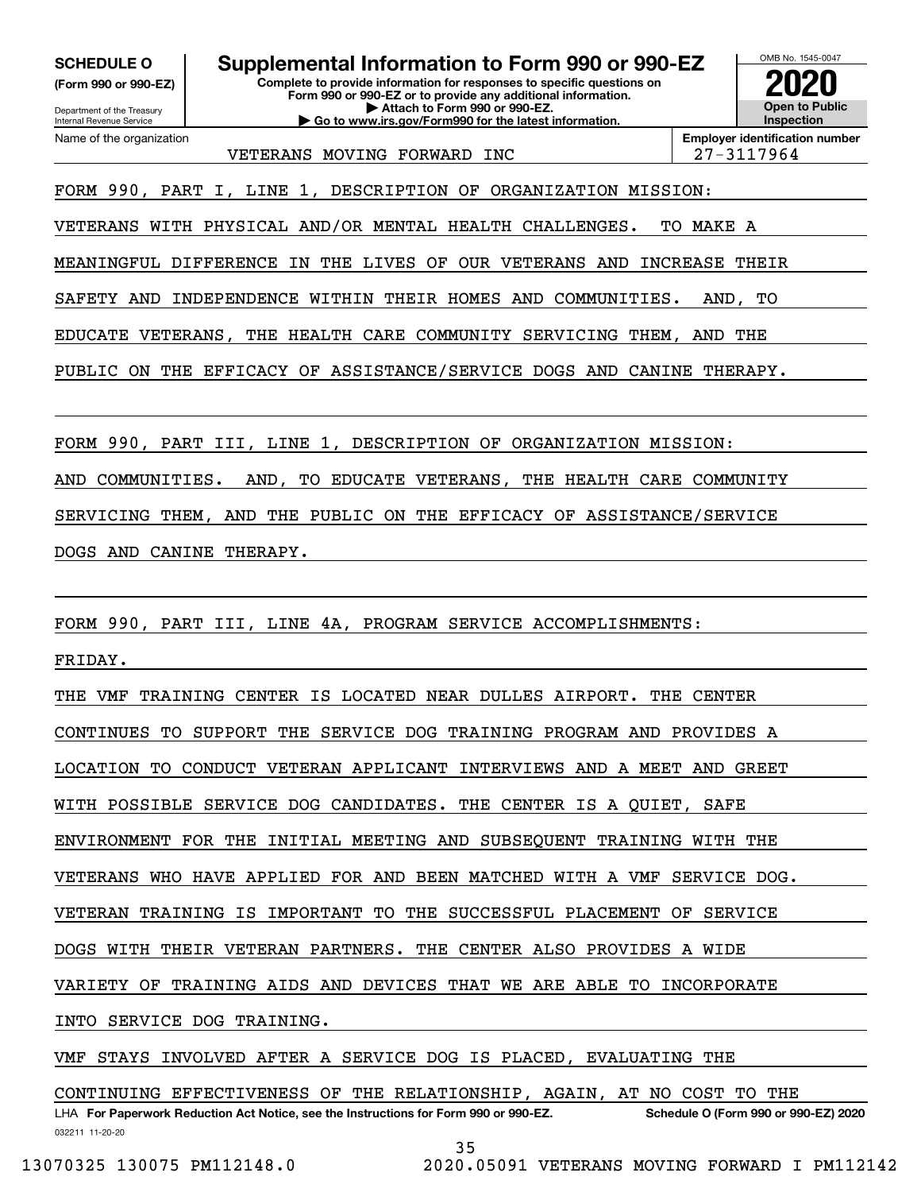**SCHEDULE O (Form 990 or 990-EZ)**

Department of the Treasury
Internal Revenue Service

# Supplemental Information to Form 990 or 990-EZ

**Complete to provide information for responses to specific questions on Form 990 or 990-EZ or to provide any additional information.**
**▶ Attach to Form 990 or 990-EZ.**
**▶ Go to www.irs.gov/Form990 for the latest information.**

OMB No. 1545-0047

**2020**

**Open to Public Inspection**

Name of the organization: VETERANS MOVING FORWARD INC

**Employer identification number**: 27-3117964

FORM 990, PART I, LINE 1, DESCRIPTION OF ORGANIZATION MISSION:

VETERANS WITH PHYSICAL AND/OR MENTAL HEALTH CHALLENGES. TO MAKE A MEANINGFUL DIFFERENCE IN THE LIVES OF OUR VETERANS AND INCREASE THEIR SAFETY AND INDEPENDENCE WITHIN THEIR HOMES AND COMMUNITIES. AND, TO EDUCATE VETERANS, THE HEALTH CARE COMMUNITY SERVICING THEM, AND THE PUBLIC ON THE EFFICACY OF ASSISTANCE/SERVICE DOGS AND CANINE THERAPY.

FORM 990, PART III, LINE 1, DESCRIPTION OF ORGANIZATION MISSION:

AND COMMUNITIES. AND, TO EDUCATE VETERANS, THE HEALTH CARE COMMUNITY SERVICING THEM, AND THE PUBLIC ON THE EFFICACY OF ASSISTANCE/SERVICE DOGS AND CANINE THERAPY.

FORM 990, PART III, LINE 4A, PROGRAM SERVICE ACCOMPLISHMENTS:

FRIDAY.

THE VMF TRAINING CENTER IS LOCATED NEAR DULLES AIRPORT. THE CENTER CONTINUES TO SUPPORT THE SERVICE DOG TRAINING PROGRAM AND PROVIDES A LOCATION TO CONDUCT VETERAN APPLICANT INTERVIEWS AND A MEET AND GREET WITH POSSIBLE SERVICE DOG CANDIDATES. THE CENTER IS A QUIET, SAFE ENVIRONMENT FOR THE INITIAL MEETING AND SUBSEQUENT TRAINING WITH THE VETERANS WHO HAVE APPLIED FOR AND BEEN MATCHED WITH A VMF SERVICE DOG. VETERAN TRAINING IS IMPORTANT TO THE SUCCESSFUL PLACEMENT OF SERVICE DOGS WITH THEIR VETERAN PARTNERS. THE CENTER ALSO PROVIDES A WIDE VARIETY OF TRAINING AIDS AND DEVICES THAT WE ARE ABLE TO INCORPORATE INTO SERVICE DOG TRAINING.

VMF STAYS INVOLVED AFTER A SERVICE DOG IS PLACED, EVALUATING THE CONTINUING EFFECTIVENESS OF THE RELATIONSHIP, AGAIN, AT NO COST TO THE

LHA **For Paperwork Reduction Act Notice, see the Instructions for Form 990 or 990-EZ.** **Schedule O (Form 990 or 990-EZ) 2020**

032211 11-20-20

13070325 130075 PM112148.0 2020.05091 VETERANS MOVING FORWARD I PM112142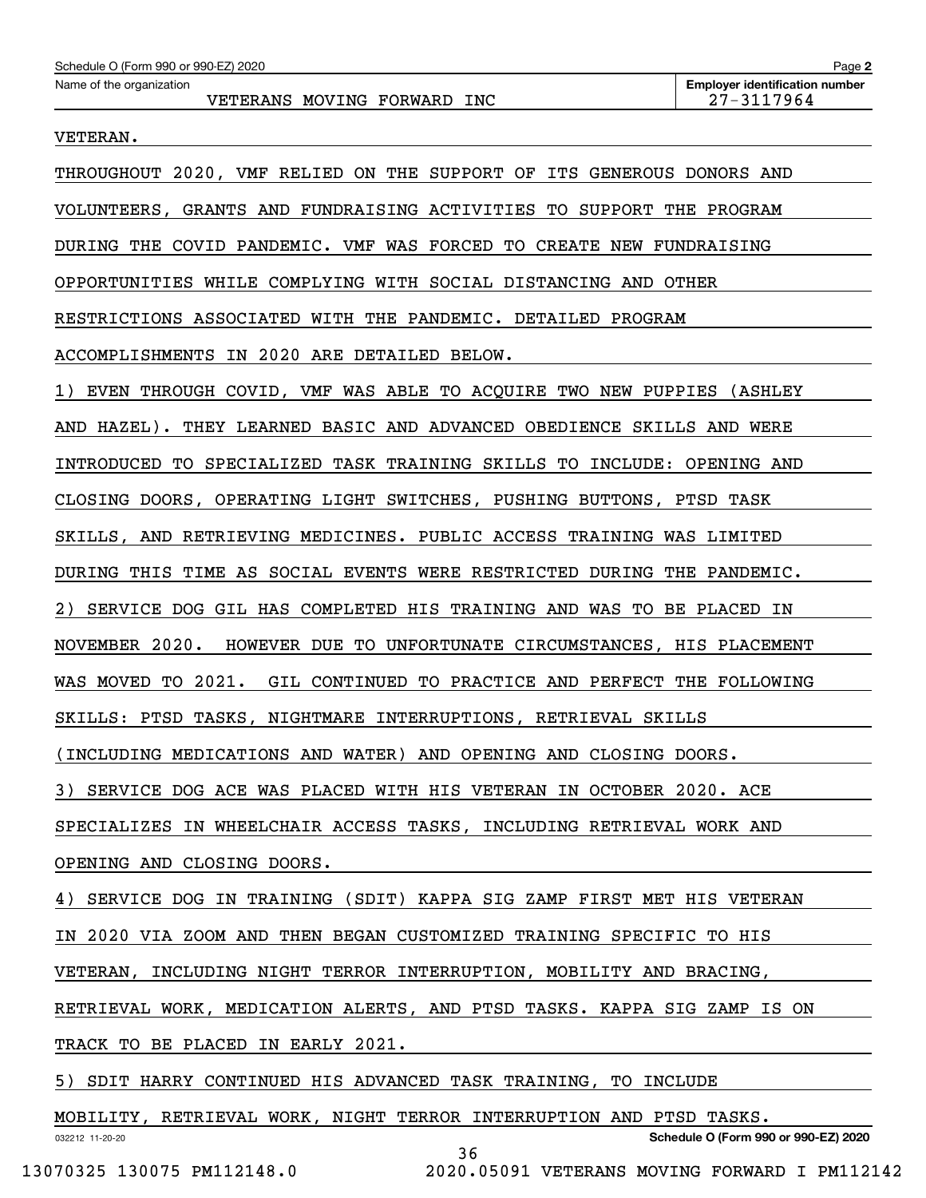Schedule O (Form 990 or 990-EZ) 2020

Name of the organization: VETERANS MOVING FORWARD INC

Employer identification number: 27-3117964

VETERAN.

THROUGHOUT 2020, VMF RELIED ON THE SUPPORT OF ITS GENEROUS DONORS AND VOLUNTEERS, GRANTS AND FUNDRAISING ACTIVITIES TO SUPPORT THE PROGRAM DURING THE COVID PANDEMIC. VMF WAS FORCED TO CREATE NEW FUNDRAISING OPPORTUNITIES WHILE COMPLYING WITH SOCIAL DISTANCING AND OTHER RESTRICTIONS ASSOCIATED WITH THE PANDEMIC. DETAILED PROGRAM ACCOMPLISHMENTS IN 2020 ARE DETAILED BELOW.

1) EVEN THROUGH COVID, VMF WAS ABLE TO ACQUIRE TWO NEW PUPPIES (ASHLEY AND HAZEL). THEY LEARNED BASIC AND ADVANCED OBEDIENCE SKILLS AND WERE INTRODUCED TO SPECIALIZED TASK TRAINING SKILLS TO INCLUDE: OPENING AND CLOSING DOORS, OPERATING LIGHT SWITCHES, PUSHING BUTTONS, PTSD TASK SKILLS, AND RETRIEVING MEDICINES. PUBLIC ACCESS TRAINING WAS LIMITED DURING THIS TIME AS SOCIAL EVENTS WERE RESTRICTED DURING THE PANDEMIC.

2) SERVICE DOG GIL HAS COMPLETED HIS TRAINING AND WAS TO BE PLACED IN NOVEMBER 2020. HOWEVER DUE TO UNFORTUNATE CIRCUMSTANCES, HIS PLACEMENT WAS MOVED TO 2021. GIL CONTINUED TO PRACTICE AND PERFECT THE FOLLOWING SKILLS: PTSD TASKS, NIGHTMARE INTERRUPTIONS, RETRIEVAL SKILLS (INCLUDING MEDICATIONS AND WATER) AND OPENING AND CLOSING DOORS.

3) SERVICE DOG ACE WAS PLACED WITH HIS VETERAN IN OCTOBER 2020. ACE SPECIALIZES IN WHEELCHAIR ACCESS TASKS, INCLUDING RETRIEVAL WORK AND OPENING AND CLOSING DOORS.

4) SERVICE DOG IN TRAINING (SDIT) KAPPA SIG ZAMP FIRST MET HIS VETERAN IN 2020 VIA ZOOM AND THEN BEGAN CUSTOMIZED TRAINING SPECIFIC TO HIS VETERAN, INCLUDING NIGHT TERROR INTERRUPTION, MOBILITY AND BRACING, RETRIEVAL WORK, MEDICATION ALERTS, AND PTSD TASKS. KAPPA SIG ZAMP IS ON TRACK TO BE PLACED IN EARLY 2021.

5) SDIT HARRY CONTINUED HIS ADVANCED TASK TRAINING, TO INCLUDE MOBILITY, RETRIEVAL WORK, NIGHT TERROR INTERRUPTION AND PTSD TASKS.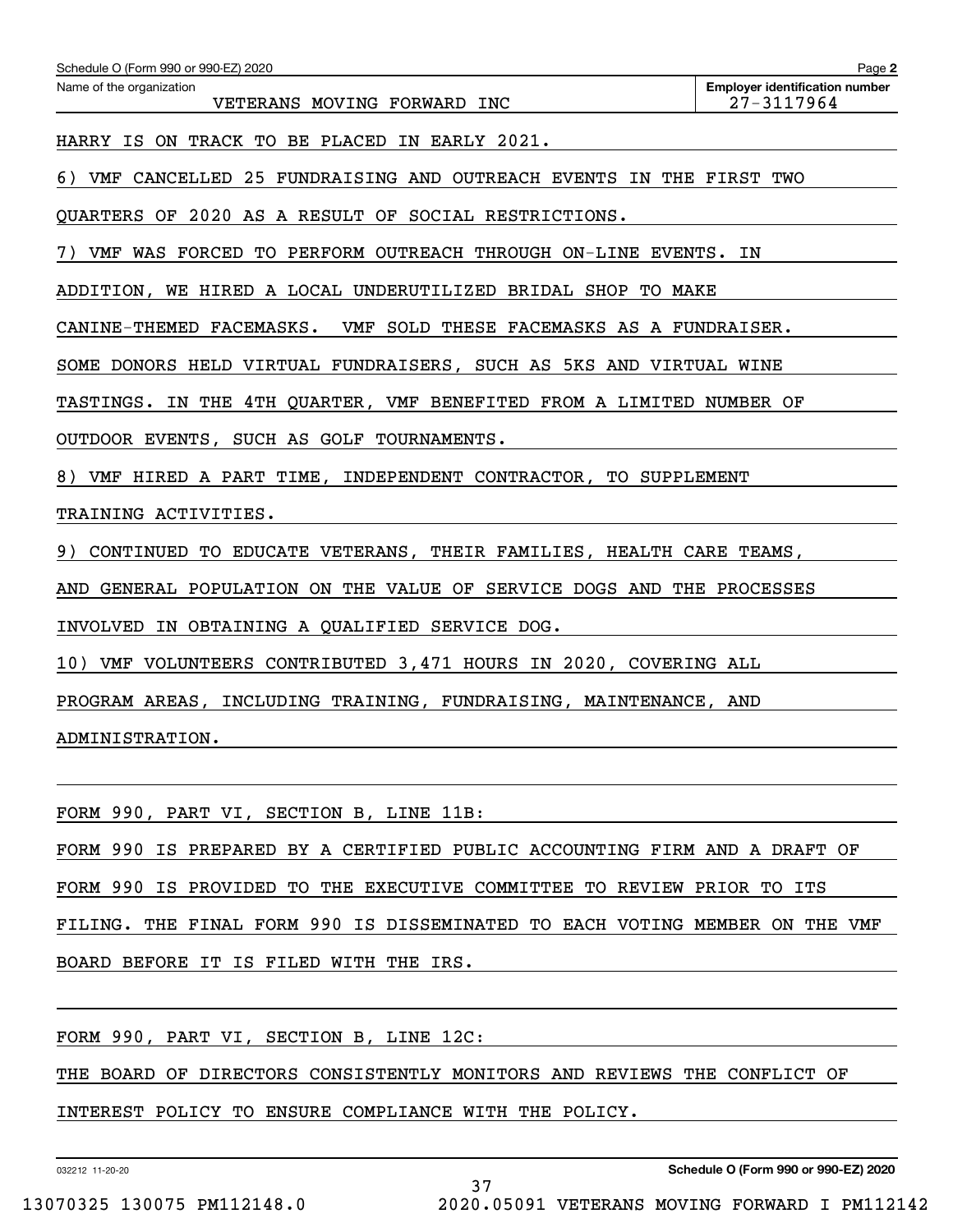Schedule O (Form 990 or 990-EZ) 2020

Name of the organization: VETERANS MOVING FORWARD INC

**Employer identification number:** 27-3117964

HARRY IS ON TRACK TO BE PLACED IN EARLY 2021.

6) VMF CANCELLED 25 FUNDRAISING AND OUTREACH EVENTS IN THE FIRST TWO QUARTERS OF 2020 AS A RESULT OF SOCIAL RESTRICTIONS.

7) VMF WAS FORCED TO PERFORM OUTREACH THROUGH ON-LINE EVENTS. IN ADDITION, WE HIRED A LOCAL UNDERUTILIZED BRIDAL SHOP TO MAKE CANINE-THEMED FACEMASKS. VMF SOLD THESE FACEMASKS AS A FUNDRAISER. SOME DONORS HELD VIRTUAL FUNDRAISERS, SUCH AS 5KS AND VIRTUAL WINE TASTINGS. IN THE 4TH QUARTER, VMF BENEFITED FROM A LIMITED NUMBER OF OUTDOOR EVENTS, SUCH AS GOLF TOURNAMENTS.

8) VMF HIRED A PART TIME, INDEPENDENT CONTRACTOR, TO SUPPLEMENT TRAINING ACTIVITIES.

9) CONTINUED TO EDUCATE VETERANS, THEIR FAMILIES, HEALTH CARE TEAMS, AND GENERAL POPULATION ON THE VALUE OF SERVICE DOGS AND THE PROCESSES INVOLVED IN OBTAINING A QUALIFIED SERVICE DOG.

10) VMF VOLUNTEERS CONTRIBUTED 3,471 HOURS IN 2020, COVERING ALL PROGRAM AREAS, INCLUDING TRAINING, FUNDRAISING, MAINTENANCE, AND ADMINISTRATION.

FORM 990, PART VI, SECTION B, LINE 11B:

FORM 990 IS PREPARED BY A CERTIFIED PUBLIC ACCOUNTING FIRM AND A DRAFT OF FORM 990 IS PROVIDED TO THE EXECUTIVE COMMITTEE TO REVIEW PRIOR TO ITS FILING. THE FINAL FORM 990 IS DISSEMINATED TO EACH VOTING MEMBER ON THE VMF BOARD BEFORE IT IS FILED WITH THE IRS.

FORM 990, PART VI, SECTION B, LINE 12C:

THE BOARD OF DIRECTORS CONSISTENTLY MONITORS AND REVIEWS THE CONFLICT OF INTEREST POLICY TO ENSURE COMPLIANCE WITH THE POLICY.

032212 11-20-20

**Schedule O (Form 990 or 990-EZ) 2020**

13070325 130075 PM112148.0 2020.05091 VETERANS MOVING FORWARD I PM112142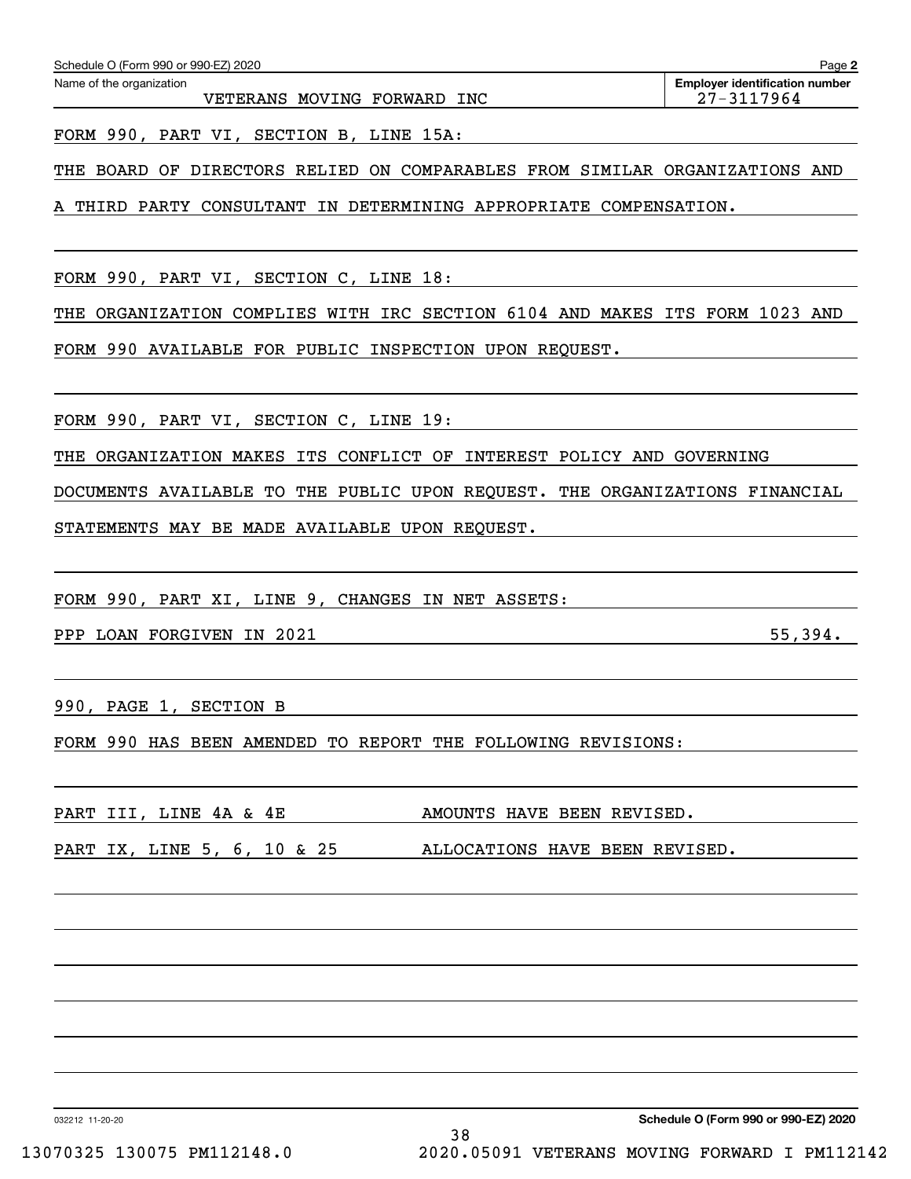Schedule O (Form 990 or 990-EZ) 2020 Page **2**

Name of the organization: VETERANS MOVING FORWARD INC

**Employer identification number** 27-3117964

FORM 990, PART VI, SECTION B, LINE 15A:

THE BOARD OF DIRECTORS RELIED ON COMPARABLES FROM SIMILAR ORGANIZATIONS AND A THIRD PARTY CONSULTANT IN DETERMINING APPROPRIATE COMPENSATION.

FORM 990, PART VI, SECTION C, LINE 18:

THE ORGANIZATION COMPLIES WITH IRC SECTION 6104 AND MAKES ITS FORM 1023 AND FORM 990 AVAILABLE FOR PUBLIC INSPECTION UPON REQUEST.

FORM 990, PART VI, SECTION C, LINE 19:

THE ORGANIZATION MAKES ITS CONFLICT OF INTEREST POLICY AND GOVERNING DOCUMENTS AVAILABLE TO THE PUBLIC UPON REQUEST. THE ORGANIZATIONS FINANCIAL STATEMENTS MAY BE MADE AVAILABLE UPON REQUEST.

FORM 990, PART XI, LINE 9, CHANGES IN NET ASSETS:

| | |
|---|---|
| PPP LOAN FORGIVEN IN 2021 | 55,394. |

990, PAGE 1, SECTION B

FORM 990 HAS BEEN AMENDED TO REPORT THE FOLLOWING REVISIONS:

| | |
|---|---|
| PART III, LINE 4A & 4E | AMOUNTS HAVE BEEN REVISED. |
| PART IX, LINE 5, 6, 10 & 25 | ALLOCATIONS HAVE BEEN REVISED. |

032212 11-20-20 **Schedule O (Form 990 or 990-EZ) 2020**

13070325 130075 PM112148.0 2020.05091 VETERANS MOVING FORWARD I PM112142